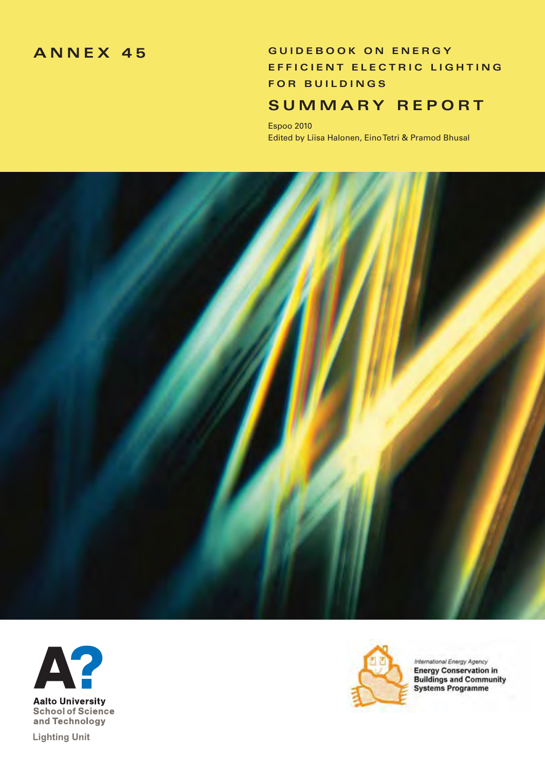# ANNEX 45

## GUIDEBOOK ON ENERGY EFFICIENT ELECTRIC LIGHTING FOR BUILDINGS

## SUMMARY REPORT

Espoo 2010

Edited by Liisa Halonen, Eino Tetri & Pramod Bhusal

Aalto University
School of Science and Technology

Lighting Unit

*International Energy Agency*

**Energy Conservation in Buildings and Community Systems Programme**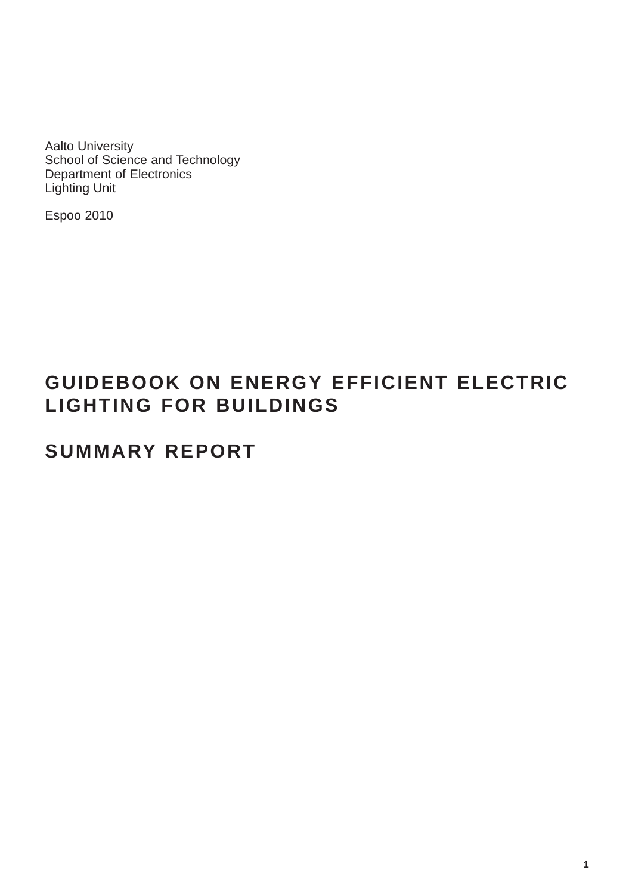Aalto University
School of Science and Technology
Department of Electronics
Lighting Unit

Espoo 2010

# GUIDEBOOK ON ENERGY EFFICIENT ELECTRIC LIGHTING FOR BUILDINGS

# SUMMARY REPORT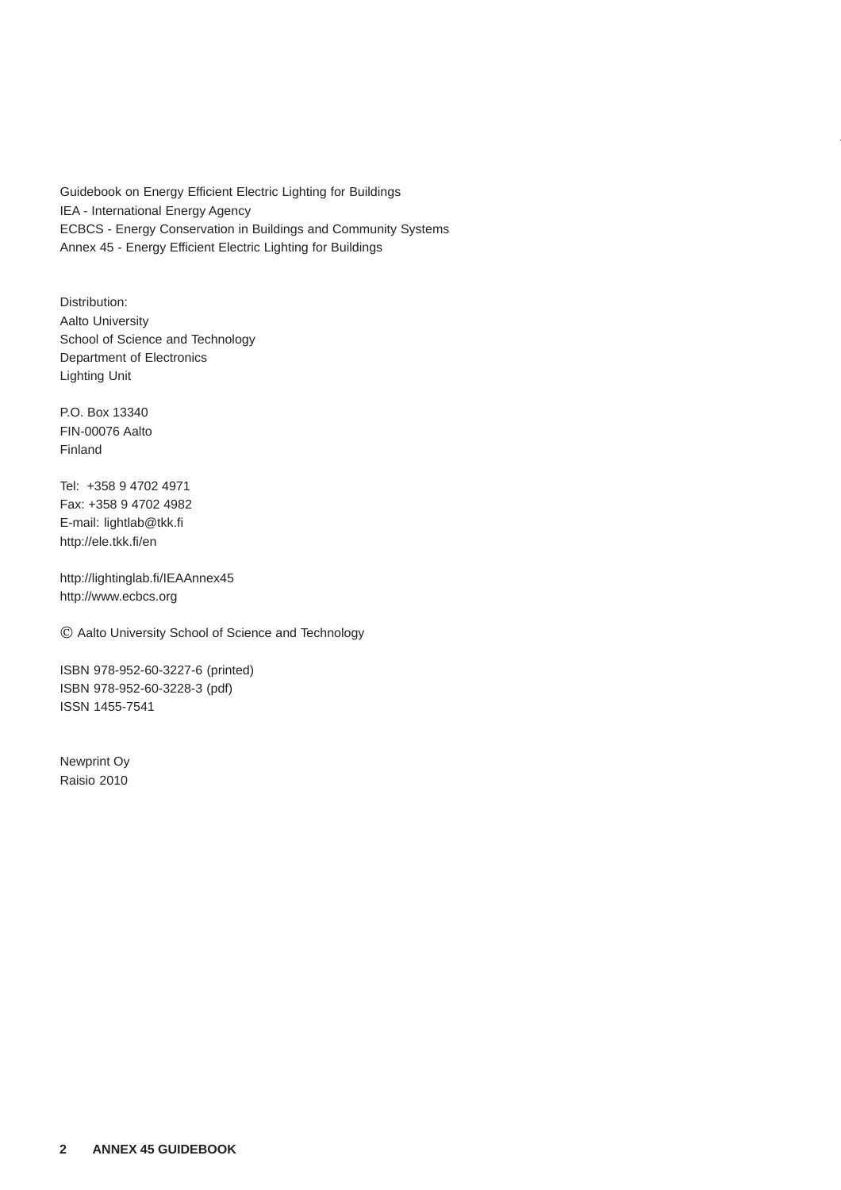Guidebook on Energy Efficient Electric Lighting for Buildings
IEA - International Energy Agency
ECBCS - Energy Conservation in Buildings and Community Systems
Annex 45 - Energy Efficient Electric Lighting for Buildings

Distribution:
Aalto University
School of Science and Technology
Department of Electronics
Lighting Unit

P.O. Box 13340
FIN-00076 Aalto
Finland

Tel: +358 9 4702 4971
Fax: +358 9 4702 4982
E-mail: lightlab@tkk.fi
http://ele.tkk.fi/en

http://lightinglab.fi/IEAAnnex45
http://www.ecbcs.org

© Aalto University School of Science and Technology

ISBN 978-952-60-3227-6 (printed)
ISBN 978-952-60-3228-3 (pdf)
ISSN 1455-7541

Newprint Oy
Raisio 2010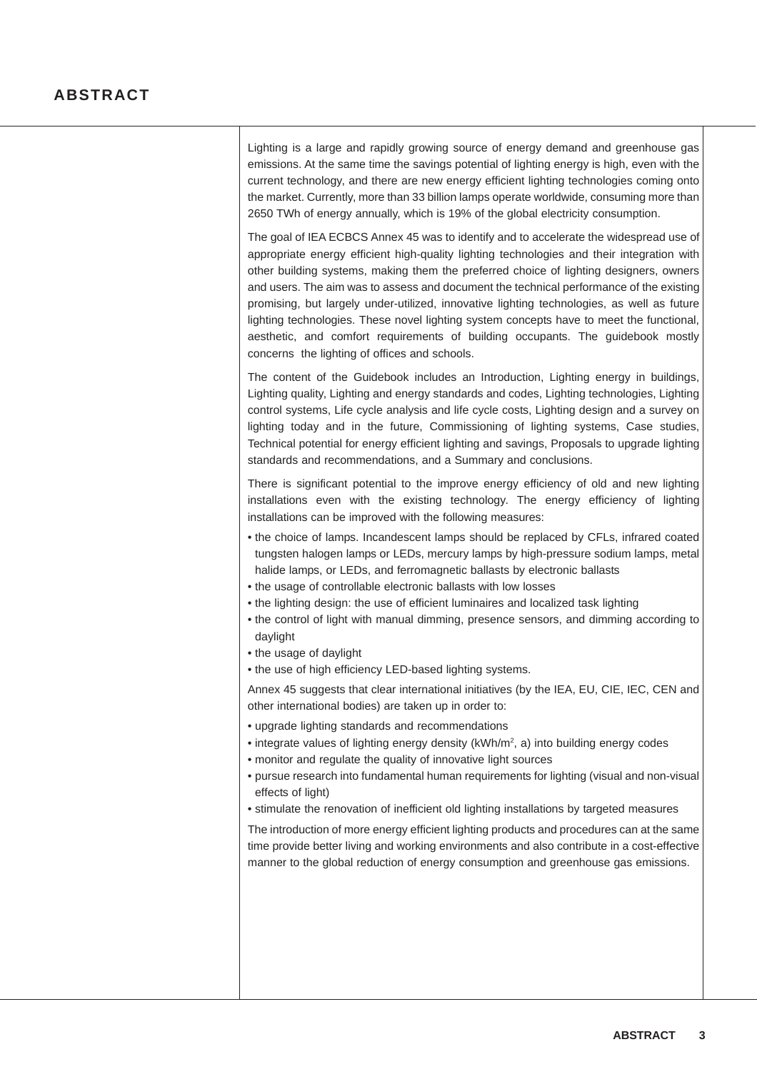# ABSTRACT

Lighting is a large and rapidly growing source of energy demand and greenhouse gas emissions. At the same time the savings potential of lighting energy is high, even with the current technology, and there are new energy efficient lighting technologies coming onto the market. Currently, more than 33 billion lamps operate worldwide, consuming more than 2650 TWh of energy annually, which is 19% of the global electricity consumption.

The goal of IEA ECBCS Annex 45 was to identify and to accelerate the widespread use of appropriate energy efficient high-quality lighting technologies and their integration with other building systems, making them the preferred choice of lighting designers, owners and users. The aim was to assess and document the technical performance of the existing promising, but largely under-utilized, innovative lighting technologies, as well as future lighting technologies. These novel lighting system concepts have to meet the functional, aesthetic, and comfort requirements of building occupants. The guidebook mostly concerns the lighting of offices and schools.

The content of the Guidebook includes an Introduction, Lighting energy in buildings, Lighting quality, Lighting and energy standards and codes, Lighting technologies, Lighting control systems, Life cycle analysis and life cycle costs, Lighting design and a survey on lighting today and in the future, Commissioning of lighting systems, Case studies, Technical potential for energy efficient lighting and savings, Proposals to upgrade lighting standards and recommendations, and a Summary and conclusions.

There is significant potential to the improve energy efficiency of old and new lighting installations even with the existing technology. The energy efficiency of lighting installations can be improved with the following measures:

- the choice of lamps. Incandescent lamps should be replaced by CFLs, infrared coated tungsten halogen lamps or LEDs, mercury lamps by high-pressure sodium lamps, metal halide lamps, or LEDs, and ferromagnetic ballasts by electronic ballasts
- the usage of controllable electronic ballasts with low losses
- the lighting design: the use of efficient luminaires and localized task lighting
- the control of light with manual dimming, presence sensors, and dimming according to daylight
- the usage of daylight
- the use of high efficiency LED-based lighting systems.

Annex 45 suggests that clear international initiatives (by the IEA, EU, CIE, IEC, CEN and other international bodies) are taken up in order to:

- upgrade lighting standards and recommendations
- integrate values of lighting energy density (kWh/m$^2$, a) into building energy codes
- monitor and regulate the quality of innovative light sources
- pursue research into fundamental human requirements for lighting (visual and non-visual effects of light)
- stimulate the renovation of inefficient old lighting installations by targeted measures

The introduction of more energy efficient lighting products and procedures can at the same time provide better living and working environments and also contribute in a cost-effective manner to the global reduction of energy consumption and greenhouse gas emissions.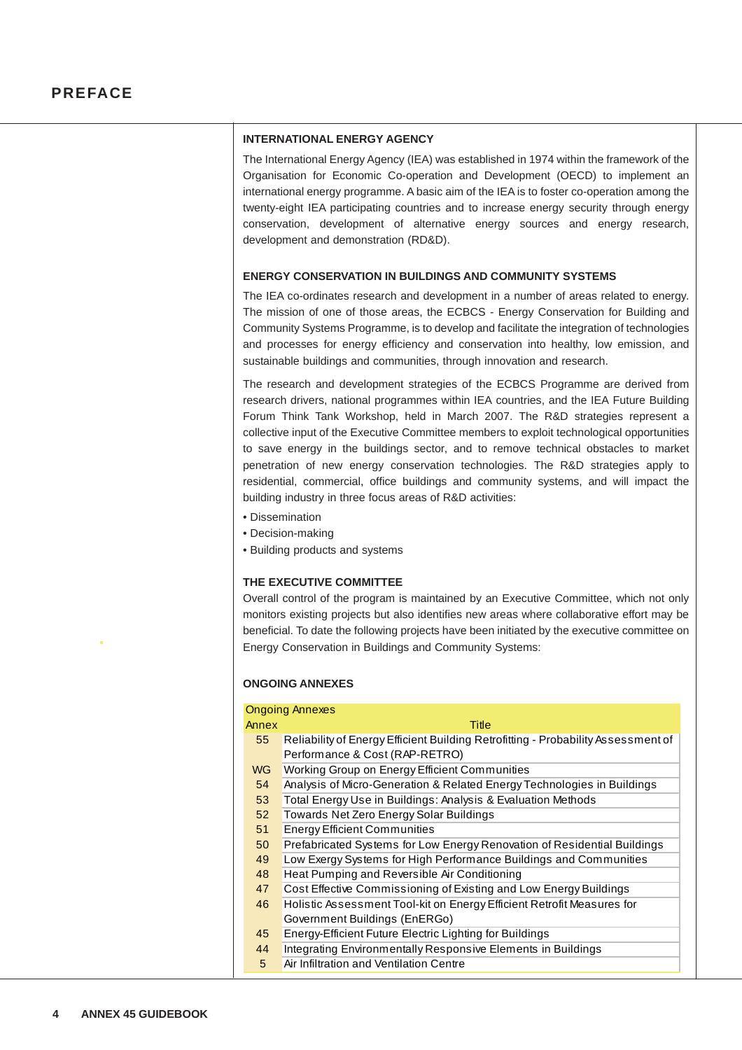# PREFACE

### INTERNATIONAL ENERGY AGENCY

The International Energy Agency (IEA) was established in 1974 within the framework of the Organisation for Economic Co-operation and Development (OECD) to implement an international energy programme. A basic aim of the IEA is to foster co-operation among the twenty-eight IEA participating countries and to increase energy security through energy conservation, development of alternative energy sources and energy research, development and demonstration (RD&D).

### ENERGY CONSERVATION IN BUILDINGS AND COMMUNITY SYSTEMS

The IEA co-ordinates research and development in a number of areas related to energy. The mission of one of those areas, the ECBCS - Energy Conservation for Building and Community Systems Programme, is to develop and facilitate the integration of technologies and processes for energy efficiency and conservation into healthy, low emission, and sustainable buildings and communities, through innovation and research.

The research and development strategies of the ECBCS Programme are derived from research drivers, national programmes within IEA countries, and the IEA Future Building Forum Think Tank Workshop, held in March 2007. The R&D strategies represent a collective input of the Executive Committee members to exploit technological opportunities to save energy in the buildings sector, and to remove technical obstacles to market penetration of new energy conservation technologies. The R&D strategies apply to residential, commercial, office buildings and community systems, and will impact the building industry in three focus areas of R&D activities:

- Dissemination
- Decision-making
- Building products and systems

### THE EXECUTIVE COMMITTEE

Overall control of the program is maintained by an Executive Committee, which not only monitors existing projects but also identifies new areas where collaborative effort may be beneficial. To date the following projects have been initiated by the executive committee on Energy Conservation in Buildings and Community Systems:

### ONGOING ANNEXES

| Ongoing Annexes | |
|---|---|
| Annex | Title |
| 55 | Reliability of Energy Efficient Building Retrofitting - Probability Assessment of Performance & Cost (RAP-RETRO) |
| WG | Working Group on Energy Efficient Communities |
| 54 | Analysis of Micro-Generation & Related Energy Technologies in Buildings |
| 53 | Total Energy Use in Buildings: Analysis & Evaluation Methods |
| 52 | Towards Net Zero Energy Solar Buildings |
| 51 | Energy Efficient Communities |
| 50 | Prefabricated Systems for Low Energy Renovation of Residential Buildings |
| 49 | Low Exergy Systems for High Performance Buildings and Communities |
| 48 | Heat Pumping and Reversible Air Conditioning |
| 47 | Cost Effective Commissioning of Existing and Low Energy Buildings |
| 46 | Holistic Assessment Tool-kit on Energy Efficient Retrofit Measures for Government Buildings (EnERGo) |
| 45 | Energy-Efficient Future Electric Lighting for Buildings |
| 44 | Integrating Environmentally Responsive Elements in Buildings |
| 5 | Air Infiltration and Ventilation Centre |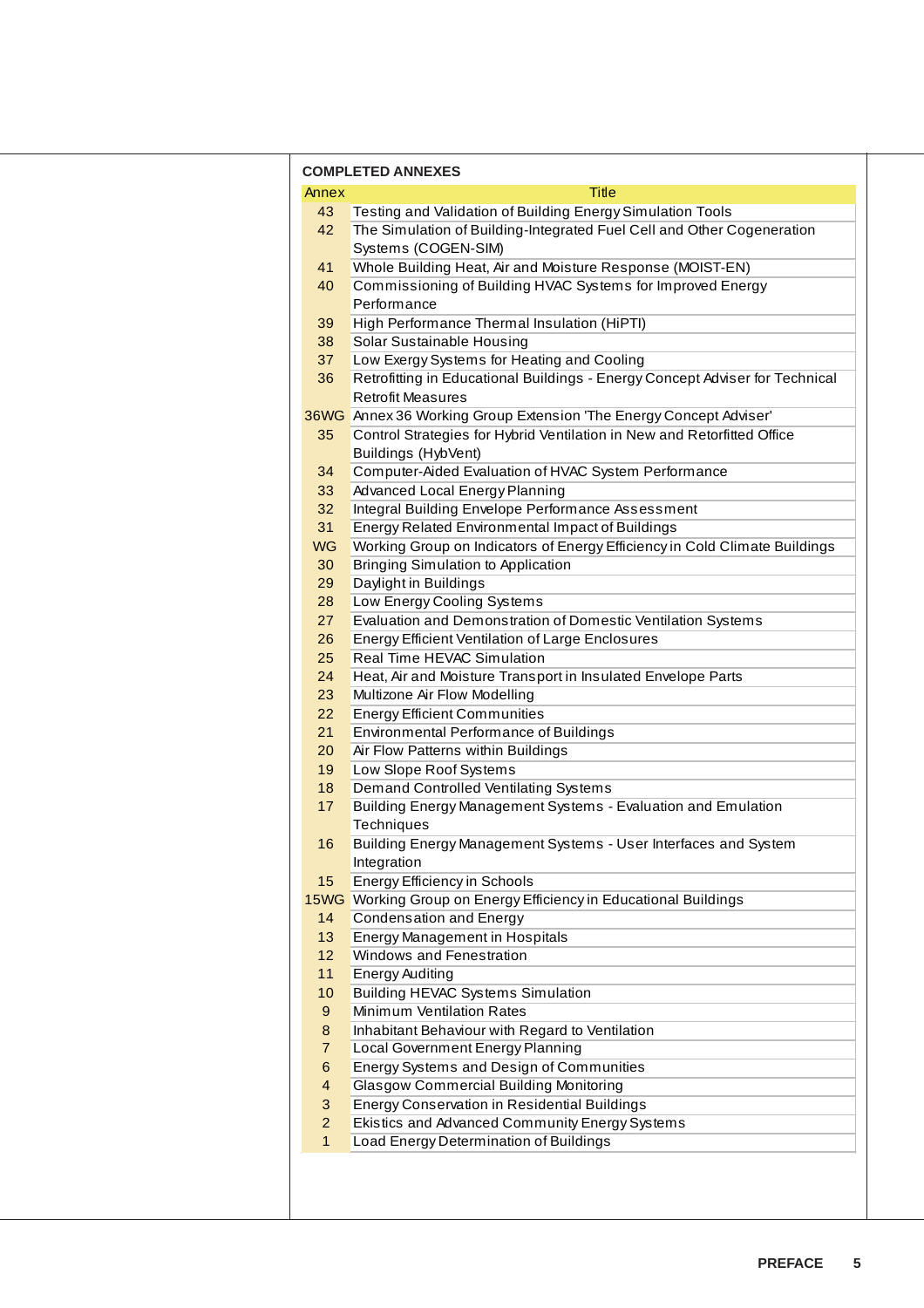**COMPLETED ANNEXES**

| Annex | Title |
|---|---|
| 43 | Testing and Validation of Building Energy Simulation Tools |
| 42 | The Simulation of Building-Integrated Fuel Cell and Other Cogeneration Systems (COGEN-SIM) |
| 41 | Whole Building Heat, Air and Moisture Response (MOIST-EN) |
| 40 | Commissioning of Building HVAC Systems for Improved Energy Performance |
| 39 | High Performance Thermal Insulation (HiPTI) |
| 38 | Solar Sustainable Housing |
| 37 | Low Exergy Systems for Heating and Cooling |
| 36 | Retrofitting in Educational Buildings - Energy Concept Adviser for Technical Retrofit Measures |
| 36WG | Annex 36 Working Group Extension 'The Energy Concept Adviser' |
| 35 | Control Strategies for Hybrid Ventilation in New and Retorfitted Office Buildings (HybVent) |
| 34 | Computer-Aided Evaluation of HVAC System Performance |
| 33 | Advanced Local Energy Planning |
| 32 | Integral Building Envelope Performance Assessment |
| 31 | Energy Related Environmental Impact of Buildings |
| WG | Working Group on Indicators of Energy Efficiency in Cold Climate Buildings |
| 30 | Bringing Simulation to Application |
| 29 | Daylight in Buildings |
| 28 | Low Energy Cooling Systems |
| 27 | Evaluation and Demonstration of Domestic Ventilation Systems |
| 26 | Energy Efficient Ventilation of Large Enclosures |
| 25 | Real Time HEVAC Simulation |
| 24 | Heat, Air and Moisture Transport in Insulated Envelope Parts |
| 23 | Multizone Air Flow Modelling |
| 22 | Energy Efficient Communities |
| 21 | Environmental Performance of Buildings |
| 20 | Air Flow Patterns within Buildings |
| 19 | Low Slope Roof Systems |
| 18 | Demand Controlled Ventilating Systems |
| 17 | Building Energy Management Systems - Evaluation and Emulation Techniques |
| 16 | Building Energy Management Systems - User Interfaces and System Integration |
| 15 | Energy Efficiency in Schools |
| 15WG | Working Group on Energy Efficiency in Educational Buildings |
| 14 | Condensation and Energy |
| 13 | Energy Management in Hospitals |
| 12 | Windows and Fenestration |
| 11 | Energy Auditing |
| 10 | Building HEVAC Systems Simulation |
| 9 | Minimum Ventilation Rates |
| 8 | Inhabitant Behaviour with Regard to Ventilation |
| 7 | Local Government Energy Planning |
| 6 | Energy Systems and Design of Communities |
| 4 | Glasgow Commercial Building Monitoring |
| 3 | Energy Conservation in Residential Buildings |
| 2 | Ekistics and Advanced Community Energy Systems |
| 1 | Load Energy Determination of Buildings |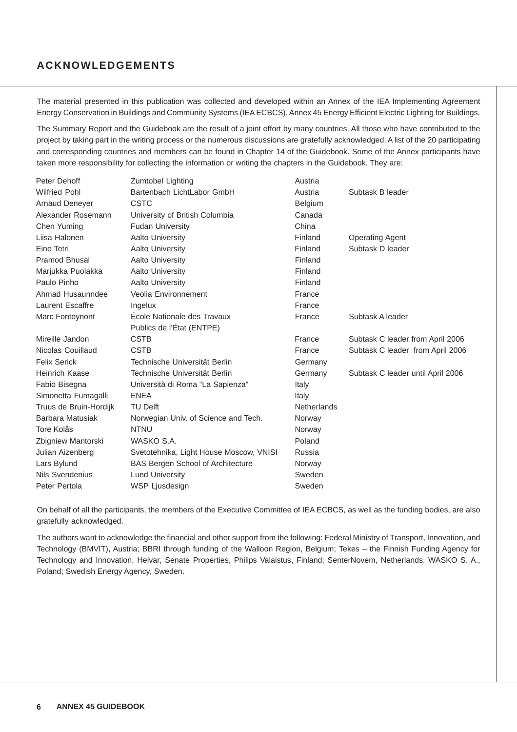## ACKNOWLEDGEMENTS

The material presented in this publication was collected and developed within an Annex of the IEA Implementing Agreement Energy Conservation in Buildings and Community Systems (IEA ECBCS), Annex 45 Energy Efficient Electric Lighting for Buildings.

The Summary Report and the Guidebook are the result of a joint effort by many countries. All those who have contributed to the project by taking part in the writing process or the numerous discussions are gratefully acknowledged. A list of the 20 participating and corresponding countries and members can be found in Chapter 14 of the Guidebook. Some of the Annex participants have taken more responsibility for collecting the information or writing the chapters in the Guidebook. They are:

| | | | |
|---|---|---|---|
| Peter Dehoff | Zumtobel Lighting | Austria | |
| Wilfried Pohl | Bartenbach LichtLabor GmbH | Austria | Subtask B leader |
| Arnaud Deneyer | CSTC | Belgium | |
| Alexander Rosemann | University of British Columbia | Canada | |
| Chen Yuming | Fudan University | China | |
| Liisa Halonen | Aalto University | Finland | Operating Agent |
| Eino Tetri | Aalto University | Finland | Subtask D leader |
| Pramod Bhusal | Aalto University | Finland | |
| Marjukka Puolakka | Aalto University | Finland | |
| Paulo Pinho | Aalto University | Finland | |
| Ahmad Husaunndee | Veolia Environnement | France | |
| Laurent Escaffre | Ingelux | France | |
| Marc Fontoynont | École Nationale des Travaux Publics de l'État (ENTPE) | France | Subtask A leader |
| Mireille Jandon | CSTB | France | Subtask C leader from April 2006 |
| Nicolas Couillaud | CSTB | France | Subtask C leader from April 2006 |
| Felix Serick | Technische Universität Berlin | Germany | |
| Heinrich Kaase | Technische Universität Berlin | Germany | Subtask C leader until April 2006 |
| Fabio Bisegna | Università di Roma "La Sapienza" | Italy | |
| Simonetta Fumagalli | ENEA | Italy | |
| Truus de Bruin-Hordijk | TU Delft | Netherlands | |
| Barbara Matusiak | Norwegian Univ. of Science and Tech. | Norway | |
| Tore Kolås | NTNU | Norway | |
| Zbigniew Mantorski | WASKO S.A. | Poland | |
| Julian Aizenberg | Svetotehnika, Light House Moscow, VNISI | Russia | |
| Lars Bylund | BAS Bergen School of Architecture | Norway | |
| Nils Svendenius | Lund University | Sweden | |
| Peter Pertola | WSP Ljusdesign | Sweden | |

On behalf of all the participants, the members of the Executive Committee of IEA ECBCS, as well as the funding bodies, are also gratefully acknowledged.

The authors want to acknowledge the financial and other support from the following: Federal Ministry of Transport, Innovation, and Technology (BMVIT), Austria; BBRI through funding of the Walloon Region, Belgium; Tekes – the Finnish Funding Agency for Technology and Innovation, Helvar, Senate Properties, Philips Valaistus, Finland; SenterNovem, Netherlands; WASKO S. A., Poland; Swedish Energy Agency, Sweden.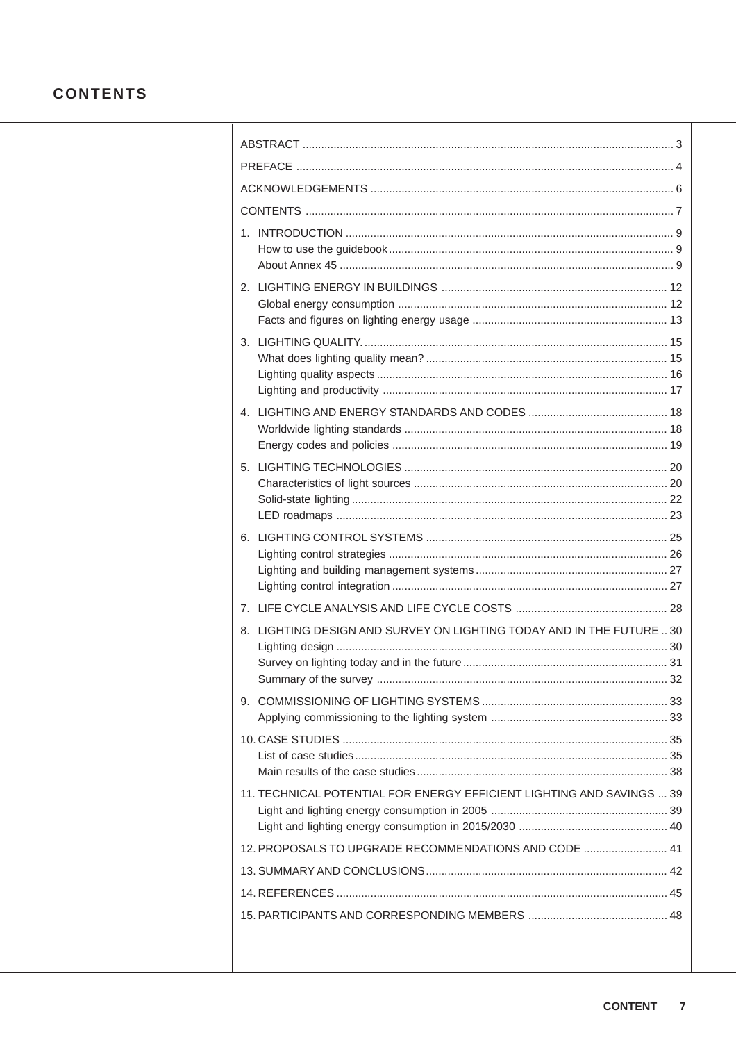# CONTENTS

ABSTRACT ..................................................................................................................... 3

PREFACE ....................................................................................................................... 4

ACKNOWLEDGEMENTS ................................................................................................ 6

CONTENTS .................................................................................................................... 7

1. INTRODUCTION ........................................................................................................ 9
   How to use the guidebook .......................................................................................... 9
   About Annex 45 .......................................................................................................... 9

2. LIGHTING ENERGY IN BUILDINGS ........................................................................ 12
   Global energy consumption ...................................................................................... 12
   Facts and figures on lighting energy usage .............................................................. 13

3. LIGHTING QUALITY. ................................................................................................ 15
   What does lighting quality mean? ............................................................................. 15
   Lighting quality aspects ............................................................................................. 16
   Lighting and productivity ........................................................................................... 17

4. LIGHTING AND ENERGY STANDARDS AND CODES ............................................ 18
   Worldwide lighting standards .................................................................................... 18
   Energy codes and policies ........................................................................................ 19

5. LIGHTING TECHNOLOGIES .................................................................................... 20
   Characteristics of light sources ................................................................................. 20
   Solid-state lighting ..................................................................................................... 22
   LED roadmaps .......................................................................................................... 23

6. LIGHTING CONTROL SYSTEMS ............................................................................. 25
   Lighting control strategies ......................................................................................... 26
   Lighting and building management systems ............................................................. 27
   Lighting control integration ........................................................................................ 27

7. LIFE CYCLE ANALYSIS AND LIFE CYCLE COSTS ................................................ 28

8. LIGHTING DESIGN AND SURVEY ON LIGHTING TODAY AND IN THE FUTURE .. 30
   Lighting design .......................................................................................................... 30
   Survey on lighting today and in the future ................................................................. 31
   Summary of the survey ............................................................................................. 32

9. COMMISSIONING OF LIGHTING SYSTEMS ........................................................... 33
   Applying commissioning to the lighting system ......................................................... 33

10. CASE STUDIES ........................................................................................................ 35
   List of case studies .................................................................................................... 35
   Main results of the case studies ................................................................................ 38

11. TECHNICAL POTENTIAL FOR ENERGY EFFICIENT LIGHTING AND SAVINGS ... 39
   Light and lighting energy consumption in 2005 ......................................................... 39
   Light and lighting energy consumption in 2015/2030 ............................................... 40

12. PROPOSALS TO UPGRADE RECOMMENDATIONS AND CODE ........................... 41

13. SUMMARY AND CONCLUSIONS ............................................................................. 42

14. REFERENCES .......................................................................................................... 45

15. PARTICIPANTS AND CORRESPONDING MEMBERS ............................................ 48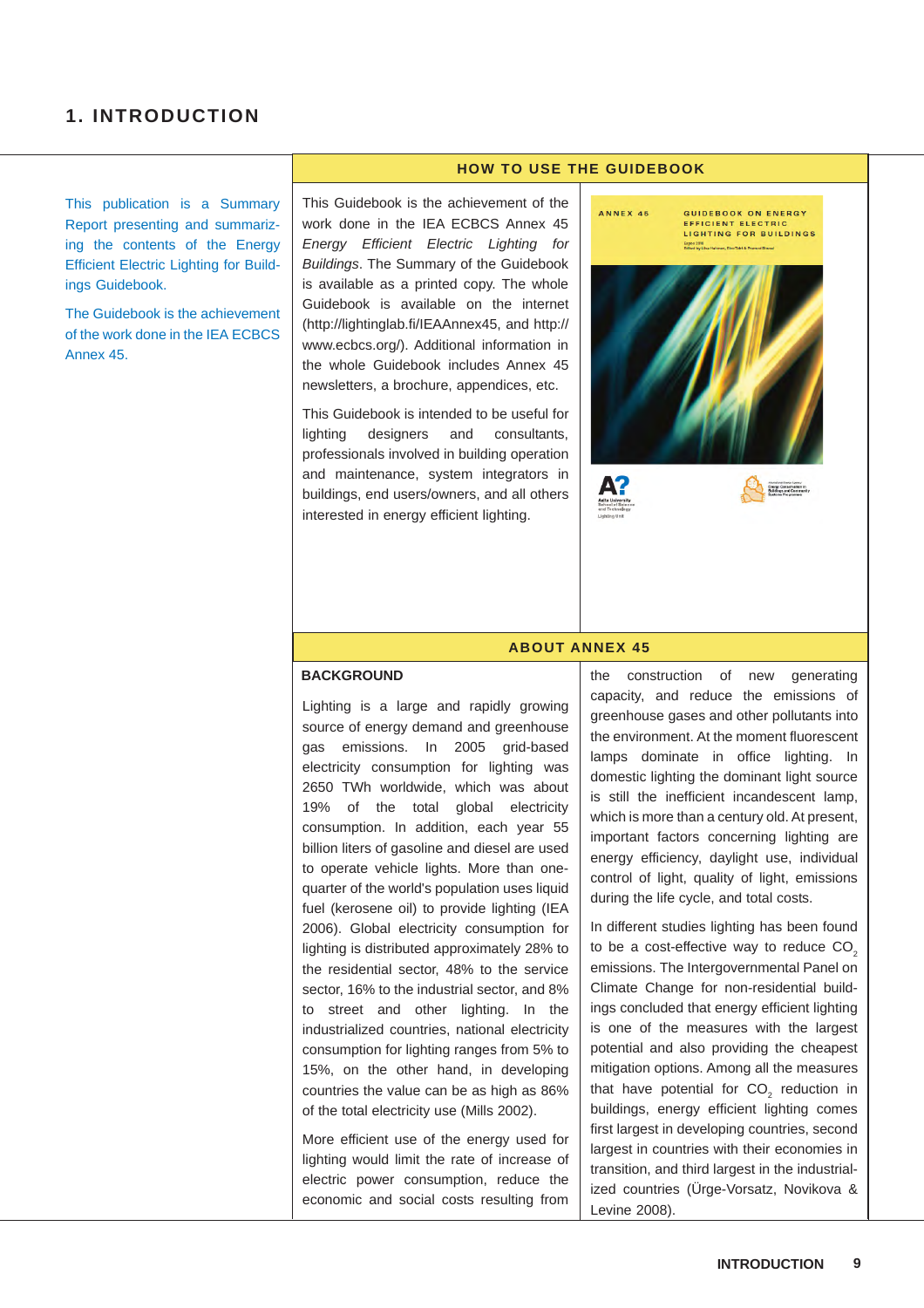# 1. INTRODUCTION

This publication is a Summary Report presenting and summarizing the contents of the Energy Efficient Electric Lighting for Buildings Guidebook.

The Guidebook is the achievement of the work done in the IEA ECBCS Annex 45.

## HOW TO USE THE GUIDEBOOK

This Guidebook is the achievement of the work done in the IEA ECBCS Annex 45 *Energy Efficient Electric Lighting for Buildings*. The Summary of the Guidebook is available as a printed copy. The whole Guidebook is available on the internet (http://lightinglab.fi/IEAAnnex45, and http://www.ecbcs.org/). Additional information in the whole Guidebook includes Annex 45 newsletters, a brochure, appendices, etc.

This Guidebook is intended to be useful for lighting designers and consultants, professionals involved in building operation and maintenance, system integrators in buildings, end users/owners, and all others interested in energy efficient lighting.

## ABOUT ANNEX 45

### BACKGROUND

Lighting is a large and rapidly growing source of energy demand and greenhouse gas emissions. In 2005 grid-based electricity consumption for lighting was 2650 TWh worldwide, which was about 19% of the total global electricity consumption. In addition, each year 55 billion liters of gasoline and diesel are used to operate vehicle lights. More than one-quarter of the world's population uses liquid fuel (kerosene oil) to provide lighting (IEA 2006). Global electricity consumption for lighting is distributed approximately 28% to the residential sector, 48% to the service sector, 16% to the industrial sector, and 8% to street and other lighting. In the industrialized countries, national electricity consumption for lighting ranges from 5% to 15%, on the other hand, in developing countries the value can be as high as 86% of the total electricity use (Mills 2002).

More efficient use of the energy used for lighting would limit the rate of increase of electric power consumption, reduce the economic and social costs resulting from the construction of new generating capacity, and reduce the emissions of greenhouse gases and other pollutants into the environment. At the moment fluorescent lamps dominate in office lighting. In domestic lighting the dominant light source is still the inefficient incandescent lamp, which is more than a century old. At present, important factors concerning lighting are energy efficiency, daylight use, individual control of light, quality of light, emissions during the life cycle, and total costs.

In different studies lighting has been found to be a cost-effective way to reduce $CO_2$ emissions. The Intergovernmental Panel on Climate Change for non-residential buildings concluded that energy efficient lighting is one of the measures with the largest potential and also providing the cheapest mitigation options. Among all the measures that have potential for $CO_2$ reduction in buildings, energy efficient lighting comes first largest in developing countries, second largest in countries with their economies in transition, and third largest in the industrialized countries (Ürge-Vorsatz, Novikova & Levine 2008).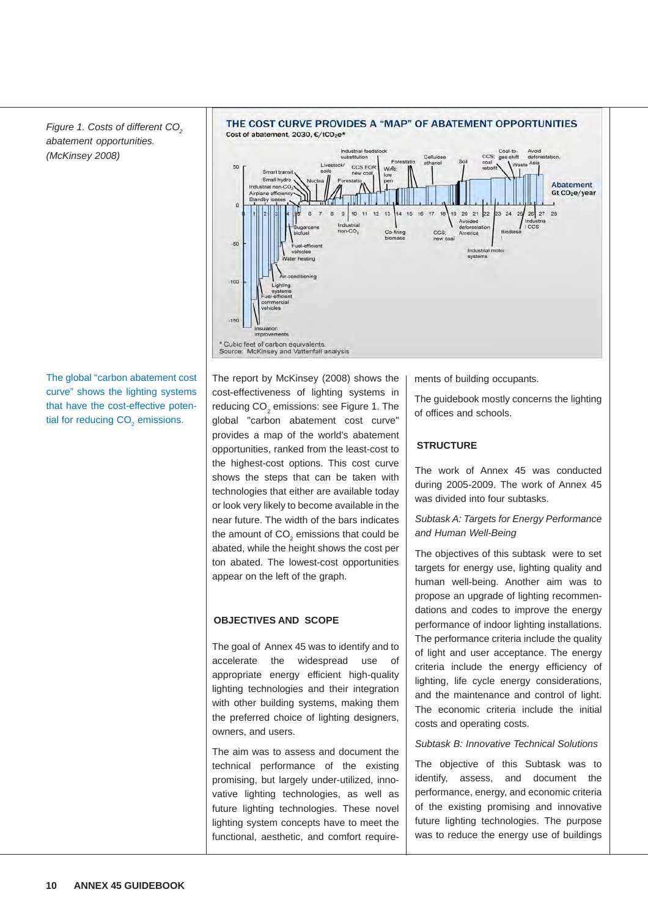*Figure 1. Costs of different $CO_2$ abatement opportunities. (McKinsey 2008)*

THE COST CURVE PROVIDES A "MAP" OF ABATEMENT OPPORTUNITIES

Cost of abatement, 2030, €/tCO₂e*

Industrial feedstock substitution
Livestock/ soils
CCS EOR; new coal
Forestation
Wind; low pen
Cellulose ethanol
Soil
CCS; coal retrofit
Coal-to-gas shift
Waste
Avoid deforestation, Asia
Smart transit
Small hydro
Industrial non-CO₂
Airplane efficiency
Standby losses
Nuclear
Forestation

Abatement Gt CO₂e/year

50
0
-50
-100
-150

1 2 3 4 5 6 7 8 9 10 11 12 13 14 15 16 17 18 19 20 21 22 23 24 25 26 27 28

Sugarcane biofuel
Industrial non-CO₂
Co-firing biomass
CCS; new coal
Avoided deforestation America
Biodiese
Industrial CCS
Fuel-efficient vehicles
Water heating
Industrial motor systems
Air-conditioning
Lighting systems
Fuel-efficient commercial vehicles
Insulation improvements

* Cubic feet of carbon equivalents.
Source: McKinsey and Vattenfall analysis

The global "carbon abatement cost curve" shows the lighting systems that have the cost-effective potential for reducing $CO_2$ emissions.

The report by McKinsey (2008) shows the cost-effectiveness of lighting systems in reducing $CO_2$ emissions: see Figure 1. The global "carbon abatement cost curve" provides a map of the world's abatement opportunities, ranked from the least-cost to the highest-cost options. This cost curve shows the steps that can be taken with technologies that either are available today or look very likely to become available in the near future. The width of the bars indicates the amount of $CO_2$ emissions that could be abated, while the height shows the cost per ton abated. The lowest-cost opportunities appear on the left of the graph.

## OBJECTIVES AND SCOPE

The goal of Annex 45 was to identify and to accelerate the widespread use of appropriate energy efficient high-quality lighting technologies and their integration with other building systems, making them the preferred choice of lighting designers, owners, and users.

The aim was to assess and document the technical performance of the existing promising, but largely under-utilized, innovative lighting technologies, as well as future lighting technologies. These novel lighting system concepts have to meet the functional, aesthetic, and comfort requirements of building occupants.

The guidebook mostly concerns the lighting of offices and schools.

## STRUCTURE

The work of Annex 45 was conducted during 2005-2009. The work of Annex 45 was divided into four subtasks.

*Subtask A: Targets for Energy Performance and Human Well-Being*

The objectives of this subtask were to set targets for energy use, lighting quality and human well-being. Another aim was to propose an upgrade of lighting recommendations and codes to improve the energy performance of indoor lighting installations. The performance criteria include the quality of light and user acceptance. The energy criteria include the energy efficiency of lighting, life cycle energy considerations, and the maintenance and control of light. The economic criteria include the initial costs and operating costs.

*Subtask B: Innovative Technical Solutions*

The objective of this Subtask was to identify, assess, and document the performance, energy, and economic criteria of the existing promising and innovative future lighting technologies. The purpose was to reduce the energy use of buildings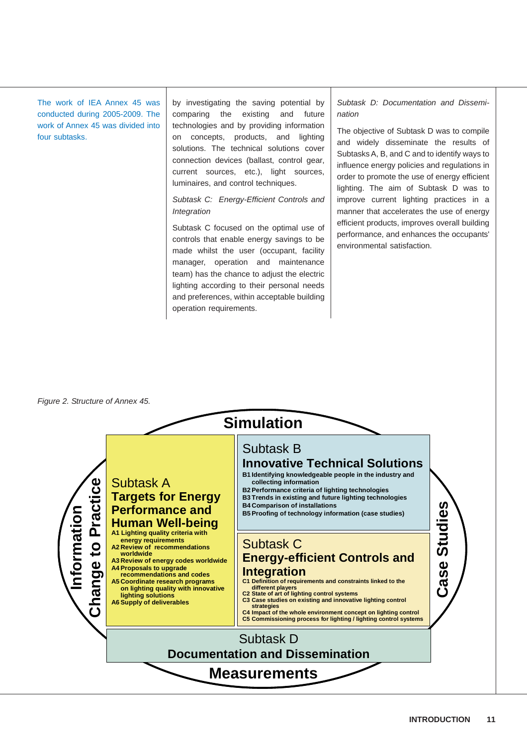The work of IEA Annex 45 was conducted during 2005-2009. The work of Annex 45 was divided into four subtasks.

by investigating the saving potential by comparing the existing and future technologies and by providing information on concepts, products, and lighting solutions. The technical solutions cover connection devices (ballast, control gear, current sources, etc.), light sources, luminaires, and control techniques.

*Subtask C: Energy-Efficient Controls and Integration*

Subtask C focused on the optimal use of controls that enable energy savings to be made whilst the user (occupant, facility manager, operation and maintenance team) has the chance to adjust the electric lighting according to their personal needs and preferences, within acceptable building operation requirements.

*Subtask D: Documentation and Dissemination*

The objective of Subtask D was to compile and widely disseminate the results of Subtasks A, B, and C and to identify ways to influence energy policies and regulations in order to promote the use of energy efficient lighting. The aim of Subtask D was to improve current lighting practices in a manner that accelerates the use of energy efficient products, improves overall building performance, and enhances the occupants' environmental satisfaction.

*Figure 2. Structure of Annex 45.*

Simulation

Information Change to Practice

Case Studies

Measurements

Subtask A
**Targets for Energy Performance and Human Well-being**
A1 Lighting quality criteria with energy requirements
A2 Review of recommendations worldwide
A3 Review of energy codes worldwide
A4 Proposals to upgrade recommendations and codes
A5 Coordinate research programs on lighting quality with innovative lighting solutions
A6 Supply of deliverables

Subtask B
**Innovative Technical Solutions**
B1 Identifying knowledgeable people in the industry and collecting information
B2 Performance criteria of lighting technologies
B3 Trends in existing and future lighting technologies
B4 Comparison of installations
B5 Proofing of technology information (case studies)

Subtask C
**Energy-efficient Controls and Integration**
C1 Definition of requirements and constraints linked to the different players
C2 State of art of lighting control systems
C3 Case studies on existing and innovative lighting control strategies
C4 Impact of the whole environment concept on lighting control
C5 Commissioning process for lighting / lighting control systems

Subtask D
**Documentation and Dissemination**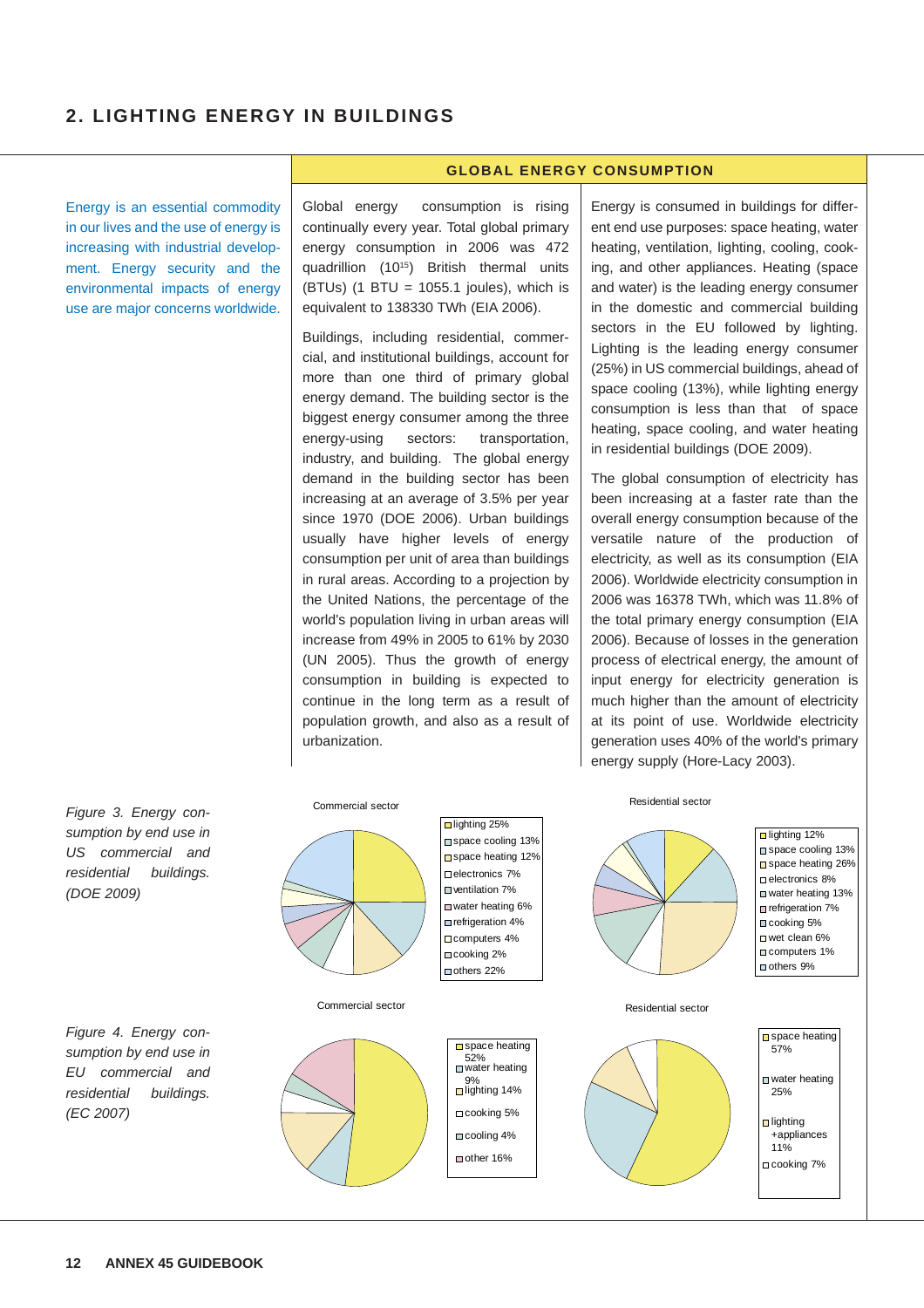# 2. LIGHTING ENERGY IN BUILDINGS

## GLOBAL ENERGY CONSUMPTION

Energy is an essential commodity in our lives and the use of energy is increasing with industrial development. Energy security and the environmental impacts of energy use are major concerns worldwide.

Global energy consumption is rising continually every year. Total global primary energy consumption in 2006 was 472 quadrillion ($10^{15}$) British thermal units (BTUs) (1 BTU = 1055.1 joules), which is equivalent to 138330 TWh (EIA 2006).

Buildings, including residential, commercial, and institutional buildings, account for more than one third of primary global energy demand. The building sector is the biggest energy consumer among the three energy-using sectors: transportation, industry, and building. The global energy demand in the building sector has been increasing at an average of 3.5% per year since 1970 (DOE 2006). Urban buildings usually have higher levels of energy consumption per unit of area than buildings in rural areas. According to a projection by the United Nations, the percentage of the world's population living in urban areas will increase from 49% in 2005 to 61% by 2030 (UN 2005). Thus the growth of energy consumption in building is expected to continue in the long term as a result of population growth, and also as a result of urbanization.

Energy is consumed in buildings for different end use purposes: space heating, water heating, ventilation, lighting, cooling, cooking, and other appliances. Heating (space and water) is the leading energy consumer in the domestic and commercial building sectors in the EU followed by lighting. Lighting is the leading energy consumer (25%) in US commercial buildings, ahead of space cooling (13%), while lighting energy consumption is less than that of space heating, space cooling, and water heating in residential buildings (DOE 2009).

The global consumption of electricity has been increasing at a faster rate than the overall energy consumption because of the versatile nature of the production of electricity, as well as its consumption (EIA 2006). Worldwide electricity consumption in 2006 was 16378 TWh, which was 11.8% of the total primary energy consumption (EIA 2006). Because of losses in the generation process of electrical energy, the amount of input energy for electricity generation is much higher than the amount of electricity at its point of use. Worldwide electricity generation uses 40% of the world's primary energy supply (Hore-Lacy 2003).

Commercial sector

lighting 25%
space cooling 13%
space heating 12%
electronics 7%
ventilation 7%
water heating 6%
refrigeration 4%
computers 4%
cooking 2%
others 22%

Residential sector

lighting 12%
space cooling 13%
space heating 26%
electronics 8%
water heating 13%
refrigeration 7%
cooking 5%
wet clean 6%
computers 1%
others 9%

*Figure 3. Energy consumption by end use in US commercial and residential buildings. (DOE 2009)*

Commercial sector

space heating 52%
water heating 9%
lighting 14%
cooking 5%
cooling 4%
other 16%

Residential sector

space heating 57%
water heating 25%
lighting +appliances 11%
cooking 7%

*Figure 4. Energy consumption by end use in EU commercial and residential buildings. (EC 2007)*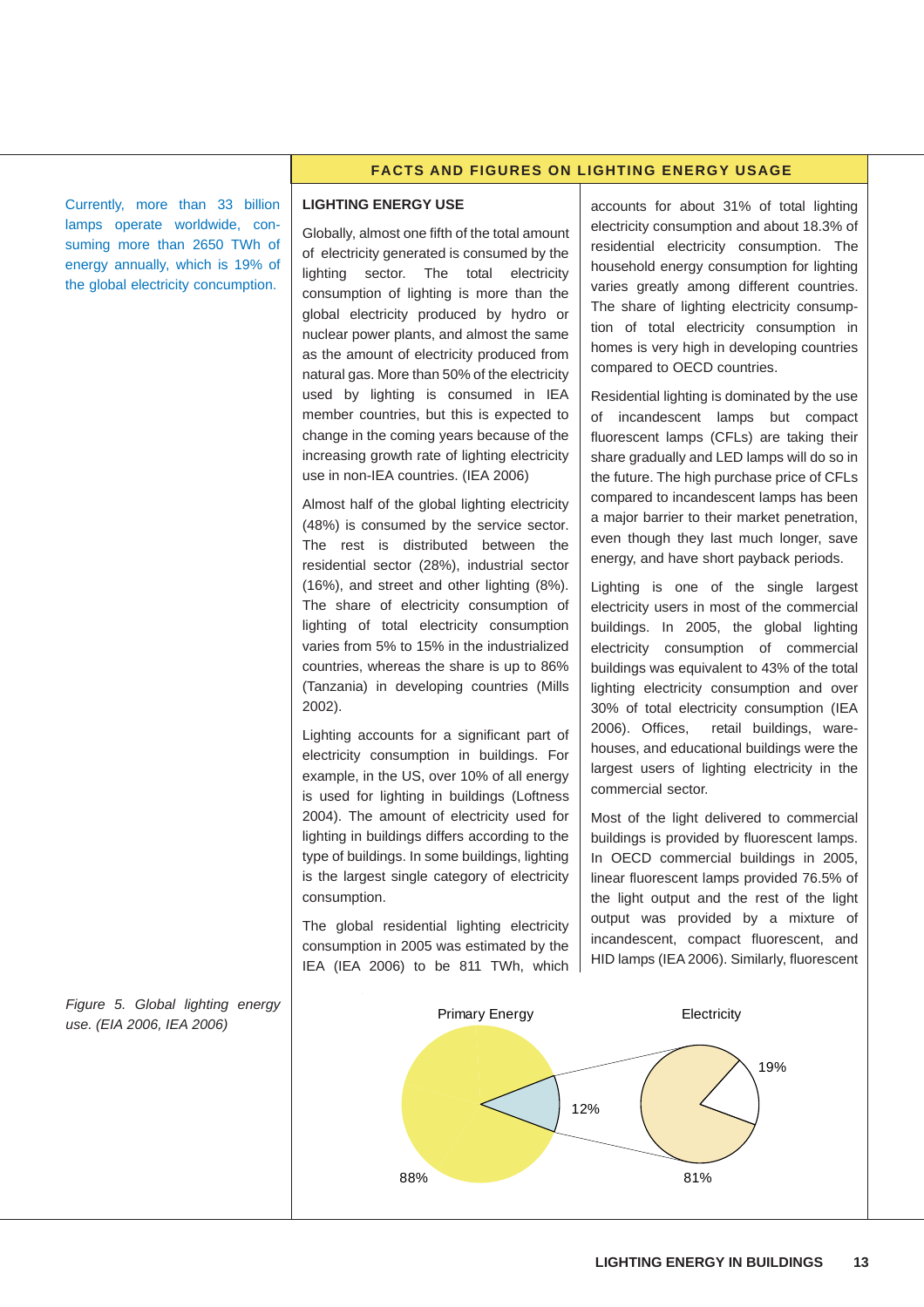Currently, more than 33 billion lamps operate worldwide, consuming more than 2650 TWh of energy annually, which is 19% of the global electricity concumption.

## FACTS AND FIGURES ON LIGHTING ENERGY USAGE

### LIGHTING ENERGY USE

Globally, almost one fifth of the total amount of electricity generated is consumed by the lighting sector. The total electricity consumption of lighting is more than the global electricity produced by hydro or nuclear power plants, and almost the same as the amount of electricity produced from natural gas. More than 50% of the electricity used by lighting is consumed in IEA member countries, but this is expected to change in the coming years because of the increasing growth rate of lighting electricity use in non-IEA countries. (IEA 2006)

Almost half of the global lighting electricity (48%) is consumed by the service sector. The rest is distributed between the residential sector (28%), industrial sector (16%), and street and other lighting (8%). The share of electricity consumption of lighting of total electricity consumption varies from 5% to 15% in the industrialized countries, whereas the share is up to 86% (Tanzania) in developing countries (Mills 2002).

Lighting accounts for a significant part of electricity consumption in buildings. For example, in the US, over 10% of all energy is used for lighting in buildings (Loftness 2004). The amount of electricity used for lighting in buildings differs according to the type of buildings. In some buildings, lighting is the largest single category of electricity consumption.

The global residential lighting electricity consumption in 2005 was estimated by the IEA (IEA 2006) to be 811 TWh, which accounts for about 31% of total lighting electricity consumption and about 18.3% of residential electricity consumption. The household energy consumption for lighting varies greatly among different countries. The share of lighting electricity consumption of total electricity consumption in homes is very high in developing countries compared to OECD countries.

Residential lighting is dominated by the use of incandescent lamps but compact fluorescent lamps (CFLs) are taking their share gradually and LED lamps will do so in the future. The high purchase price of CFLs compared to incandescent lamps has been a major barrier to their market penetration, even though they last much longer, save energy, and have short payback periods.

Lighting is one of the single largest electricity users in most of the commercial buildings. In 2005, the global lighting electricity consumption of commercial buildings was equivalent to 43% of the total lighting electricity consumption and over 30% of total electricity consumption (IEA 2006). Offices, retail buildings, warehouses, and educational buildings were the largest users of lighting electricity in the commercial sector.

Most of the light delivered to commercial buildings is provided by fluorescent lamps. In OECD commercial buildings in 2005, linear fluorescent lamps provided 76.5% of the light output and the rest of the light output was provided by a mixture of incandescent, compact fluorescent, and HID lamps (IEA 2006). Similarly, fluorescent

Primary Energy: 88%, 12%

Electricity: 81%, 19%

*Figure 5. Global lighting energy use. (EIA 2006, IEA 2006)*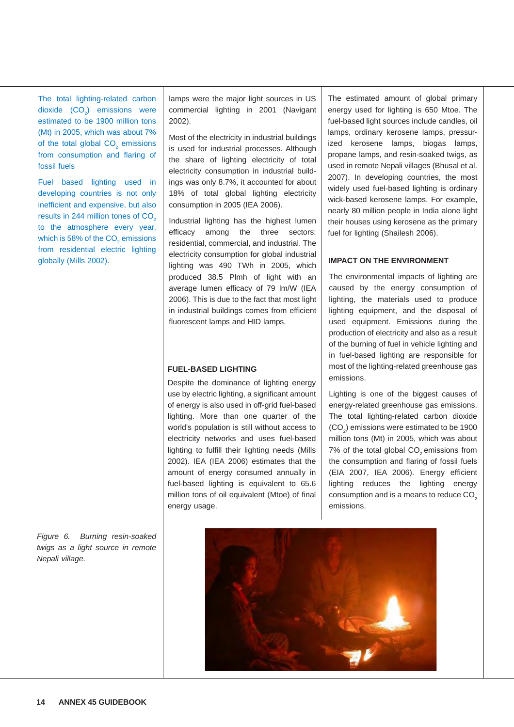The total lighting-related carbon dioxide ($CO_2$) emissions were estimated to be 1900 million tons (Mt) in 2005, which was about 7% of the total global $CO_2$ emissions from consumption and flaring of fossil fuels

Fuel based lighting used in developing countries is not only inefficient and expensive, but also results in 244 million tones of $CO_2$ to the atmosphere every year, which is 58% of the $CO_2$ emissions from residential electric lighting globally (Mills 2002).

lamps were the major light sources in US commercial lighting in 2001 (Navigant 2002).

Most of the electricity in industrial buildings is used for industrial processes. Although the share of lighting electricity of total electricity consumption in industrial buildings was only 8.7%, it accounted for about 18% of total global lighting electricity consumption in 2005 (IEA 2006).

Industrial lighting has the highest lumen efficacy among the three sectors: residential, commercial, and industrial. The electricity consumption for global industrial lighting was 490 TWh in 2005, which produced 38.5 Plmh of light with an average lumen efficacy of 79 lm/W (IEA 2006). This is due to the fact that most light in industrial buildings comes from efficient fluorescent lamps and HID lamps.

## FUEL-BASED LIGHTING

Despite the dominance of lighting energy use by electric lighting, a significant amount of energy is also used in off-grid fuel-based lighting. More than one quarter of the world's population is still without access to electricity networks and uses fuel-based lighting to fulfill their lighting needs (Mills 2002). IEA (IEA 2006) estimates that the amount of energy consumed annually in fuel-based lighting is equivalent to 65.6 million tons of oil equivalent (Mtoe) of final energy usage.

The estimated amount of global primary energy used for lighting is 650 Mtoe. The fuel-based light sources include candles, oil lamps, ordinary kerosene lamps, pressurized kerosene lamps, biogas lamps, propane lamps, and resin-soaked twigs, as used in remote Nepali villages (Bhusal et al. 2007). In developing countries, the most widely used fuel-based lighting is ordinary wick-based kerosene lamps. For example, nearly 80 million people in India alone light their houses using kerosene as the primary fuel for lighting (Shailesh 2006).

## IMPACT ON THE ENVIRONMENT

The environmental impacts of lighting are caused by the energy consumption of lighting, the materials used to produce lighting equipment, and the disposal of used equipment. Emissions during the production of electricity and also as a result of the burning of fuel in vehicle lighting and in fuel-based lighting are responsible for most of the lighting-related greenhouse gas emissions.

Lighting is one of the biggest causes of energy-related greenhouse gas emissions. The total lighting-related carbon dioxide ($CO_2$) emissions were estimated to be 1900 million tons (Mt) in 2005, which was about 7% of the total global $CO_2$ emissions from the consumption and flaring of fossil fuels (EIA 2007, IEA 2006). Energy efficient lighting reduces the lighting energy consumption and is a means to reduce $CO_2$ emissions.

*Figure 6. Burning resin-soaked twigs as a light source in remote Nepali village.*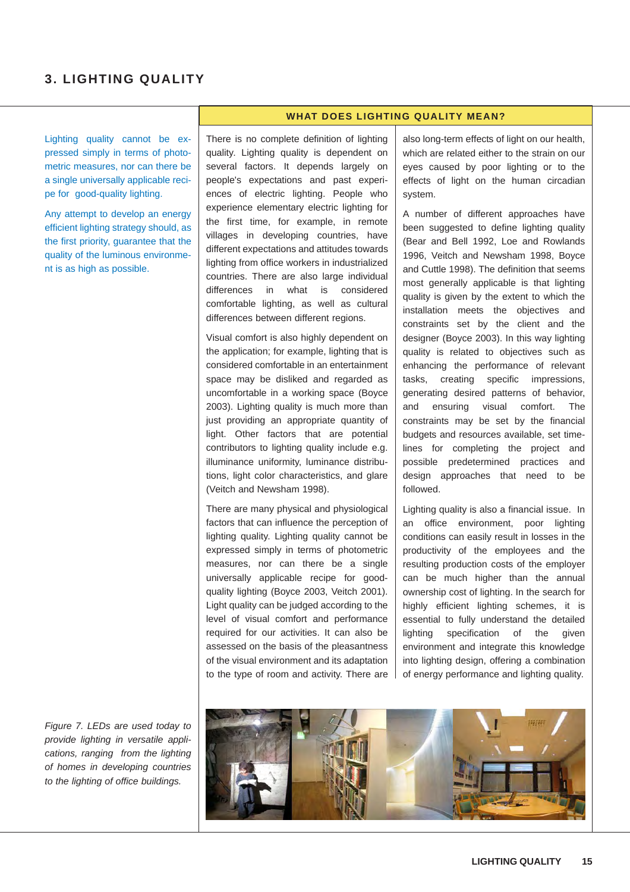## 3. LIGHTING QUALITY

Lighting quality cannot be expressed simply in terms of photometric measures, nor can there be a single universally applicable recipe for good-quality lighting.

Any attempt to develop an energy efficient lighting strategy should, as the first priority, guarantee that the quality of the luminous environment is as high as possible.

### WHAT DOES LIGHTING QUALITY MEAN?

There is no complete definition of lighting quality. Lighting quality is dependent on several factors. It depends largely on people's expectations and past experiences of electric lighting. People who experience elementary electric lighting for the first time, for example, in remote villages in developing countries, have different expectations and attitudes towards lighting from office workers in industrialized countries. There are also large individual differences in what is considered comfortable lighting, as well as cultural differences between different regions.

Visual comfort is also highly dependent on the application; for example, lighting that is considered comfortable in an entertainment space may be disliked and regarded as uncomfortable in a working space (Boyce 2003). Lighting quality is much more than just providing an appropriate quantity of light. Other factors that are potential contributors to lighting quality include e.g. illuminance uniformity, luminance distributions, light color characteristics, and glare (Veitch and Newsham 1998).

There are many physical and physiological factors that can influence the perception of lighting quality. Lighting quality cannot be expressed simply in terms of photometric measures, nor can there be a single universally applicable recipe for good-quality lighting (Boyce 2003, Veitch 2001). Light quality can be judged according to the level of visual comfort and performance required for our activities. It can also be assessed on the basis of the pleasantness of the visual environment and its adaptation to the type of room and activity. There are also long-term effects of light on our health, which are related either to the strain on our eyes caused by poor lighting or to the effects of light on the human circadian system.

A number of different approaches have been suggested to define lighting quality (Bear and Bell 1992, Loe and Rowlands 1996, Veitch and Newsham 1998, Boyce and Cuttle 1998). The definition that seems most generally applicable is that lighting quality is given by the extent to which the installation meets the objectives and constraints set by the client and the designer (Boyce 2003). In this way lighting quality is related to objectives such as enhancing the performance of relevant tasks, creating specific impressions, generating desired patterns of behavior, and ensuring visual comfort. The constraints may be set by the financial budgets and resources available, set timelines for completing the project and possible predetermined practices and design approaches that need to be followed.

Lighting quality is also a financial issue. In an office environment, poor lighting conditions can easily result in losses in the productivity of the employees and the resulting production costs of the employer can be much higher than the annual ownership cost of lighting. In the search for highly efficient lighting schemes, it is essential to fully understand the detailed lighting specification of the given environment and integrate this knowledge into lighting design, offering a combination of energy performance and lighting quality.

*Figure 7. LEDs are used today to provide lighting in versatile applications, ranging from the lighting of homes in developing countries to the lighting of office buildings.*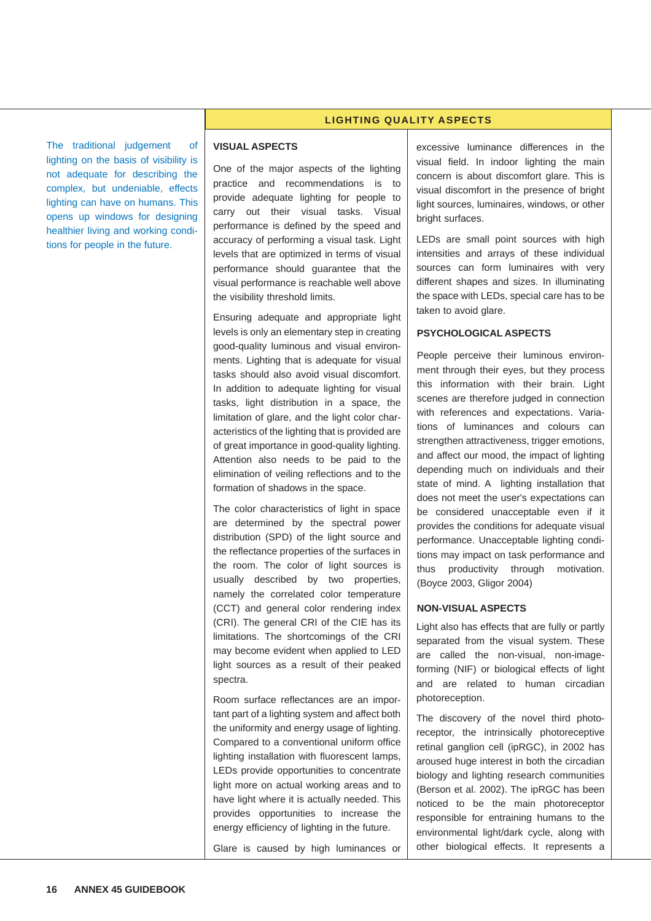The traditional judgement of lighting on the basis of visibility is not adequate for describing the complex, but undeniable, effects lighting can have on humans. This opens up windows for designing healthier living and working conditions for people in the future.

## LIGHTING QUALITY ASPECTS

### VISUAL ASPECTS

One of the major aspects of the lighting practice and recommendations is to provide adequate lighting for people to carry out their visual tasks. Visual performance is defined by the speed and accuracy of performing a visual task. Light levels that are optimized in terms of visual performance should guarantee that the visual performance is reachable well above the visibility threshold limits.

Ensuring adequate and appropriate light levels is only an elementary step in creating good-quality luminous and visual environments. Lighting that is adequate for visual tasks should also avoid visual discomfort. In addition to adequate lighting for visual tasks, light distribution in a space, the limitation of glare, and the light color characteristics of the lighting that is provided are of great importance in good-quality lighting. Attention also needs to be paid to the elimination of veiling reflections and to the formation of shadows in the space.

The color characteristics of light in space are determined by the spectral power distribution (SPD) of the light source and the reflectance properties of the surfaces in the room. The color of light sources is usually described by two properties, namely the correlated color temperature (CCT) and general color rendering index (CRI). The general CRI of the CIE has its limitations. The shortcomings of the CRI may become evident when applied to LED light sources as a result of their peaked spectra.

Room surface reflectances are an important part of a lighting system and affect both the uniformity and energy usage of lighting. Compared to a conventional uniform office lighting installation with fluorescent lamps, LEDs provide opportunities to concentrate light more on actual working areas and to have light where it is actually needed. This provides opportunities to increase the energy efficiency of lighting in the future.

Glare is caused by high luminances or excessive luminance differences in the visual field. In indoor lighting the main concern is about discomfort glare. This is visual discomfort in the presence of bright light sources, luminaires, windows, or other bright surfaces.

LEDs are small point sources with high intensities and arrays of these individual sources can form luminaires with very different shapes and sizes. In illuminating the space with LEDs, special care has to be taken to avoid glare.

### PSYCHOLOGICAL ASPECTS

People perceive their luminous environment through their eyes, but they process this information with their brain. Light scenes are therefore judged in connection with references and expectations. Variations of luminances and colours can strengthen attractiveness, trigger emotions, and affect our mood, the impact of lighting depending much on individuals and their state of mind. A lighting installation that does not meet the user's expectations can be considered unacceptable even if it provides the conditions for adequate visual performance. Unacceptable lighting conditions may impact on task performance and thus productivity through motivation. (Boyce 2003, Gligor 2004)

### NON-VISUAL ASPECTS

Light also has effects that are fully or partly separated from the visual system. These are called the non-visual, non-image-forming (NIF) or biological effects of light and are related to human circadian photoreception.

The discovery of the novel third photoreceptor, the intrinsically photoreceptive retinal ganglion cell (ipRGC), in 2002 has aroused huge interest in both the circadian biology and lighting research communities (Berson et al. 2002). The ipRGC has been noticed to be the main photoreceptor responsible for entraining humans to the environmental light/dark cycle, along with other biological effects. It represents a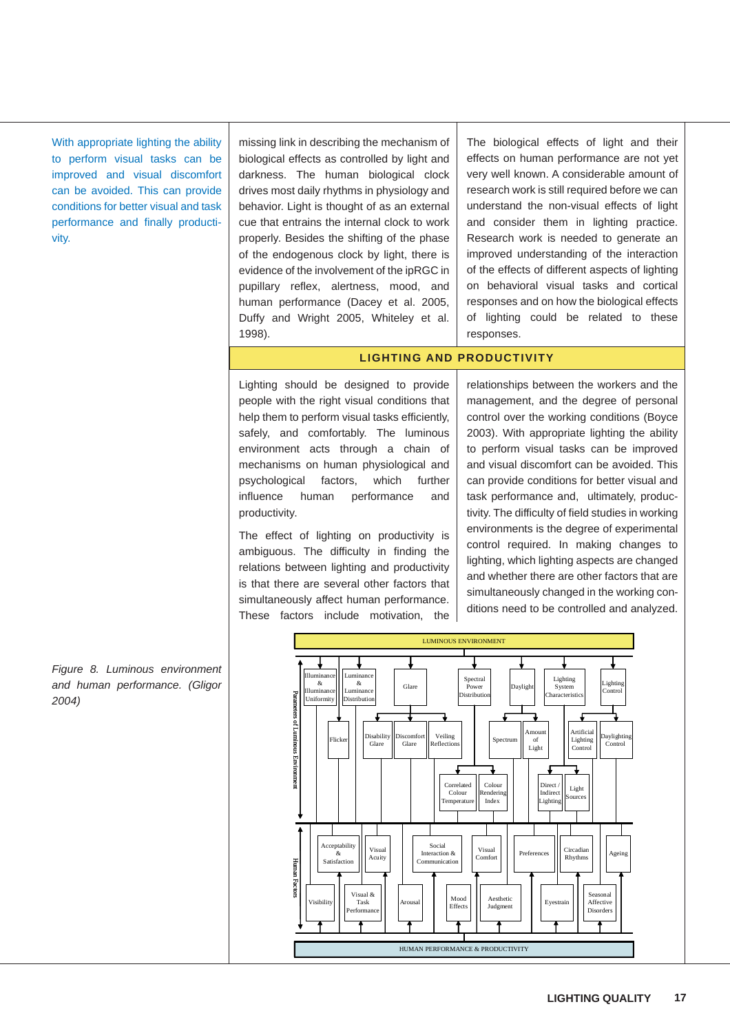missing link in describing the mechanism of biological effects as controlled by light and darkness. The human biological clock drives most daily rhythms in physiology and behavior. Light is thought of as an external cue that entrains the internal clock to work properly. Besides the shifting of the phase of the endogenous clock by light, there is evidence of the involvement of the ipRGC in pupillary reflex, alertness, mood, and human performance (Dacey et al. 2005, Duffy and Wright 2005, Whiteley et al. 1998).

The biological effects of light and their effects on human performance are not yet very well known. A considerable amount of research work is still required before we can understand the non-visual effects of light and consider them in lighting practice. Research work is needed to generate an improved understanding of the interaction of the effects of different aspects of lighting on behavioral visual tasks and cortical responses and on how the biological effects of lighting could be related to these responses.

## LIGHTING AND PRODUCTIVITY

With appropriate lighting the ability to perform visual tasks can be improved and visual discomfort can be avoided. This can provide conditions for better visual and task performance and finally productivity.

Lighting should be designed to provide people with the right visual conditions that help them to perform visual tasks efficiently, safely, and comfortably. The luminous environment acts through a chain of mechanisms on human physiological and psychological factors, which further influence human performance and productivity.

The effect of lighting on productivity is ambiguous. The difficulty in finding the relations between lighting and productivity is that there are several other factors that simultaneously affect human performance. These factors include motivation, the relationships between the workers and the management, and the degree of personal control over the working conditions (Boyce 2003). With appropriate lighting the ability to perform visual tasks can be improved and visual discomfort can be avoided. This can provide conditions for better visual and task performance and, ultimately, productivity. The difficulty of field studies in working environments is the degree of experimental control required. In making changes to lighting, which lighting aspects are changed and whether there are other factors that are simultaneously changed in the working conditions need to be controlled and analyzed.

LUMINOUS ENVIRONMENT

Parameters of Luminous Environment

Illuminance & Illuminance Uniformity
Luminance & Luminance Distribution
Glare
Spectral Power Distribution
Daylight
Lighting System Characteristics
Lighting Control
Flicker
Disability Glare
Discomfort Glare
Veiling Reflections
Spectrum
Amount of Light
Artificial Lighting Control
Daylighting Control
Correlated Colour Temperature
Colour Rendering Index
Direct / Indirect Lighting
Light Sources

Human Factors

Acceptability & Satisfaction
Visual Acuity
Social Interaction & Communication
Visual Comfort
Preferences
Circadian Rhythms
Ageing
Visibility
Visual & Task Performance
Arousal
Mood Effects
Aesthetic Judgment
Eyestrain
Seasonal Affective Disorders

HUMAN PERFORMANCE & PRODUCTIVITY

*Figure 8. Luminous environment and human performance. (Gligor 2004)*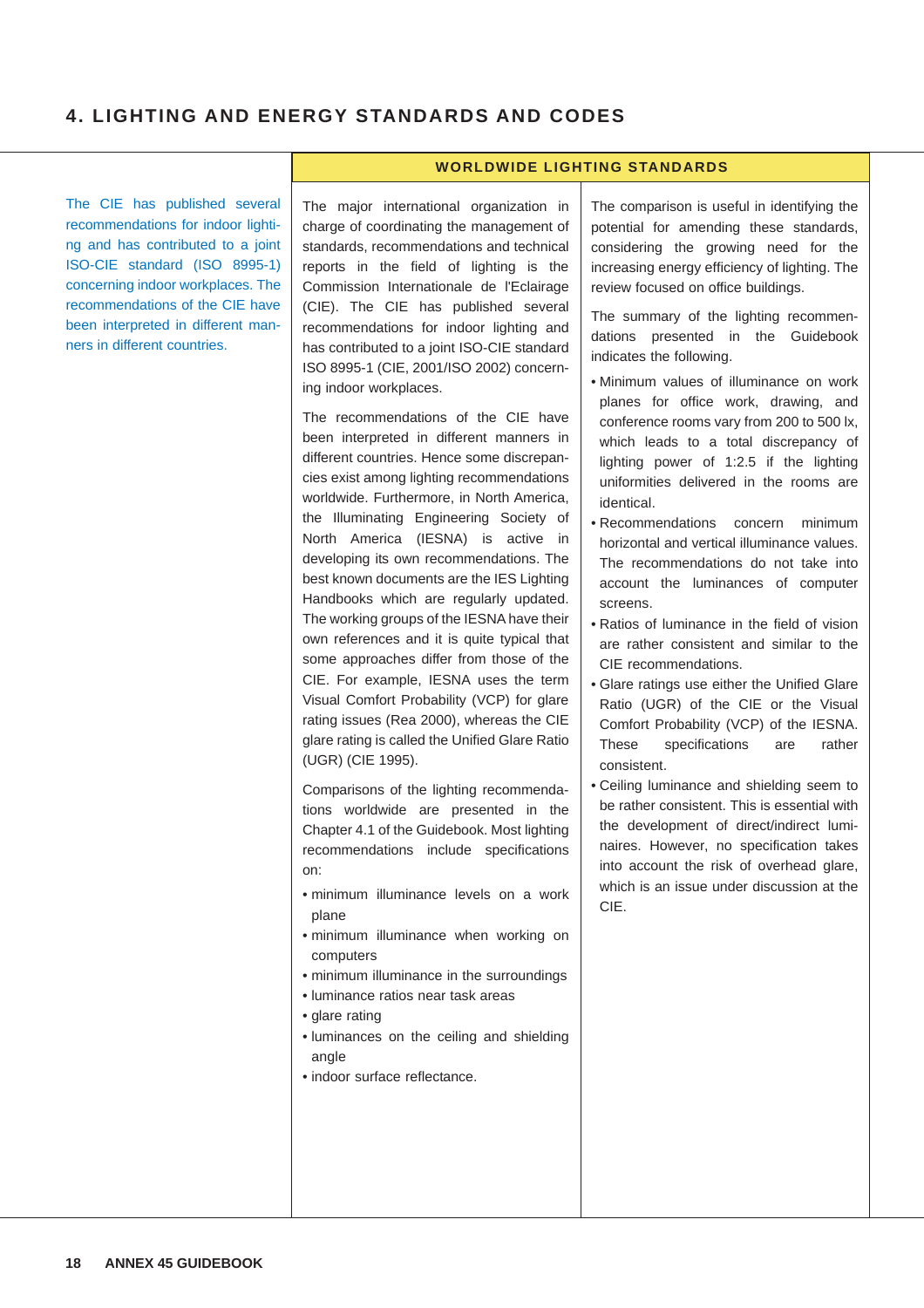# 4. LIGHTING AND ENERGY STANDARDS AND CODES

The CIE has published several recommendations for indoor lighting and has contributed to a joint ISO-CIE standard (ISO 8995-1) concerning indoor workplaces. The recommendations of the CIE have been interpreted in different manners in different countries.

## WORLDWIDE LIGHTING STANDARDS

The major international organization in charge of coordinating the management of standards, recommendations and technical reports in the field of lighting is the Commission Internationale de l'Eclairage (CIE). The CIE has published several recommendations for indoor lighting and has contributed to a joint ISO-CIE standard ISO 8995-1 (CIE, 2001/ISO 2002) concerning indoor workplaces.

The recommendations of the CIE have been interpreted in different manners in different countries. Hence some discrepancies exist among lighting recommendations worldwide. Furthermore, in North America, the Illuminating Engineering Society of North America (IESNA) is active in developing its own recommendations. The best known documents are the IES Lighting Handbooks which are regularly updated. The working groups of the IESNA have their own references and it is quite typical that some approaches differ from those of the CIE. For example, IESNA uses the term Visual Comfort Probability (VCP) for glare rating issues (Rea 2000), whereas the CIE glare rating is called the Unified Glare Ratio (UGR) (CIE 1995).

Comparisons of the lighting recommendations worldwide are presented in the Chapter 4.1 of the Guidebook. Most lighting recommendations include specifications on:

- minimum illuminance levels on a work plane
- minimum illuminance when working on computers
- minimum illuminance in the surroundings
- luminance ratios near task areas
- glare rating
- luminances on the ceiling and shielding angle
- indoor surface reflectance.

The comparison is useful in identifying the potential for amending these standards, considering the growing need for the increasing energy efficiency of lighting. The review focused on office buildings.

The summary of the lighting recommendations presented in the Guidebook indicates the following.

- Minimum values of illuminance on work planes for office work, drawing, and conference rooms vary from 200 to 500 lx, which leads to a total discrepancy of lighting power of 1:2.5 if the lighting uniformities delivered in the rooms are identical.
- Recommendations concern minimum horizontal and vertical illuminance values. The recommendations do not take into account the luminances of computer screens.
- Ratios of luminance in the field of vision are rather consistent and similar to the CIE recommendations.
- Glare ratings use either the Unified Glare Ratio (UGR) of the CIE or the Visual Comfort Probability (VCP) of the IESNA. These specifications are rather consistent.
- Ceiling luminance and shielding seem to be rather consistent. This is essential with the development of direct/indirect luminaires. However, no specification takes into account the risk of overhead glare, which is an issue under discussion at the CIE.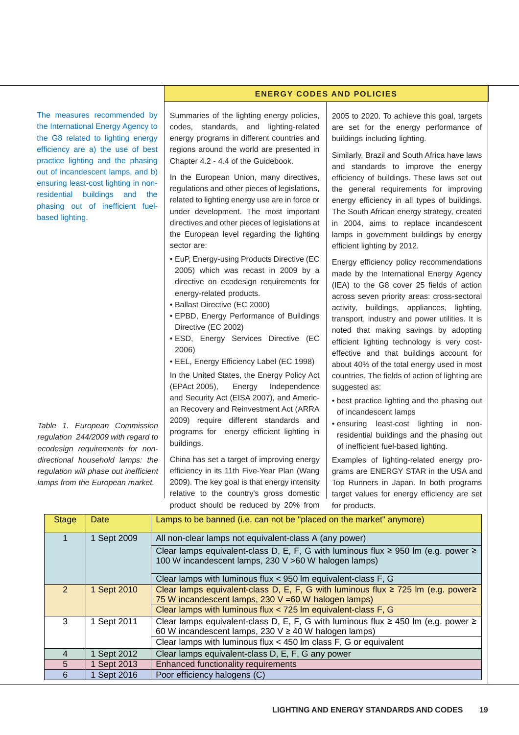## ENERGY CODES AND POLICIES

The measures recommended by the International Energy Agency to the G8 related to lighting energy efficiency are a) the use of best practice lighting and the phasing out of incandescent lamps, and b) ensuring least-cost lighting in non-residential buildings and the phasing out of inefficient fuel-based lighting.

Summaries of the lighting energy policies, codes, standards, and lighting-related energy programs in different countries and regions around the world are presented in Chapter 4.2 - 4.4 of the Guidebook.

In the European Union, many directives, regulations and other pieces of legislations, related to lighting energy use are in force or under development. The most important directives and other pieces of legislations at the European level regarding the lighting sector are:

- EuP, Energy-using Products Directive (EC 2005) which was recast in 2009 by a directive on ecodesign requirements for energy-related products.
- Ballast Directive (EC 2000)
- EPBD, Energy Performance of Buildings Directive (EC 2002)
- ESD, Energy Services Directive (EC 2006)
- EEL, Energy Efficiency Label (EC 1998)

In the United States, the Energy Policy Act (EPAct 2005), Energy Independence and Security Act (EISA 2007), and American Recovery and Reinvestment Act (ARRA 2009) require different standards and programs for energy efficient lighting in buildings.

China has set a target of improving energy efficiency in its 11th Five-Year Plan (Wang 2009). The key goal is that energy intensity relative to the country's gross domestic product should be reduced by 20% from 2005 to 2020. To achieve this goal, targets are set for the energy performance of buildings including lighting.

Similarly, Brazil and South Africa have laws and standards to improve the energy efficiency of buildings. These laws set out the general requirements for improving energy efficiency in all types of buildings. The South African energy strategy, created in 2004, aims to replace incandescent lamps in government buildings by energy efficient lighting by 2012.

Energy efficiency policy recommendations made by the International Energy Agency (IEA) to the G8 cover 25 fields of action across seven priority areas: cross-sectoral activity, buildings, appliances, lighting, transport, industry and power utilities. It is noted that making savings by adopting efficient lighting technology is very cost-effective and that buildings account for about 40% of the total energy used in most countries. The fields of action of lighting are suggested as:

- best practice lighting and the phasing out of incandescent lamps
- ensuring least-cost lighting in non-residential buildings and the phasing out of inefficient fuel-based lighting.

Examples of lighting-related energy programs are ENERGY STAR in the USA and Top Runners in Japan. In both programs target values for energy efficiency are set for products.

*Table 1. European Commission regulation 244/2009 with regard to ecodesign requirements for non-directional household lamps: the regulation will phase out inefficient lamps from the European market.*

| Stage | Date | Lamps to be banned (i.e. can not be "placed on the market" anymore) |
|---|---|---|
| 1 | 1 Sept 2009 | All non-clear lamps not equivalent-class A (any power) |
| | | Clear lamps equivalent-class D, E, F, G with luminous flux ≥ 950 lm (e.g. power ≥ 100 W incandescent lamps, 230 V >60 W halogen lamps) |
| | | Clear lamps with luminous flux < 950 lm equivalent-class F, G |
| 2 | 1 Sept 2010 | Clear lamps equivalent-class D, E, F, G with luminous flux ≥ 725 lm (e.g. power≥ 75 W incandescent lamps, 230 V =60 W halogen lamps) |
| | | Clear lamps with luminous flux < 725 lm equivalent-class F, G |
| 3 | 1 Sept 2011 | Clear lamps equivalent-class D, E, F, G with luminous flux ≥ 450 lm (e.g. power ≥ 60 W incandescent lamps, 230 V ≥ 40 W halogen lamps) |
| | | Clear lamps with luminous flux < 450 lm class F, G or equivalent |
| 4 | 1 Sept 2012 | Clear lamps equivalent-class D, E, F, G any power |
| 5 | 1 Sept 2013 | Enhanced functionality requirements |
| 6 | 1 Sept 2016 | Poor efficiency halogens (C) |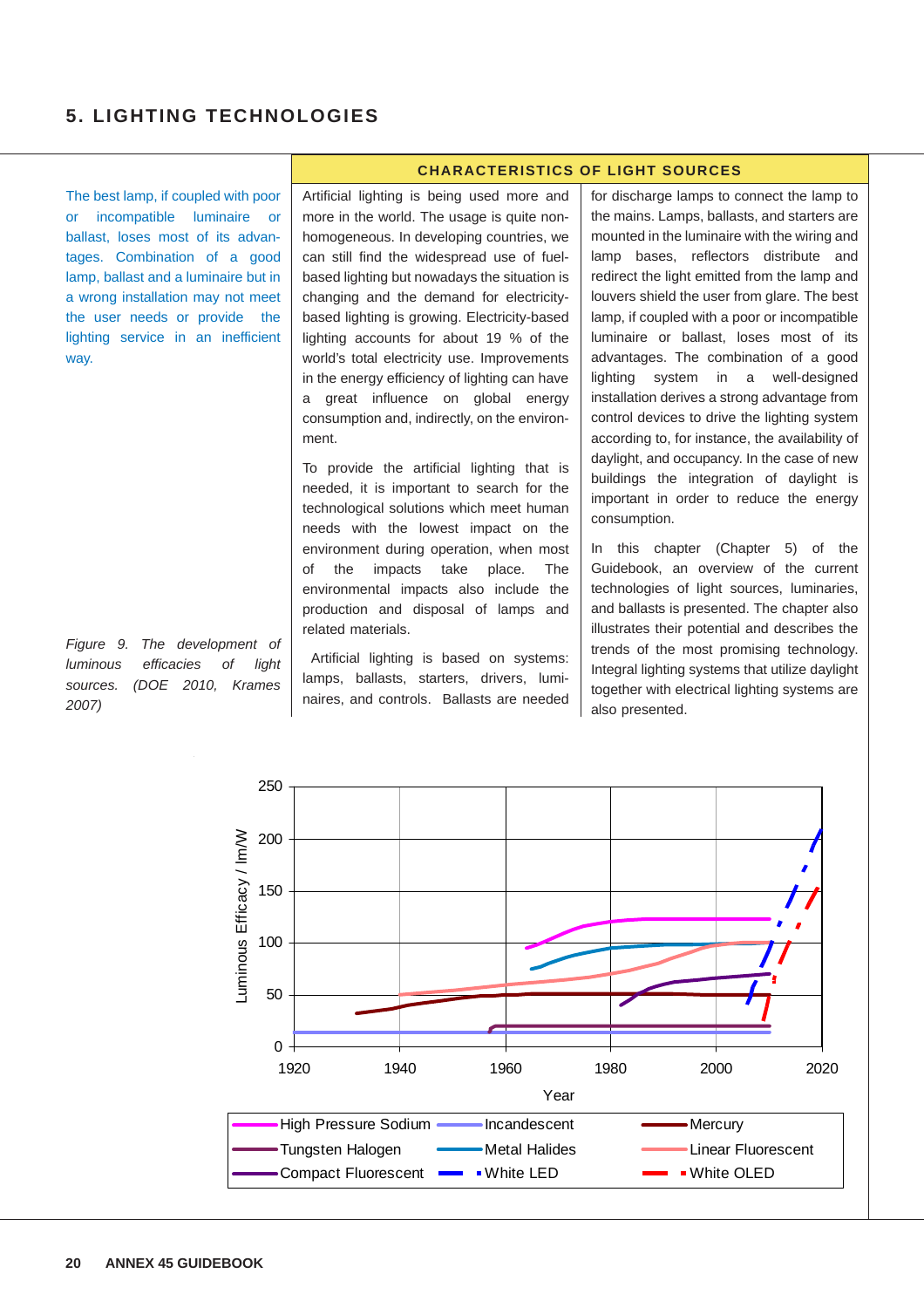## CHARACTERISTICS OF LIGHT SOURCES

The best lamp, if coupled with poor or incompatible luminaire or ballast, loses most of its advantages. Combination of a good lamp, ballast and a luminaire but in a wrong installation may not meet the user needs or provide the lighting service in an inefficient way.

Artificial lighting is being used more and more in the world. The usage is quite non-homogeneous. In developing countries, we can still find the widespread use of fuel-based lighting but nowadays the situation is changing and the demand for electricity-based lighting is growing. Electricity-based lighting accounts for about 19 % of the world's total electricity use. Improvements in the energy efficiency of lighting can have a great influence on global energy consumption and, indirectly, on the environment.

To provide the artificial lighting that is needed, it is important to search for the technological solutions which meet human needs with the lowest impact on the environment during operation, when most of the impacts take place. The environmental impacts also include the production and disposal of lamps and related materials.

Artificial lighting is based on systems: lamps, ballasts, starters, drivers, luminaires, and controls. Ballasts are needed for discharge lamps to connect the lamp to the mains. Lamps, ballasts, and starters are mounted in the luminaire with the wiring and lamp bases, reflectors distribute and redirect the light emitted from the lamp and louvers shield the user from glare. The best lamp, if coupled with a poor or incompatible luminaire or ballast, loses most of its advantages. The combination of a good lighting system in a well-designed installation derives a strong advantage from control devices to drive the lighting system according to, for instance, the availability of daylight, and occupancy. In the case of new buildings the integration of daylight is important in order to reduce the energy consumption.

In this chapter (Chapter 5) of the Guidebook, an overview of the current technologies of light sources, luminaires, and ballasts is presented. The chapter also illustrates their potential and describes the trends of the most promising technology. Integral lighting systems that utilize daylight together with electrical lighting systems are also presented.

*Figure 9. The development of luminous efficacies of light sources. (DOE 2010, Krames 2007)*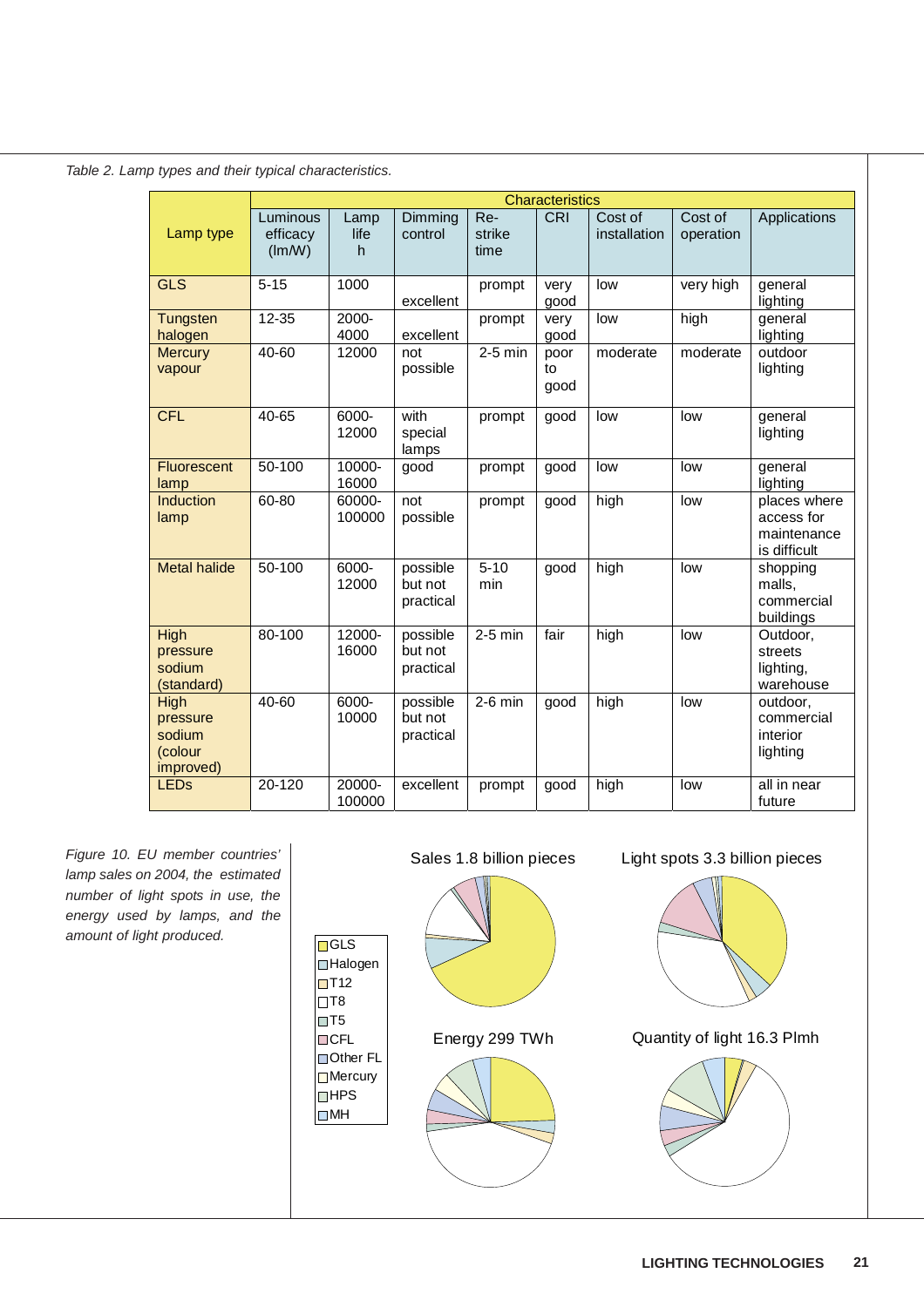*Table 2. Lamp types and their typical characteristics.*

| Lamp type | Characteristics | | | | | | | |
|---|---|---|---|---|---|---|---|---|
| | Luminous efficacy (lm/W) | Lamp life h | Dimming control | Re-strike time | CRI | Cost of installation | Cost of operation | Applications |
| GLS | 5-15 | 1000 | excellent | prompt | very good | low | very high | general lighting |
| Tungsten halogen | 12-35 | 2000-4000 | excellent | prompt | very good | low | high | general lighting |
| Mercury vapour | 40-60 | 12000 | not possible | 2-5 min | poor to good | moderate | moderate | outdoor lighting |
| CFL | 40-65 | 6000-12000 | with special lamps | prompt | good | low | low | general lighting |
| Fluorescent lamp | 50-100 | 10000-16000 | good | prompt | good | low | low | general lighting |
| Induction lamp | 60-80 | 60000-100000 | not possible | prompt | good | high | low | places where access for maintenance is difficult |
| Metal halide | 50-100 | 6000-12000 | possible but not practical | 5-10 min | good | high | low | shopping malls, commercial buildings |
| High pressure sodium (standard) | 80-100 | 12000-16000 | possible but not practical | 2-5 min | fair | high | low | Outdoor, streets lighting, warehouse |
| High pressure sodium (colour improved) | 40-60 | 6000-10000 | possible but not practical | 2-6 min | good | high | low | outdoor, commercial interior lighting |
| LEDs | 20-120 | 20000-100000 | excellent | prompt | good | high | low | all in near future |

*Figure 10. EU member countries' lamp sales on 2004, the estimated number of light spots in use, the energy used by lamps, and the amount of light produced.*

GLS
Halogen
T12
T8
T5
CFL
Other FL
Mercury
HPS
MH

Sales 1.8 billion pieces

Light spots 3.3 billion pieces

Energy 299 TWh

Quantity of light 16.3 Plmh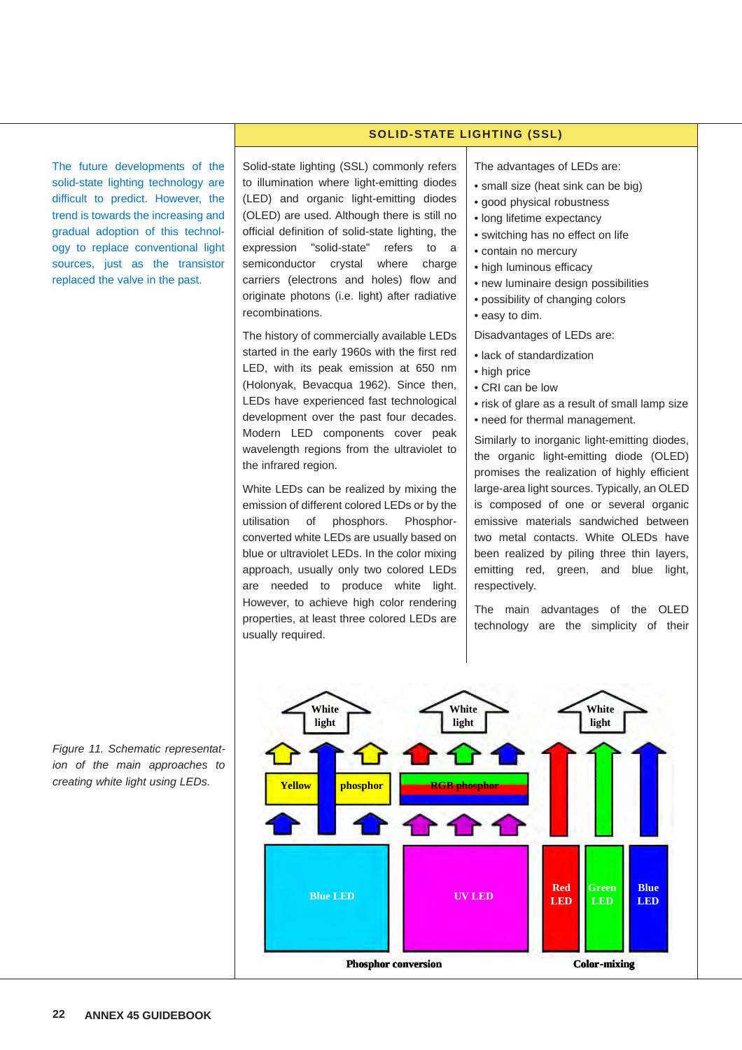## SOLID-STATE LIGHTING (SSL)

The future developments of the solid-state lighting technology are difficult to predict. However, the trend is towards the increasing and gradual adoption of this technology to replace conventional light sources, just as the transistor replaced the valve in the past.

Solid-state lighting (SSL) commonly refers to illumination where light-emitting diodes (LED) and organic light-emitting diodes (OLED) are used. Although there is still no official definition of solid-state lighting, the expression "solid-state" refers to a semiconductor crystal where charge carriers (electrons and holes) flow and originate photons (i.e. light) after radiative recombinations.

The history of commercially available LEDs started in the early 1960s with the first red LED, with its peak emission at 650 nm (Holonyak, Bevacqua 1962). Since then, LEDs have experienced fast technological development over the past four decades. Modern LED components cover peak wavelength regions from the ultraviolet to the infrared region.

White LEDs can be realized by mixing the emission of different colored LEDs or by the utilisation of phosphors. Phosphor-converted white LEDs are usually based on blue or ultraviolet LEDs. In the color mixing approach, usually only two colored LEDs are needed to produce white light. However, to achieve high color rendering properties, at least three colored LEDs are usually required.

The advantages of LEDs are:

- small size (heat sink can be big)
- good physical robustness
- long lifetime expectancy
- switching has no effect on life
- contain no mercury
- high luminous efficacy
- new luminaire design possibilities
- possibility of changing colors
- easy to dim.

Disadvantages of LEDs are:

- lack of standardization
- high price
- CRI can be low
- risk of glare as a result of small lamp size
- need for thermal management.

Similarly to inorganic light-emitting diodes, the organic light-emitting diode (OLED) promises the realization of highly efficient large-area light sources. Typically, an OLED is composed of one or several organic emissive materials sandwiched between two metal contacts. White OLEDs have been realized by piling three thin layers, emitting red, green, and blue light, respectively.

The main advantages of the OLED technology are the simplicity of their

White light
White light
White light
Yellow phosphor
RGB phosphor
Blue LED
UV LED
Red LED
Green LED
Blue LED
Phosphor conversion
Color-mixing

*Figure 11. Schematic representation of the main approaches to creating white light using LEDs.*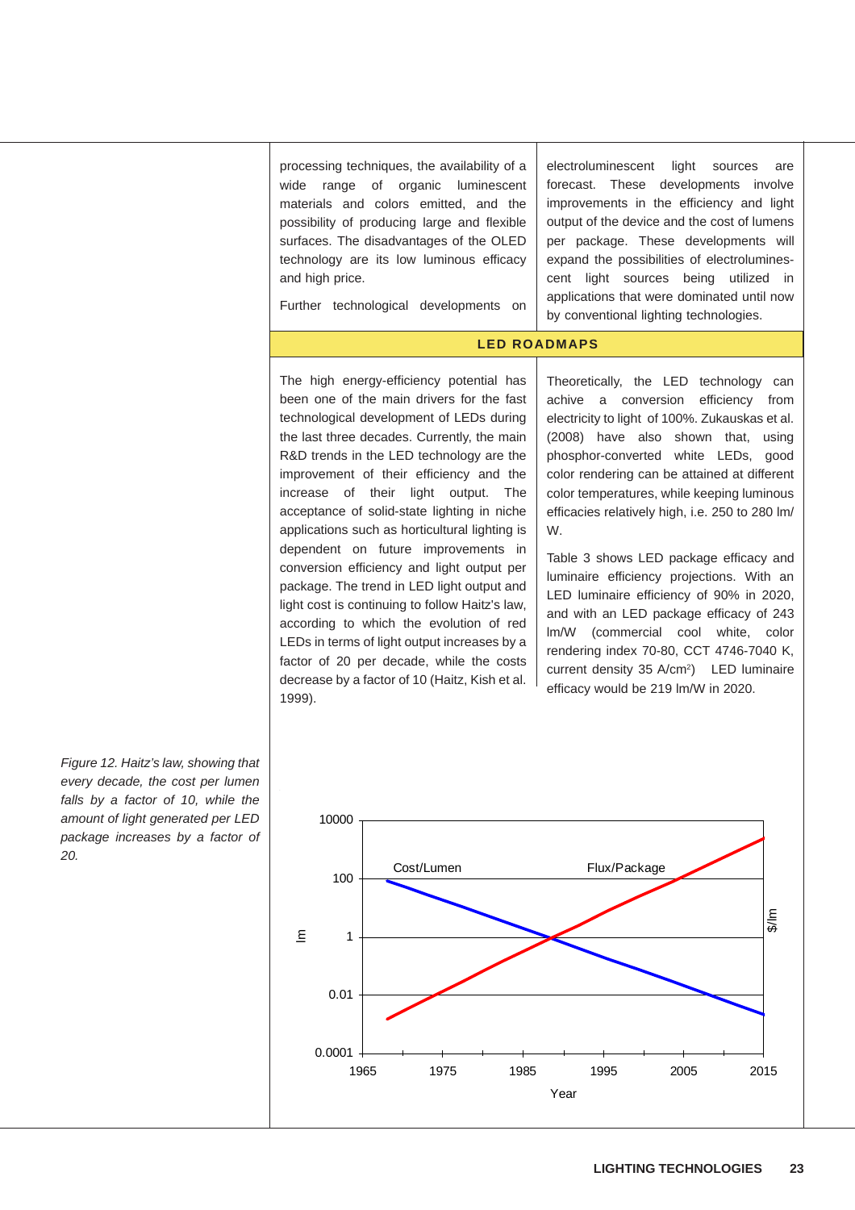processing techniques, the availability of a wide range of organic luminescent materials and colors emitted, and the possibility of producing large and flexible surfaces. The disadvantages of the OLED technology are its low luminous efficacy and high price.

Further technological developments on electroluminescent light sources are forecast. These developments involve improvements in the efficiency and light output of the device and the cost of lumens per package. These developments will expand the possibilities of electroluminescent light sources being utilized in applications that were dominated until now by conventional lighting technologies.

## LED ROADMAPS

The high energy-efficiency potential has been one of the main drivers for the fast technological development of LEDs during the last three decades. Currently, the main R&D trends in the LED technology are the improvement of their efficiency and the increase of their light output. The acceptance of solid-state lighting in niche applications such as horticultural lighting is dependent on future improvements in conversion efficiency and light output per package. The trend in LED light output and light cost is continuing to follow Haitz's law, according to which the evolution of red LEDs in terms of light output increases by a factor of 20 per decade, while the costs decrease by a factor of 10 (Haitz, Kish et al. 1999).

Theoretically, the LED technology can achive a conversion efficiency from electricity to light of 100%. Zukauskas et al. (2008) have also shown that, using phosphor-converted white LEDs, good color rendering can be attained at different color temperatures, while keeping luminous efficacies relatively high, i.e. 250 to 280 lm/W.

Table 3 shows LED package efficacy and luminaire efficiency projections. With an LED luminaire efficiency of 90% in 2020, and with an LED package efficacy of 243 lm/W (commercial cool white, color rendering index 70-80, CCT 4746-7040 K, current density 35 A/cm²) LED luminaire efficacy would be 219 lm/W in 2020.

*Figure 12. Haitz's law, showing that every decade, the cost per lumen falls by a factor of 10, while the amount of light generated per LED package increases by a factor of 20.*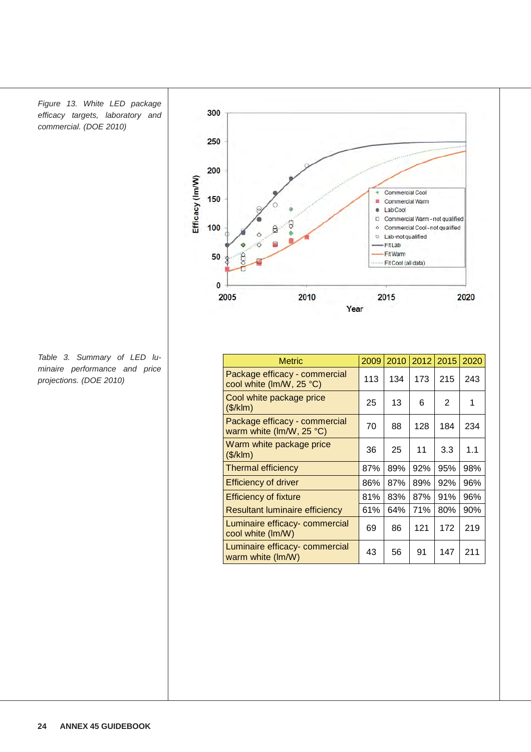*Figure 13. White LED package efficacy targets, laboratory and commercial. (DOE 2010)*

300
250
200
150
100
50
0
Efficacy (lm/W)
2005
2010
2015
2020
Year

Commercial Cool
Commercial Warm
Lab Cool
Commercial Warm - not qualified
Commercial Cool - not qualified
Lab - not qualified
Fit Lab
Fit Warm
Fit Cool (all data)

*Table 3. Summary of LED luminaire performance and price projections. (DOE 2010)*

| Metric | 2009 | 2010 | 2012 | 2015 | 2020 |
|---|---|---|---|---|---|
| Package efficacy - commercial cool white (lm/W, 25 °C) | 113 | 134 | 173 | 215 | 243 |
| Cool white package price ($/klm) | 25 | 13 | 6 | 2 | 1 |
| Package efficacy - commercial warm white (lm/W, 25 °C) | 70 | 88 | 128 | 184 | 234 |
| Warm white package price ($/klm) | 36 | 25 | 11 | 3.3 | 1.1 |
| Thermal efficiency | 87% | 89% | 92% | 95% | 98% |
| Efficiency of driver | 86% | 87% | 89% | 92% | 96% |
| Efficiency of fixture | 81% | 83% | 87% | 91% | 96% |
| Resultant luminaire efficiency | 61% | 64% | 71% | 80% | 90% |
| Luminaire efficacy- commercial cool white (lm/W) | 69 | 86 | 121 | 172 | 219 |
| Luminaire efficacy- commercial warm white (lm/W) | 43 | 56 | 91 | 147 | 211 |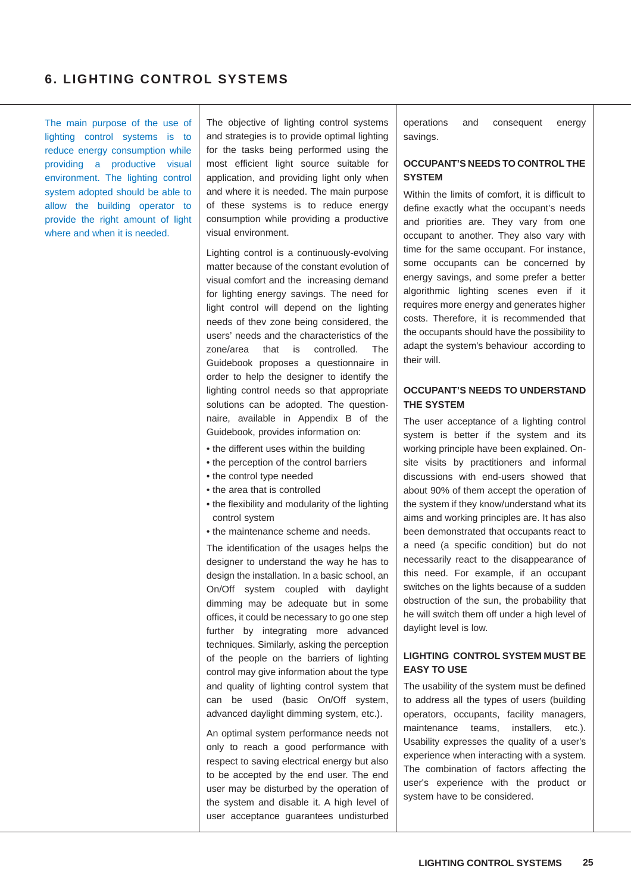# 6. LIGHTING CONTROL SYSTEMS

The main purpose of the use of lighting control systems is to reduce energy consumption while providing a productive visual environment. The lighting control system adopted should be able to allow the building operator to provide the right amount of light where and when it is needed.

The objective of lighting control systems and strategies is to provide optimal lighting for the tasks being performed using the most efficient light source suitable for application, and providing light only when and where it is needed. The main purpose of these systems is to reduce energy consumption while providing a productive visual environment.

Lighting control is a continuously-evolving matter because of the constant evolution of visual comfort and the increasing demand for lighting energy savings. The need for light control will depend on the lighting needs of thev zone being considered, the users' needs and the characteristics of the zone/area that is controlled. The Guidebook proposes a questionnaire in order to help the designer to identify the lighting control needs so that appropriate solutions can be adopted. The questionnaire, available in Appendix B of the Guidebook, provides information on:

- the different uses within the building
- the perception of the control barriers
- the control type needed
- the area that is controlled
- the flexibility and modularity of the lighting control system
- the maintenance scheme and needs.

The identification of the usages helps the designer to understand the way he has to design the installation. In a basic school, an On/Off system coupled with daylight dimming may be adequate but in some offices, it could be necessary to go one step further by integrating more advanced techniques. Similarly, asking the perception of the people on the barriers of lighting control may give information about the type and quality of lighting control system that can be used (basic On/Off system, advanced daylight dimming system, etc.).

An optimal system performance needs not only to reach a good performance with respect to saving electrical energy but also to be accepted by the end user. The end user may be disturbed by the operation of the system and disable it. A high level of user acceptance guarantees undisturbed operations and consequent energy savings.

## OCCUPANT'S NEEDS TO CONTROL THE SYSTEM

Within the limits of comfort, it is difficult to define exactly what the occupant's needs and priorities are. They vary from one occupant to another. They also vary with time for the same occupant. For instance, some occupants can be concerned by energy savings, and some prefer a better algorithmic lighting scenes even if it requires more energy and generates higher costs. Therefore, it is recommended that the occupants should have the possibility to adapt the system's behaviour according to their will.

## OCCUPANT'S NEEDS TO UNDERSTAND THE SYSTEM

The user acceptance of a lighting control system is better if the system and its working principle have been explained. On-site visits by practitioners and informal discussions with end-users showed that about 90% of them accept the operation of the system if they know/understand what its aims and working principles are. It has also been demonstrated that occupants react to a need (a specific condition) but do not necessarily react to the disappearance of this need. For example, if an occupant switches on the lights because of a sudden obstruction of the sun, the probability that he will switch them off under a high level of daylight level is low.

## LIGHTING CONTROL SYSTEM MUST BE EASY TO USE

The usability of the system must be defined to address all the types of users (building operators, occupants, facility managers, maintenance teams, installers, etc.). Usability expresses the quality of a user's experience when interacting with a system. The combination of factors affecting the user's experience with the product or system have to be considered.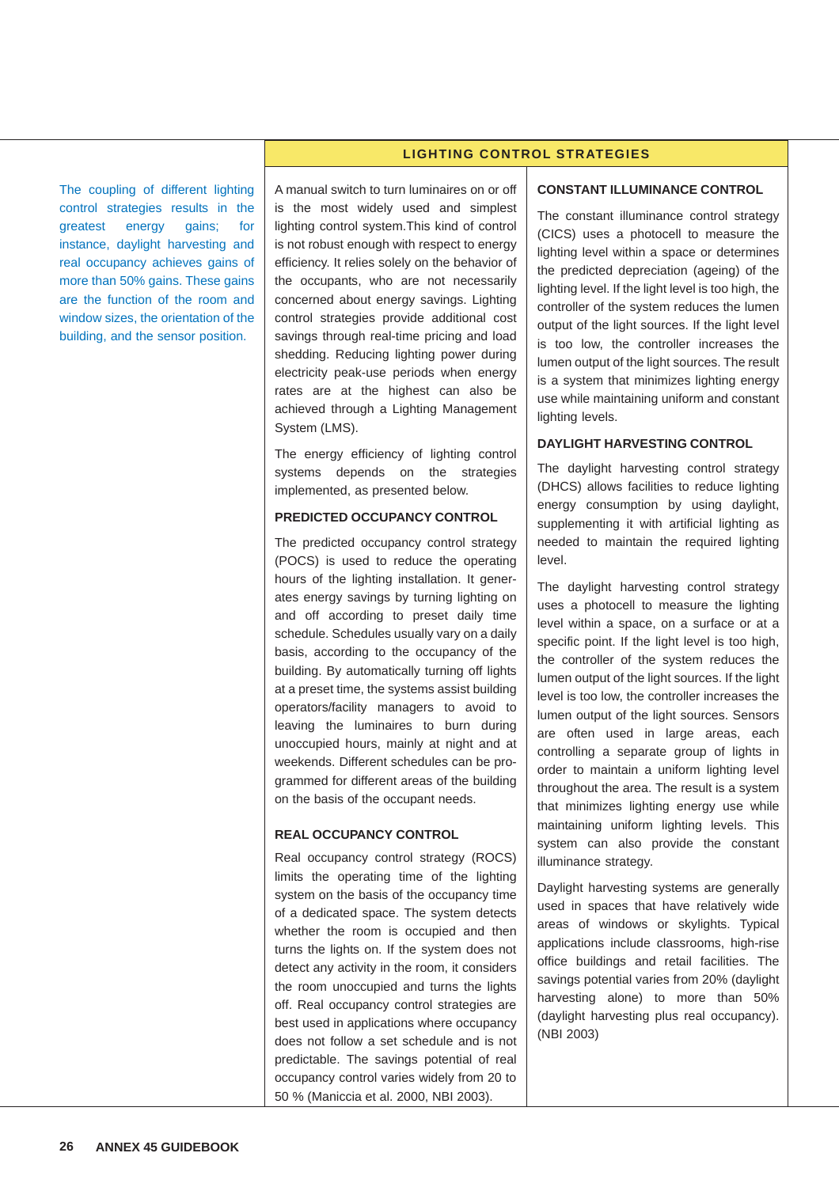The coupling of different lighting control strategies results in the greatest energy gains; for instance, daylight harvesting and real occupancy achieves gains of more than 50% gains. These gains are the function of the room and window sizes, the orientation of the building, and the sensor position.

## LIGHTING CONTROL STRATEGIES

A manual switch to turn luminaires on or off is the most widely used and simplest lighting control system.This kind of control is not robust enough with respect to energy efficiency. It relies solely on the behavior of the occupants, who are not necessarily concerned about energy savings. Lighting control strategies provide additional cost savings through real-time pricing and load shedding. Reducing lighting power during electricity peak-use periods when energy rates are at the highest can also be achieved through a Lighting Management System (LMS).

The energy efficiency of lighting control systems depends on the strategies implemented, as presented below.

### PREDICTED OCCUPANCY CONTROL

The predicted occupancy control strategy (POCS) is used to reduce the operating hours of the lighting installation. It generates energy savings by turning lighting on and off according to preset daily time schedule. Schedules usually vary on a daily basis, according to the occupancy of the building. By automatically turning off lights at a preset time, the systems assist building operators/facility managers to avoid to leaving the luminaires to burn during unoccupied hours, mainly at night and at weekends. Different schedules can be programmed for different areas of the building on the basis of the occupant needs.

### REAL OCCUPANCY CONTROL

Real occupancy control strategy (ROCS) limits the operating time of the lighting system on the basis of the occupancy time of a dedicated space. The system detects whether the room is occupied and then turns the lights on. If the system does not detect any activity in the room, it considers the room unoccupied and turns the lights off. Real occupancy control strategies are best used in applications where occupancy does not follow a set schedule and is not predictable. The savings potential of real occupancy control varies widely from 20 to 50 % (Maniccia et al. 2000, NBI 2003).

### CONSTANT ILLUMINANCE CONTROL

The constant illuminance control strategy (CICS) uses a photocell to measure the lighting level within a space or determines the predicted depreciation (ageing) of the lighting level. If the light level is too high, the controller of the system reduces the lumen output of the light sources. If the light level is too low, the controller increases the lumen output of the light sources. The result is a system that minimizes lighting energy use while maintaining uniform and constant lighting levels.

### DAYLIGHT HARVESTING CONTROL

The daylight harvesting control strategy (DHCS) allows facilities to reduce lighting energy consumption by using daylight, supplementing it with artificial lighting as needed to maintain the required lighting level.

The daylight harvesting control strategy uses a photocell to measure the lighting level within a space, on a surface or at a specific point. If the light level is too high, the controller of the system reduces the lumen output of the light sources. If the light level is too low, the controller increases the lumen output of the light sources. Sensors are often used in large areas, each controlling a separate group of lights in order to maintain a uniform lighting level throughout the area. The result is a system that minimizes lighting energy use while maintaining uniform lighting levels. This system can also provide the constant illuminance strategy.

Daylight harvesting systems are generally used in spaces that have relatively wide areas of windows or skylights. Typical applications include classrooms, high-rise office buildings and retail facilities. The savings potential varies from 20% (daylight harvesting alone) to more than 50% (daylight harvesting plus real occupancy). (NBI 2003)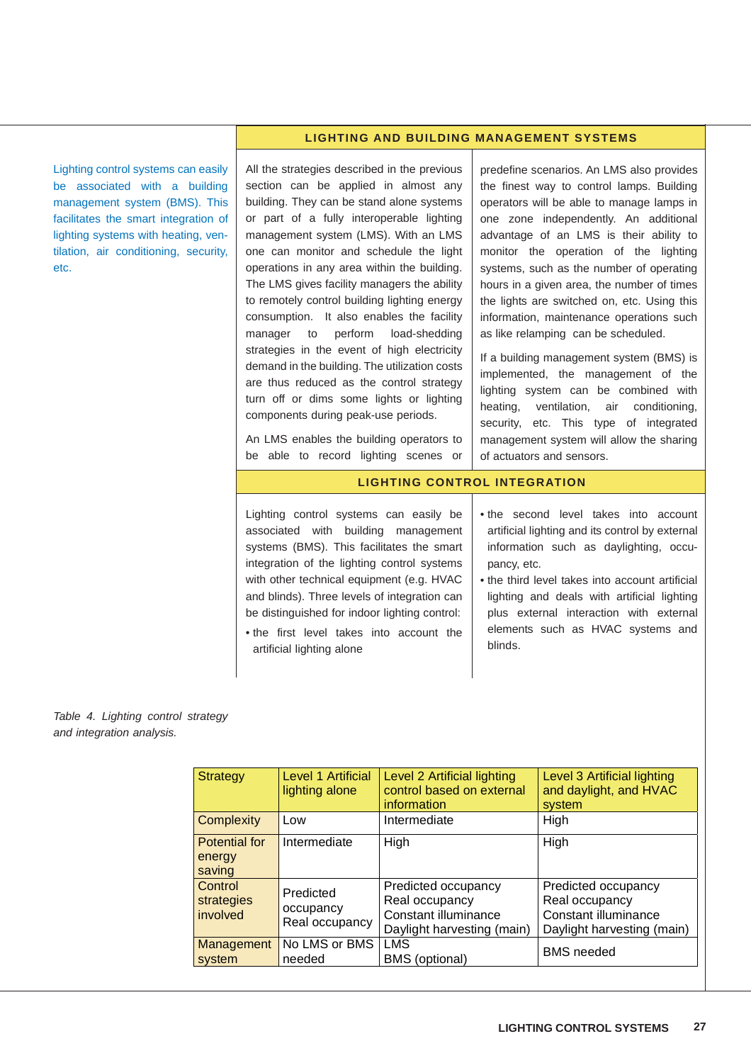Lighting control systems can easily be associated with a building management system (BMS). This facilitates the smart integration of lighting systems with heating, ventilation, air conditioning, security, etc.

## LIGHTING AND BUILDING MANAGEMENT SYSTEMS

All the strategies described in the previous section can be applied in almost any building. They can be stand alone systems or part of a fully interoperable lighting management system (LMS). With an LMS one can monitor and schedule the light operations in any area within the building. The LMS gives facility managers the ability to remotely control building lighting energy consumption. It also enables the facility manager to perform load-shedding strategies in the event of high electricity demand in the building. The utilization costs are thus reduced as the control strategy turn off or dims some lights or lighting components during peak-use periods.

An LMS enables the building operators to be able to record lighting scenes or predefine scenarios. An LMS also provides the finest way to control lamps. Building operators will be able to manage lamps in one zone independently. An additional advantage of an LMS is their ability to monitor the operation of the lighting systems, such as the number of operating hours in a given area, the number of times the lights are switched on, etc. Using this information, maintenance operations such as like relamping can be scheduled.

If a building management system (BMS) is implemented, the management of the lighting system can be combined with heating, ventilation, air conditioning, security, etc. This type of integrated management system will allow the sharing of actuators and sensors.

## LIGHTING CONTROL INTEGRATION

Lighting control systems can easily be associated with building management systems (BMS). This facilitates the smart integration of the lighting control systems with other technical equipment (e.g. HVAC and blinds). Three levels of integration can be distinguished for indoor lighting control:

- the first level takes into account the artificial lighting alone
- the second level takes into account artificial lighting and its control by external information such as daylighting, occupancy, etc.
- the third level takes into account artificial lighting and deals with artificial lighting plus external interaction with external elements such as HVAC systems and blinds.

*Table 4. Lighting control strategy and integration analysis.*

| Strategy | Level 1 Artificial lighting alone | Level 2 Artificial lighting control based on external information | Level 3 Artificial lighting and daylight, and HVAC system |
|---|---|---|---|
| Complexity | Low | Intermediate | High |
| Potential for energy saving | Intermediate | High | High |
| Control strategies involved | Predicted occupancy<br>Real occupancy | Predicted occupancy<br>Real occupancy<br>Constant illuminance<br>Daylight harvesting (main) | Predicted occupancy<br>Real occupancy<br>Constant illuminance<br>Daylight harvesting (main) |
| Management system | No LMS or BMS needed | LMS<br>BMS (optional) | BMS needed |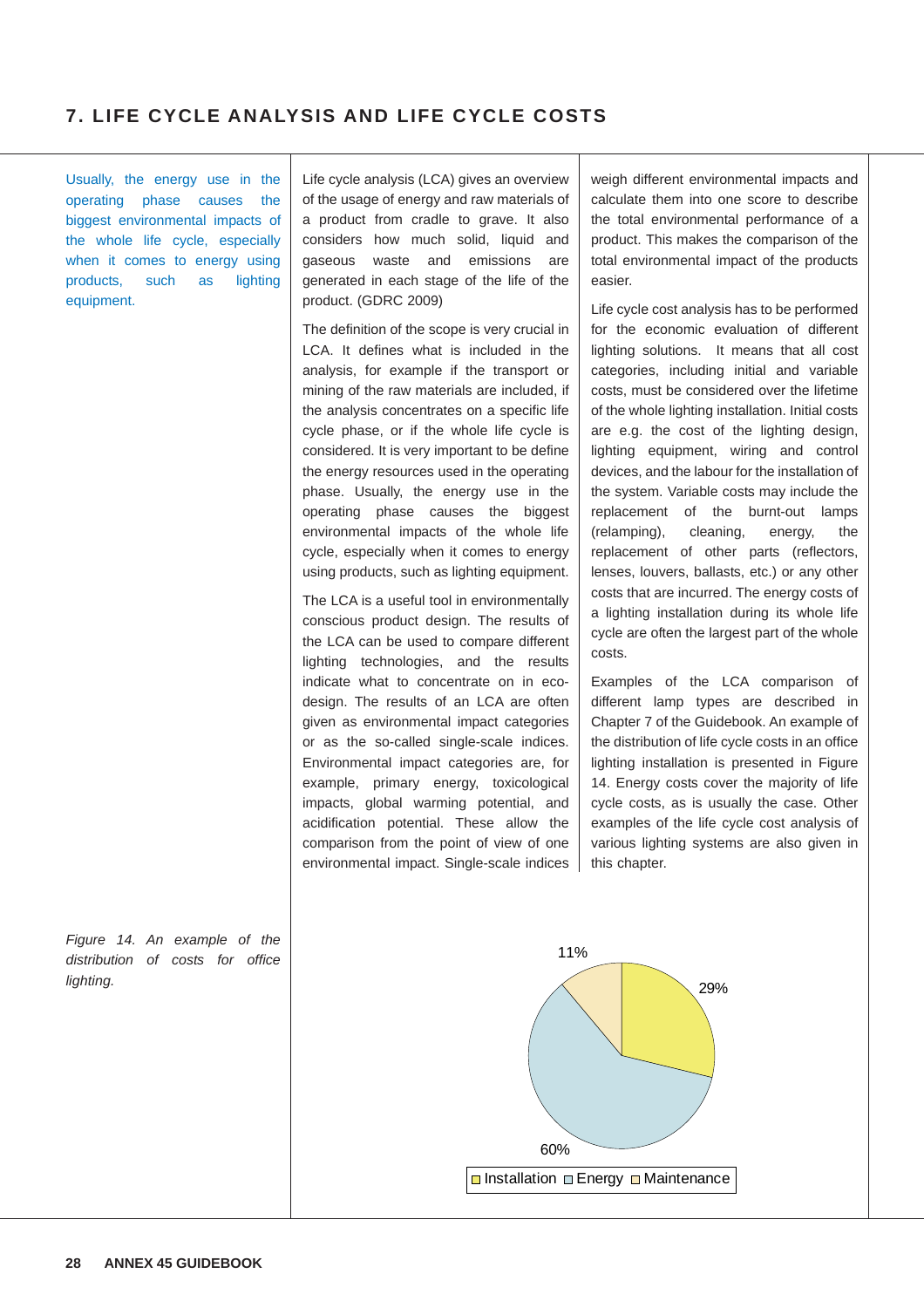# 7. LIFE CYCLE ANALYSIS AND LIFE CYCLE COSTS

Usually, the energy use in the operating phase causes the biggest environmental impacts of the whole life cycle, especially when it comes to energy using products, such as lighting equipment.

Life cycle analysis (LCA) gives an overview of the usage of energy and raw materials of a product from cradle to grave. It also considers how much solid, liquid and gaseous waste and emissions are generated in each stage of the life of the product. (GDRC 2009)

The definition of the scope is very crucial in LCA. It defines what is included in the analysis, for example if the transport or mining of the raw materials are included, if the analysis concentrates on a specific life cycle phase, or if the whole life cycle is considered. It is very important to be define the energy resources used in the operating phase. Usually, the energy use in the operating phase causes the biggest environmental impacts of the whole life cycle, especially when it comes to energy using products, such as lighting equipment.

The LCA is a useful tool in environmentally conscious product design. The results of the LCA can be used to compare different lighting technologies, and the results indicate what to concentrate on in eco-design. The results of an LCA are often given as environmental impact categories or as the so-called single-scale indices. Environmental impact categories are, for example, primary energy, toxicological impacts, global warming potential, and acidification potential. These allow the comparison from the point of view of one environmental impact. Single-scale indices weigh different environmental impacts and calculate them into one score to describe the total environmental performance of a product. This makes the comparison of the total environmental impact of the products easier.

Life cycle cost analysis has to be performed for the economic evaluation of different lighting solutions. It means that all cost categories, including initial and variable costs, must be considered over the lifetime of the whole lighting installation. Initial costs are e.g. the cost of the lighting design, lighting equipment, wiring and control devices, and the labour for the installation of the system. Variable costs may include the replacement of the burnt-out lamps (relamping), cleaning, energy, the replacement of other parts (reflectors, lenses, louvers, ballasts, etc.) or any other costs that are incurred. The energy costs of a lighting installation during its whole life cycle are often the largest part of the whole costs.

Examples of the LCA comparison of different lamp types are described in Chapter 7 of the Guidebook. An example of the distribution of life cycle costs in an office lighting installation is presented in Figure 14. Energy costs cover the majority of life cycle costs, as is usually the case. Other examples of the life cycle cost analysis of various lighting systems are also given in this chapter.

11%

29%

60%

Installation  Energy  Maintenance

*Figure 14. An example of the distribution of costs for office lighting.*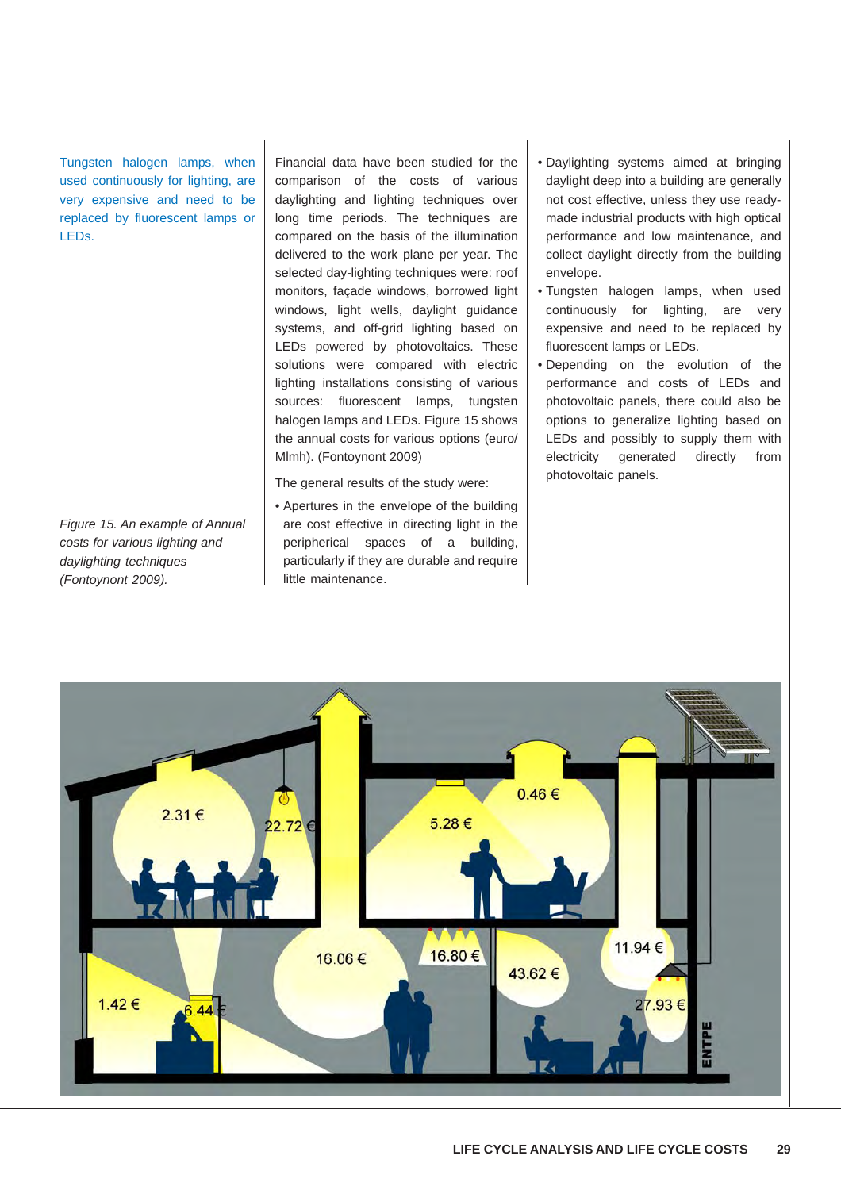Tungsten halogen lamps, when used continuously for lighting, are very expensive and need to be replaced by fluorescent lamps or LEDs.

Financial data have been studied for the comparison of the costs of various daylighting and lighting techniques over long time periods. The techniques are compared on the basis of the illumination delivered to the work plane per year. The selected day-lighting techniques were: roof monitors, façade windows, borrowed light windows, light wells, daylight guidance systems, and off-grid lighting based on LEDs powered by photovoltaics. These solutions were compared with electric lighting installations consisting of various sources: fluorescent lamps, tungsten halogen lamps and LEDs. Figure 15 shows the annual costs for various options (euro/ Mlmh). (Fontoynont 2009)

The general results of the study were:

- Apertures in the envelope of the building are cost effective in directing light in the peripherical spaces of a building, particularly if they are durable and require little maintenance.
- Daylighting systems aimed at bringing daylight deep into a building are generally not cost effective, unless they use ready-made industrial products with high optical performance and low maintenance, and collect daylight directly from the building envelope.
- Tungsten halogen lamps, when used continuously for lighting, are very expensive and need to be replaced by fluorescent lamps or LEDs.
- Depending on the evolution of the performance and costs of LEDs and photovoltaic panels, there could also be options to generalize lighting based on LEDs and possibly to supply them with electricity generated directly from photovoltaic panels.

2.31 €
22.72 €
5.28 €
0.46 €
1.42 €
6.44 €
16.06 €
16.80 €
43.62 €
11.94 €
27.93 €
ENTPE

*Figure 15. An example of Annual costs for various lighting and daylighting techniques (Fontoynont 2009).*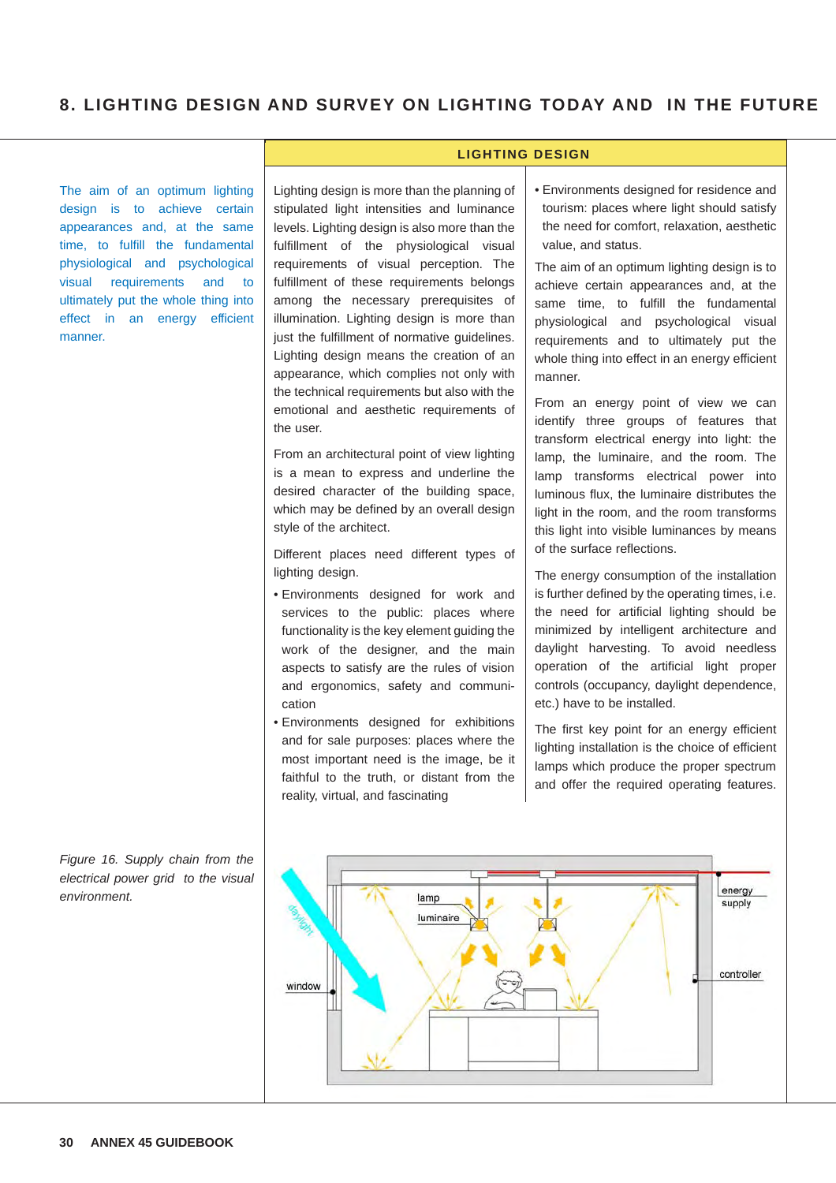# 8. LIGHTING DESIGN AND SURVEY ON LIGHTING TODAY AND IN THE FUTURE

The aim of an optimum lighting design is to achieve certain appearances and, at the same time, to fulfill the fundamental physiological and psychological visual requirements and to ultimately put the whole thing into effect in an energy efficient manner.

## LIGHTING DESIGN

Lighting design is more than the planning of stipulated light intensities and luminance levels. Lighting design is also more than the fulfillment of the physiological visual requirements of visual perception. The fulfillment of these requirements belongs among the necessary prerequisites of illumination. Lighting design is more than just the fulfillment of normative guidelines. Lighting design means the creation of an appearance, which complies not only with the technical requirements but also with the emotional and aesthetic requirements of the user.

From an architectural point of view lighting is a mean to express and underline the desired character of the building space, which may be defined by an overall design style of the architect.

Different places need different types of lighting design.

- Environments designed for work and services to the public: places where functionality is the key element guiding the work of the designer, and the main aspects to satisfy are the rules of vision and ergonomics, safety and communication
- Environments designed for exhibitions and for sale purposes: places where the most important need is the image, be it faithful to the truth, or distant from the reality, virtual, and fascinating
- Environments designed for residence and tourism: places where light should satisfy the need for comfort, relaxation, aesthetic value, and status.

The aim of an optimum lighting design is to achieve certain appearances and, at the same time, to fulfill the fundamental physiological and psychological visual requirements and to ultimately put the whole thing into effect in an energy efficient manner.

From an energy point of view we can identify three groups of features that transform electrical energy into light: the lamp, the luminaire, and the room. The lamp transforms electrical power into luminous flux, the luminaire distributes the light in the room, and the room transforms this light into visible luminances by means of the surface reflections.

The energy consumption of the installation is further defined by the operating times, i.e. the need for artificial lighting should be minimized by intelligent architecture and daylight harvesting. To avoid needless operation of the artificial light proper controls (occupancy, daylight dependence, etc.) have to be installed.

The first key point for an energy efficient lighting installation is the choice of efficient lamps which produce the proper spectrum and offer the required operating features.

lamp
luminaire
daylight
window
energy supply
controller

*Figure 16. Supply chain from the electrical power grid to the visual environment.*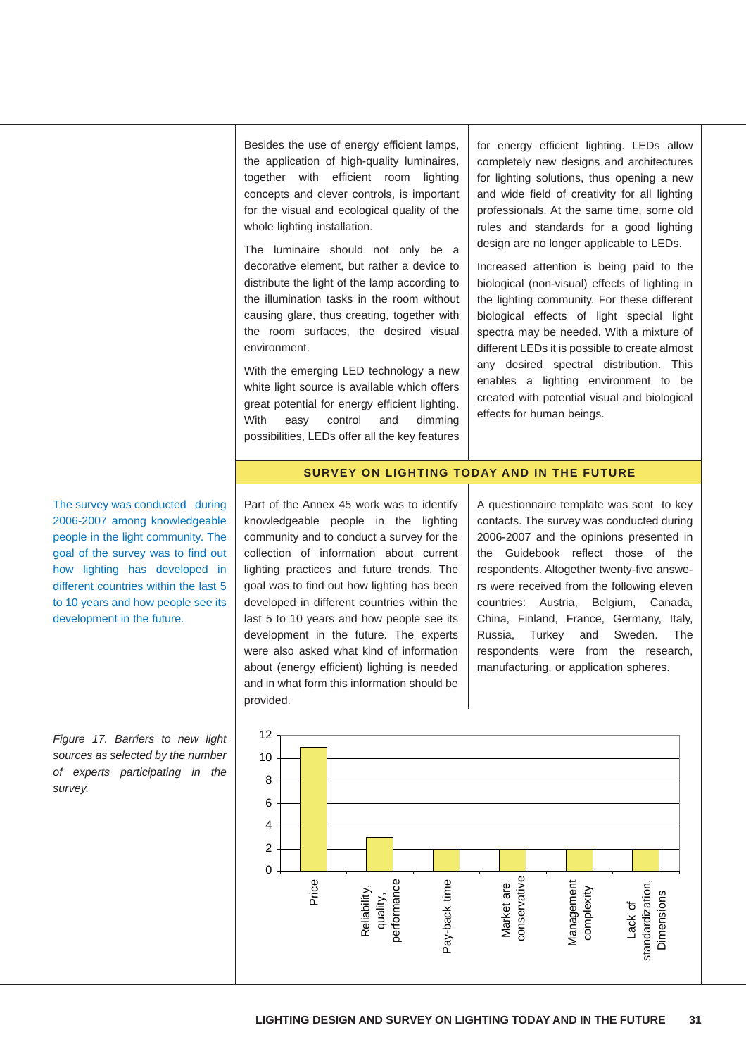Besides the use of energy efficient lamps, the application of high-quality luminaires, together with efficient room lighting concepts and clever controls, is important for the visual and ecological quality of the whole lighting installation.

The luminaire should not only be a decorative element, but rather a device to distribute the light of the lamp according to the illumination tasks in the room without causing glare, thus creating, together with the room surfaces, the desired visual environment.

With the emerging LED technology a new white light source is available which offers great potential for energy efficient lighting. With easy control and dimming possibilities, LEDs offer all the key features for energy efficient lighting. LEDs allow completely new designs and architectures for lighting solutions, thus opening a new and wide field of creativity for all lighting professionals. At the same time, some old rules and standards for a good lighting design are no longer applicable to LEDs.

Increased attention is being paid to the biological (non-visual) effects of lighting in the lighting community. For these different biological effects of light special light spectra may be needed. With a mixture of different LEDs it is possible to create almost any desired spectral distribution. This enables a lighting environment to be created with potential visual and biological effects for human beings.

## SURVEY ON LIGHTING TODAY AND IN THE FUTURE

The survey was conducted during 2006-2007 among knowledgeable people in the light community. The goal of the survey was to find out how lighting has developed in different countries within the last 5 to 10 years and how people see its development in the future.

Part of the Annex 45 work was to identify knowledgeable people in the lighting community and to conduct a survey for the collection of information about current lighting practices and future trends. The goal was to find out how lighting has been developed in different countries within the last 5 to 10 years and how people see its development in the future. The experts were also asked what kind of information about (energy efficient) lighting is needed and in what form this information should be provided.

A questionnaire template was sent to key contacts. The survey was conducted during 2006-2007 and the opinions presented in the Guidebook reflect those of the respondents. Altogether twenty-five answers were received from the following eleven countries: Austria, Belgium, Canada, China, Finland, France, Germany, Italy, Russia, Turkey and Sweden. The respondents were from the research, manufacturing, or application spheres.

*Figure 17. Barriers to new light sources as selected by the number of experts participating in the survey.*

12
10
8
6
4
2
0

Price
Reliability, quality, performance
Pay-back time
Market are conservative
Management complexity
Lack of standardization, Dimensions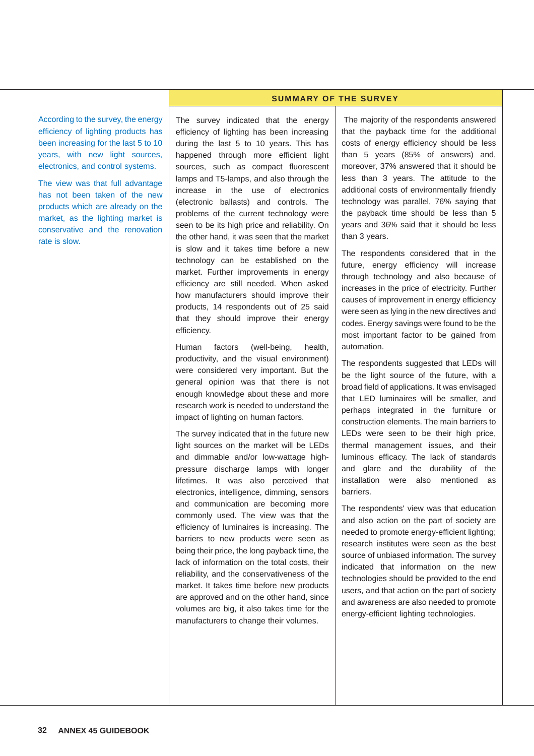According to the survey, the energy efficiency of lighting products has been increasing for the last 5 to 10 years, with new light sources, electronics, and control systems.

The view was that full advantage has not been taken of the new products which are already on the market, as the lighting market is conservative and the renovation rate is slow.

## SUMMARY OF THE SURVEY

The survey indicated that the energy efficiency of lighting has been increasing during the last 5 to 10 years. This has happened through more efficient light sources, such as compact fluorescent lamps and T5-lamps, and also through the increase in the use of electronics (electronic ballasts) and controls. The problems of the current technology were seen to be its high price and reliability. On the other hand, it was seen that the market is slow and it takes time before a new technology can be established on the market. Further improvements in energy efficiency are still needed. When asked how manufacturers should improve their products, 14 respondents out of 25 said that they should improve their energy efficiency.

Human factors (well-being, health, productivity, and the visual environment) were considered very important. But the general opinion was that there is not enough knowledge about these and more research work is needed to understand the impact of lighting on human factors.

The survey indicated that in the future new light sources on the market will be LEDs and dimmable and/or low-wattage high-pressure discharge lamps with longer lifetimes. It was also perceived that electronics, intelligence, dimming, sensors and communication are becoming more commonly used. The view was that the efficiency of luminaires is increasing. The barriers to new products were seen as being their price, the long payback time, the lack of information on the total costs, their reliability, and the conservativeness of the market. It takes time before new products are approved and on the other hand, since volumes are big, it also takes time for the manufacturers to change their volumes.

The majority of the respondents answered that the payback time for the additional costs of energy efficiency should be less than 5 years (85% of answers) and, moreover, 37% answered that it should be less than 3 years. The attitude to the additional costs of environmentally friendly technology was parallel, 76% saying that the payback time should be less than 5 years and 36% said that it should be less than 3 years.

The respondents considered that in the future, energy efficiency will increase through technology and also because of increases in the price of electricity. Further causes of improvement in energy efficiency were seen as lying in the new directives and codes. Energy savings were found to be the most important factor to be gained from automation.

The respondents suggested that LEDs will be the light source of the future, with a broad field of applications. It was envisaged that LED luminaires will be smaller, and perhaps integrated in the furniture or construction elements. The main barriers to LEDs were seen to be their high price, thermal management issues, and their luminous efficacy. The lack of standards and glare and the durability of the installation were also mentioned as barriers.

The respondents' view was that education and also action on the part of society are needed to promote energy-efficient lighting; research institutes were seen as the best source of unbiased information. The survey indicated that information on the new technologies should be provided to the end users, and that action on the part of society and awareness are also needed to promote energy-efficient lighting technologies.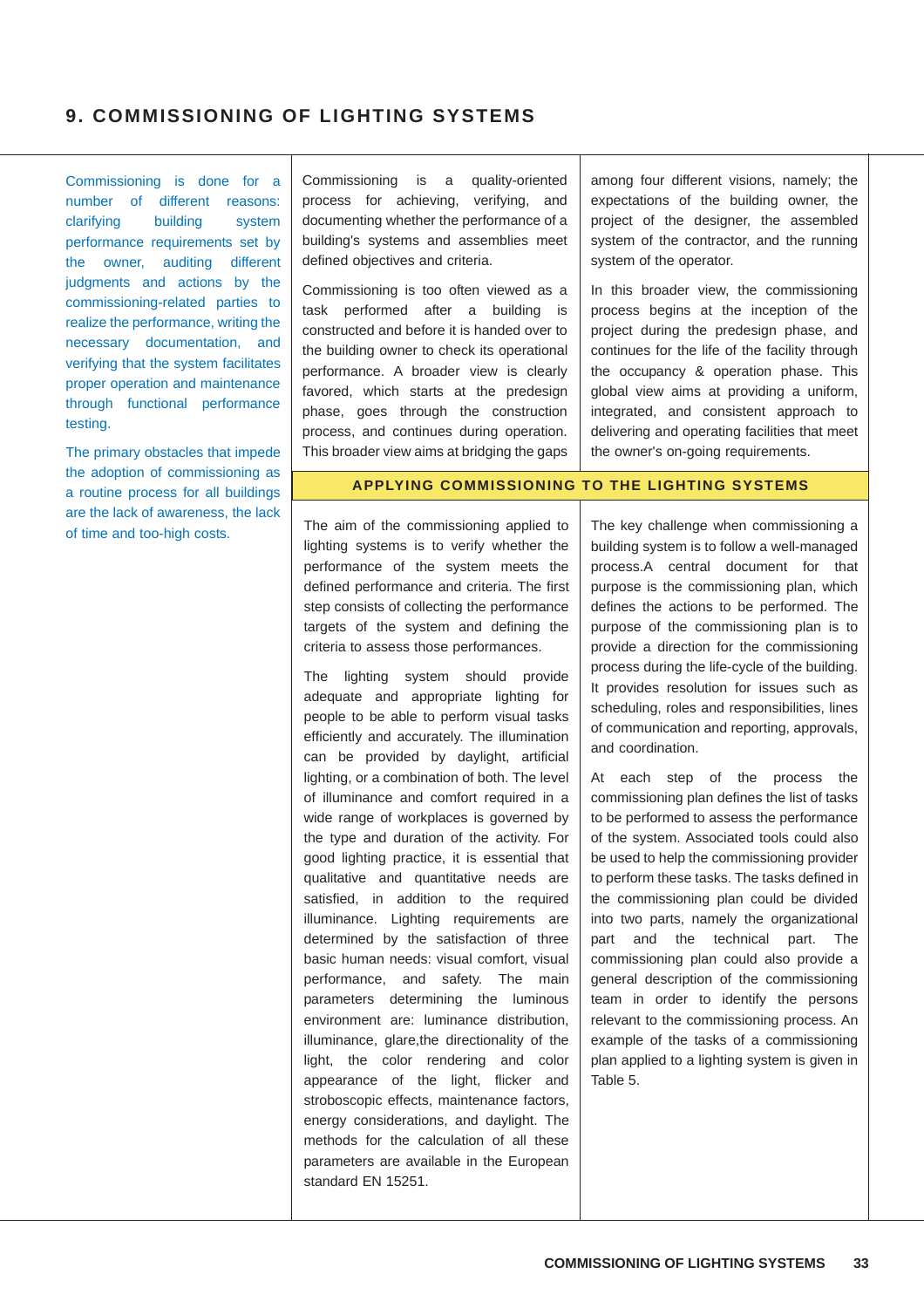# 9. COMMISSIONING OF LIGHTING SYSTEMS

Commissioning is done for a number of different reasons: clarifying building system performance requirements set by the owner, auditing different judgments and actions by the commissioning-related parties to realize the performance, writing the necessary documentation, and verifying that the system facilitates proper operation and maintenance through functional performance testing.

The primary obstacles that impede the adoption of commissioning as a routine process for all buildings are the lack of awareness, the lack of time and too-high costs.

Commissioning is a quality-oriented process for achieving, verifying, and documenting whether the performance of a building's systems and assemblies meet defined objectives and criteria.

Commissioning is too often viewed as a task performed after a building is constructed and before it is handed over to the building owner to check its operational performance. A broader view is clearly favored, which starts at the predesign phase, goes through the construction process, and continues during operation. This broader view aims at bridging the gaps among four different visions, namely; the expectations of the building owner, the project of the designer, the assembled system of the contractor, and the running system of the operator.

In this broader view, the commissioning process begins at the inception of the project during the predesign phase, and continues for the life of the facility through the occupancy & operation phase. This global view aims at providing a uniform, integrated, and consistent approach to delivering and operating facilities that meet the owner's on-going requirements.

## APPLYING COMMISSIONING TO THE LIGHTING SYSTEMS

The aim of the commissioning applied to lighting systems is to verify whether the performance of the system meets the defined performance and criteria. The first step consists of collecting the performance targets of the system and defining the criteria to assess those performances.

The lighting system should provide adequate and appropriate lighting for people to be able to perform visual tasks efficiently and accurately. The illumination can be provided by daylight, artificial lighting, or a combination of both. The level of illuminance and comfort required in a wide range of workplaces is governed by the type and duration of the activity. For good lighting practice, it is essential that qualitative and quantitative needs are satisfied, in addition to the required illuminance. Lighting requirements are determined by the satisfaction of three basic human needs: visual comfort, visual performance, and safety. The main parameters determining the luminous environment are: luminance distribution, illuminance, glare,the directionality of the light, the color rendering and color appearance of the light, flicker and stroboscopic effects, maintenance factors, energy considerations, and daylight. The methods for the calculation of all these parameters are available in the European standard EN 15251.

The key challenge when commissioning a building system is to follow a well-managed process.A central document for that purpose is the commissioning plan, which defines the actions to be performed. The purpose of the commissioning plan is to provide a direction for the commissioning process during the life-cycle of the building. It provides resolution for issues such as scheduling, roles and responsibilities, lines of communication and reporting, approvals, and coordination.

At each step of the process the commissioning plan defines the list of tasks to be performed to assess the performance of the system. Associated tools could also be used to help the commissioning provider to perform these tasks. The tasks defined in the commissioning plan could be divided into two parts, namely the organizational part and the technical part. The commissioning plan could also provide a general description of the commissioning team in order to identify the persons relevant to the commissioning process. An example of the tasks of a commissioning plan applied to a lighting system is given in Table 5.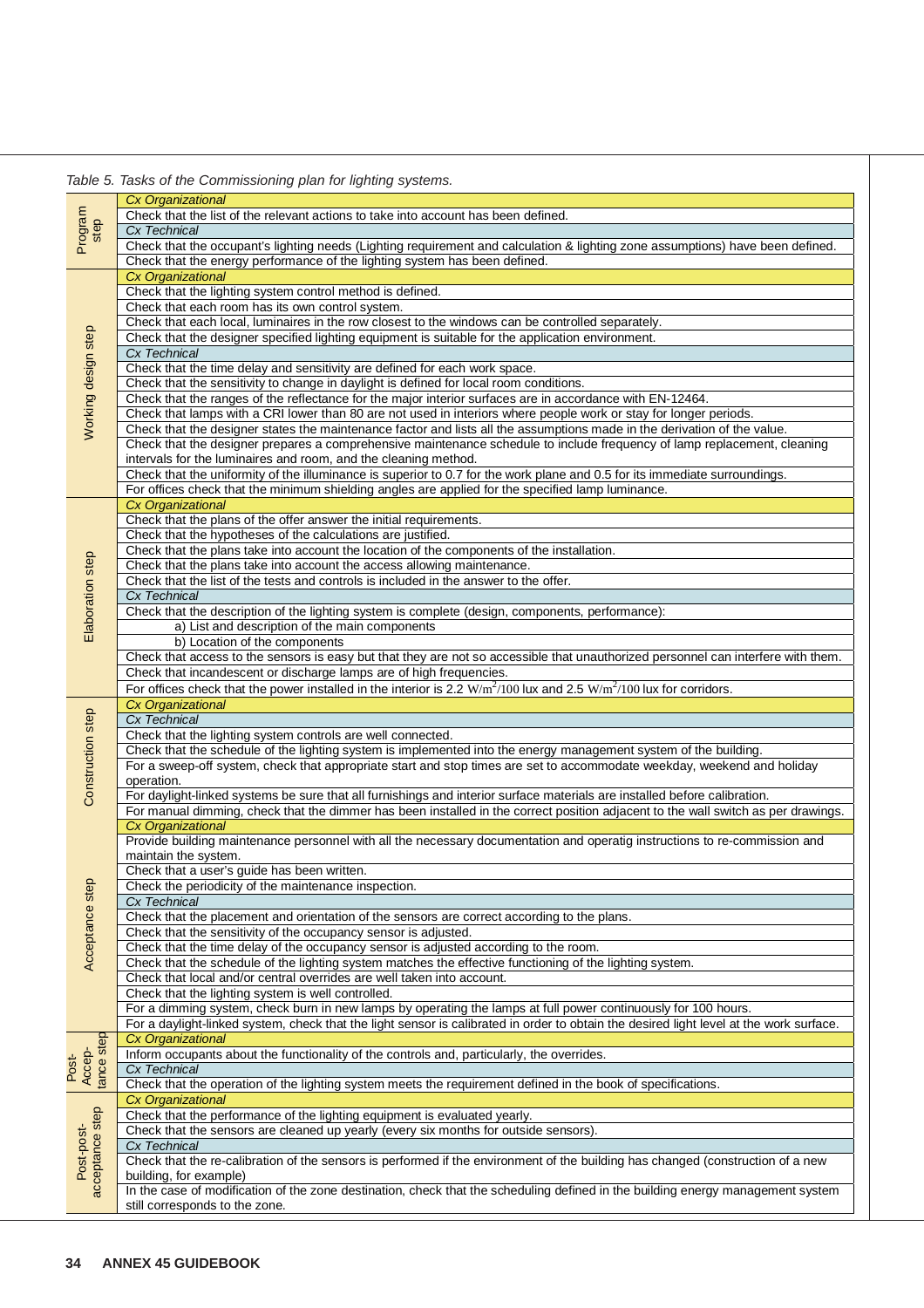*Table 5. Tasks of the Commissioning plan for lighting systems.*

| | |
|---|---|
| Program step | *Cx Organizational* |
| | Check that the list of the relevant actions to take into account has been defined. |
| | *Cx Technical* |
| | Check that the occupant's lighting needs (Lighting requirement and calculation & lighting zone assumptions) have been defined. |
| | Check that the energy performance of the lighting system has been defined. |
| Working design step | *Cx Organizational* |
| | Check that the lighting system control method is defined. |
| | Check that each room has its own control system. |
| | Check that each local, luminaires in the row closest to the windows can be controlled separately. |
| | Check that the designer specified lighting equipment is suitable for the application environment. |
| | *Cx Technical* |
| | Check that the time delay and sensitivity are defined for each work space. |
| | Check that the sensitivity to change in daylight is defined for local room conditions. |
| | Check that the ranges of the reflectance for the major interior surfaces are in accordance with EN-12464. |
| | Check that lamps with a CRI lower than 80 are not used in interiors where people work or stay for longer periods. |
| | Check that the designer states the maintenance factor and lists all the assumptions made in the derivation of the value. |
| | Check that the designer prepares a comprehensive maintenance schedule to include frequency of lamp replacement, cleaning intervals for the luminaires and room, and the cleaning method. |
| | Check that the uniformity of the illuminance is superior to 0.7 for the work plane and 0.5 for its immediate surroundings. |
| | For offices check that the minimum shielding angles are applied for the specified lamp luminance. |
| Elaboration step | *Cx Organizational* |
| | Check that the plans of the offer answer the initial requirements. |
| | Check that the hypotheses of the calculations are justified. |
| | Check that the plans take into account the location of the components of the installation. |
| | Check that the plans take into account the access allowing maintenance. |
| | Check that the list of the tests and controls is included in the answer to the offer. |
| | *Cx Technical* |
| | Check that the description of the lighting system is complete (design, components, performance): |
| | a) List and description of the main components |
| | b) Location of the components |
| | Check that access to the sensors is easy but that they are not so accessible that unauthorized personnel can interfere with them. |
| | Check that incandescent or discharge lamps are of high frequencies. |
| | For offices check that the power installed in the interior is 2.2 $W/m^2/100$ lux and 2.5 $W/m^2/100$ lux for corridors. |
| Construction step | *Cx Organizational* |
| | *Cx Technical* |
| | Check that the lighting system controls are well connected. |
| | Check that the schedule of the lighting system is implemented into the energy management system of the building. |
| | For a sweep-off system, check that appropriate start and stop times are set to accommodate weekday, weekend and holiday operation. |
| | For daylight-linked systems be sure that all furnishings and interior surface materials are installed before calibration. |
| | For manual dimming, check that the dimmer has been installed in the correct position adjacent to the wall switch as per drawings. |
| Acceptance step | *Cx Organizational* |
| | Provide building maintenance personnel with all the necessary documentation and operatig instructions to re-commission and maintain the system. |
| | Check that a user's guide has been written. |
| | Check the periodicity of the maintenance inspection. |
| | *Cx Technical* |
| | Check that the placement and orientation of the sensors are correct according to the plans. |
| | Check that the sensitivity of the occupancy sensor is adjusted. |
| | Check that the time delay of the occupancy sensor is adjusted according to the room. |
| | Check that the schedule of the lighting system matches the effective functioning of the lighting system. |
| | Check that local and/or central overrides are well taken into account. |
| | Check that the lighting system is well controlled. |
| | For a dimming system, check burn in new lamps by operating the lamps at full power continuously for 100 hours. |
| | For a daylight-linked system, check that the light sensor is calibrated in order to obtain the desired light level at the work surface. |
| Post-Acceptance step | *Cx Organizational* |
| | Inform occupants about the functionality of the controls and, particularly, the overrides. |
| | *Cx Technical* |
| | Check that the operation of the lighting system meets the requirement defined in the book of specifications. |
| Post-post-acceptance step | *Cx Organizational* |
| | Check that the performance of the lighting equipment is evaluated yearly. |
| | Check that the sensors are cleaned up yearly (every six months for outside sensors). |
| | *Cx Technical* |
| | Check that the re-calibration of the sensors is performed if the environment of the building has changed (construction of a new building, for example) |
| | In the case of modification of the zone destination, check that the scheduling defined in the building energy management system still corresponds to the zone. |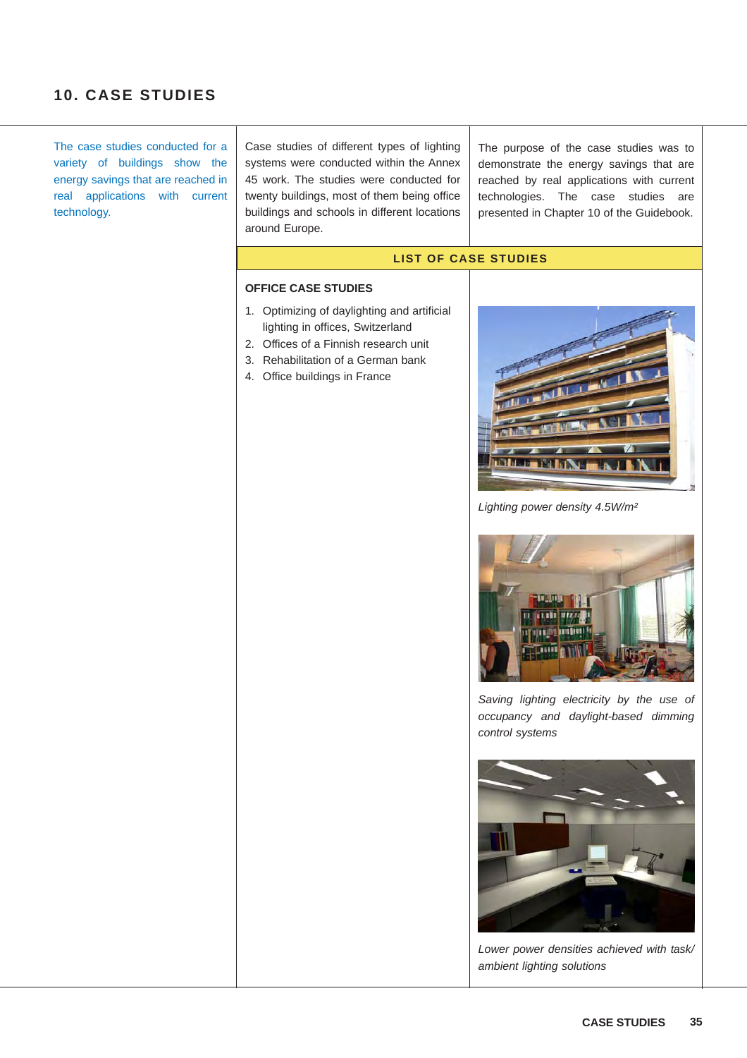# 10. CASE STUDIES

The case studies conducted for a variety of buildings show the energy savings that are reached in real applications with current technology.

Case studies of different types of lighting systems were conducted within the Annex 45 work. The studies were conducted for twenty buildings, most of them being office buildings and schools in different locations around Europe.

The purpose of the case studies was to demonstrate the energy savings that are reached by real applications with current technologies. The case studies are presented in Chapter 10 of the Guidebook.

## LIST OF CASE STUDIES

**OFFICE CASE STUDIES**

1. Optimizing of daylighting and artificial lighting in offices, Switzerland
2. Offices of a Finnish research unit
3. Rehabilitation of a German bank
4. Office buildings in France

*Lighting power density 4.5W/m²*

*Saving lighting electricity by the use of occupancy and daylight-based dimming control systems*

*Lower power densities achieved with task/ ambient lighting solutions*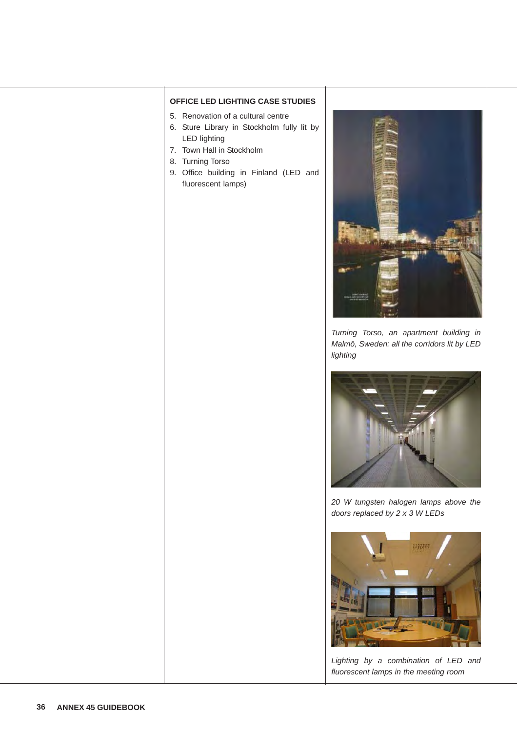**OFFICE LED LIGHTING CASE STUDIES**

5. Renovation of a cultural centre
6. Sture Library in Stockholm fully lit by LED lighting
7. Town Hall in Stockholm
8. Turning Torso
9. Office building in Finland (LED and fluorescent lamps)

*Turning Torso, an apartment building in Malmö, Sweden: all the corridors lit by LED lighting*

*20 W tungsten halogen lamps above the doors replaced by 2 x 3 W LEDs*

*Lighting by a combination of LED and fluorescent lamps in the meeting room*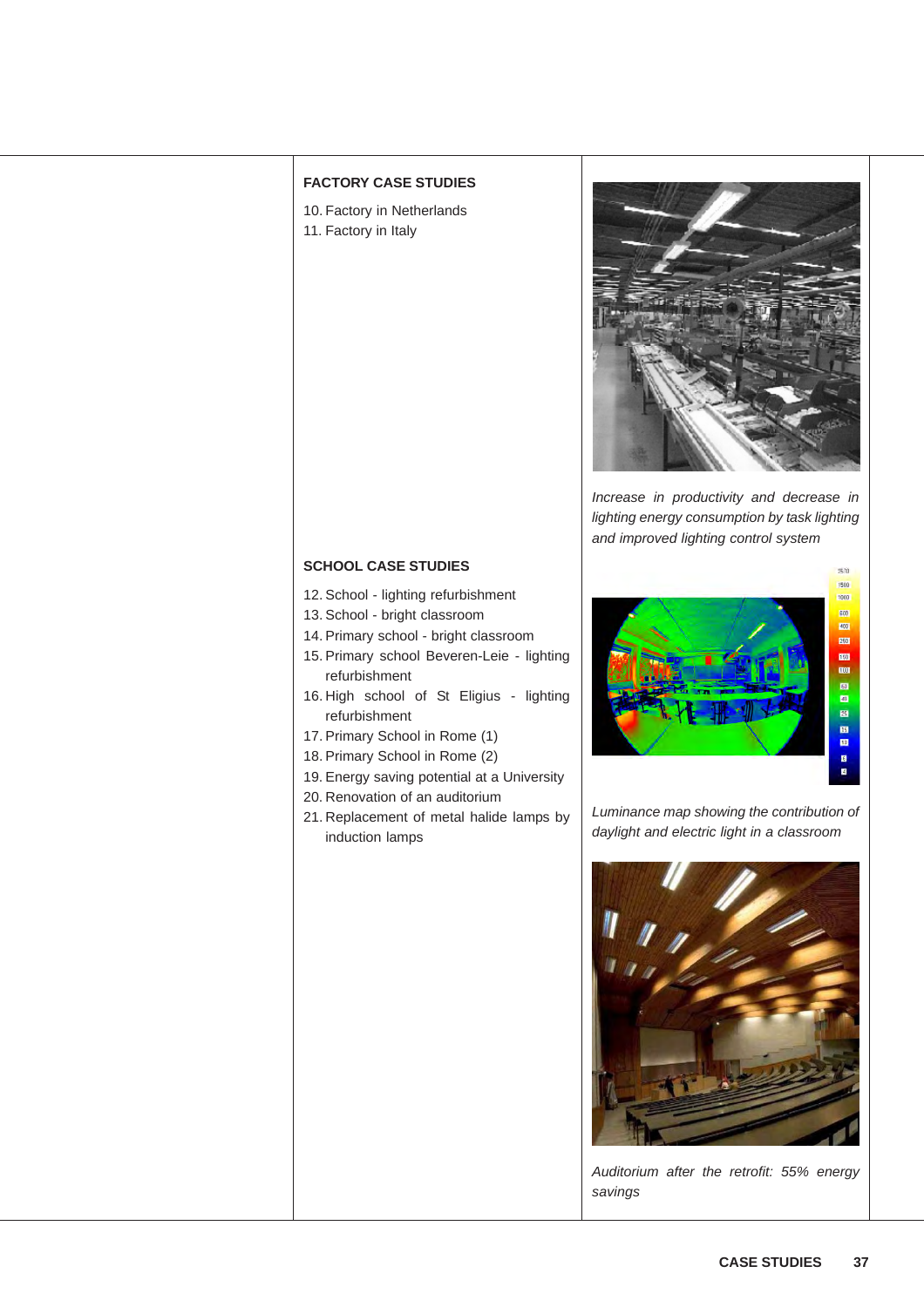## FACTORY CASE STUDIES

10. Factory in Netherlands
11. Factory in Italy

## SCHOOL CASE STUDIES

12. School - lighting refurbishment
13. School - bright classroom
14. Primary school - bright classroom
15. Primary school Beveren-Leie - lighting refurbishment
16. High school of St Eligius - lighting refurbishment
17. Primary School in Rome (1)
18. Primary School in Rome (2)
19. Energy saving potential at a University
20. Renovation of an auditorium
21. Replacement of metal halide lamps by induction lamps

*Increase in productivity and decrease in lighting energy consumption by task lighting and improved lighting control system*

*Luminance map showing the contribution of daylight and electric light in a classroom*

*Auditorium after the retrofit: 55% energy savings*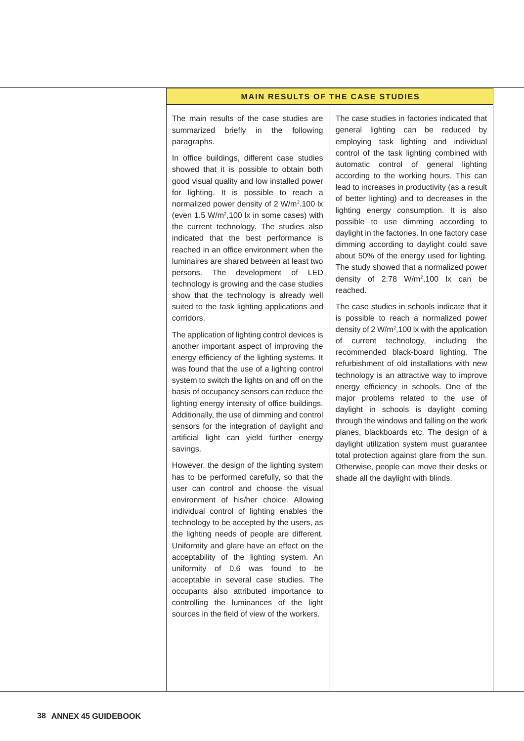## MAIN RESULTS OF THE CASE STUDIES

The main results of the case studies are summarized briefly in the following paragraphs.

In office buildings, different case studies showed that it is possible to obtain both good visual quality and low installed power for lighting. It is possible to reach a normalized power density of 2 $W/m^2$.100 lx (even 1.5 $W/m^2$,100 lx in some cases) with the current technology. The studies also indicated that the best performance is reached in an office environment when the luminaires are shared between at least two persons. The development of LED technology is growing and the case studies show that the technology is already well suited to the task lighting applications and corridors.

The application of lighting control devices is another important aspect of improving the energy efficiency of the lighting systems. It was found that the use of a lighting control system to switch the lights on and off on the basis of occupancy sensors can reduce the lighting energy intensity of office buildings. Additionally, the use of dimming and control sensors for the integration of daylight and artificial light can yield further energy savings.

However, the design of the lighting system has to be performed carefully, so that the user can control and choose the visual environment of his/her choice. Allowing individual control of lighting enables the technology to be accepted by the users, as the lighting needs of people are different. Uniformity and glare have an effect on the acceptability of the lighting system. An uniformity of 0.6 was found to be acceptable in several case studies. The occupants also attributed importance to controlling the luminances of the light sources in the field of view of the workers.

The case studies in factories indicated that general lighting can be reduced by employing task lighting and individual control of the task lighting combined with automatic control of general lighting according to the working hours. This can lead to increases in productivity (as a result of better lighting) and to decreases in the lighting energy consumption. It is also possible to use dimming according to daylight in the factories. In one factory case dimming according to daylight could save about 50% of the energy used for lighting. The study showed that a normalized power density of 2.78 $W/m^2$,100 lx can be reached.

The case studies in schools indicate that it is possible to reach a normalized power density of 2 $W/m^2$,100 lx with the application of current technology, including the recommended black-board lighting. The refurbishment of old installations with new technology is an attractive way to improve energy efficiency in schools. One of the major problems related to the use of daylight in schools is daylight coming through the windows and falling on the work planes, blackboards etc. The design of a daylight utilization system must guarantee total protection against glare from the sun. Otherwise, people can move their desks or shade all the daylight with blinds.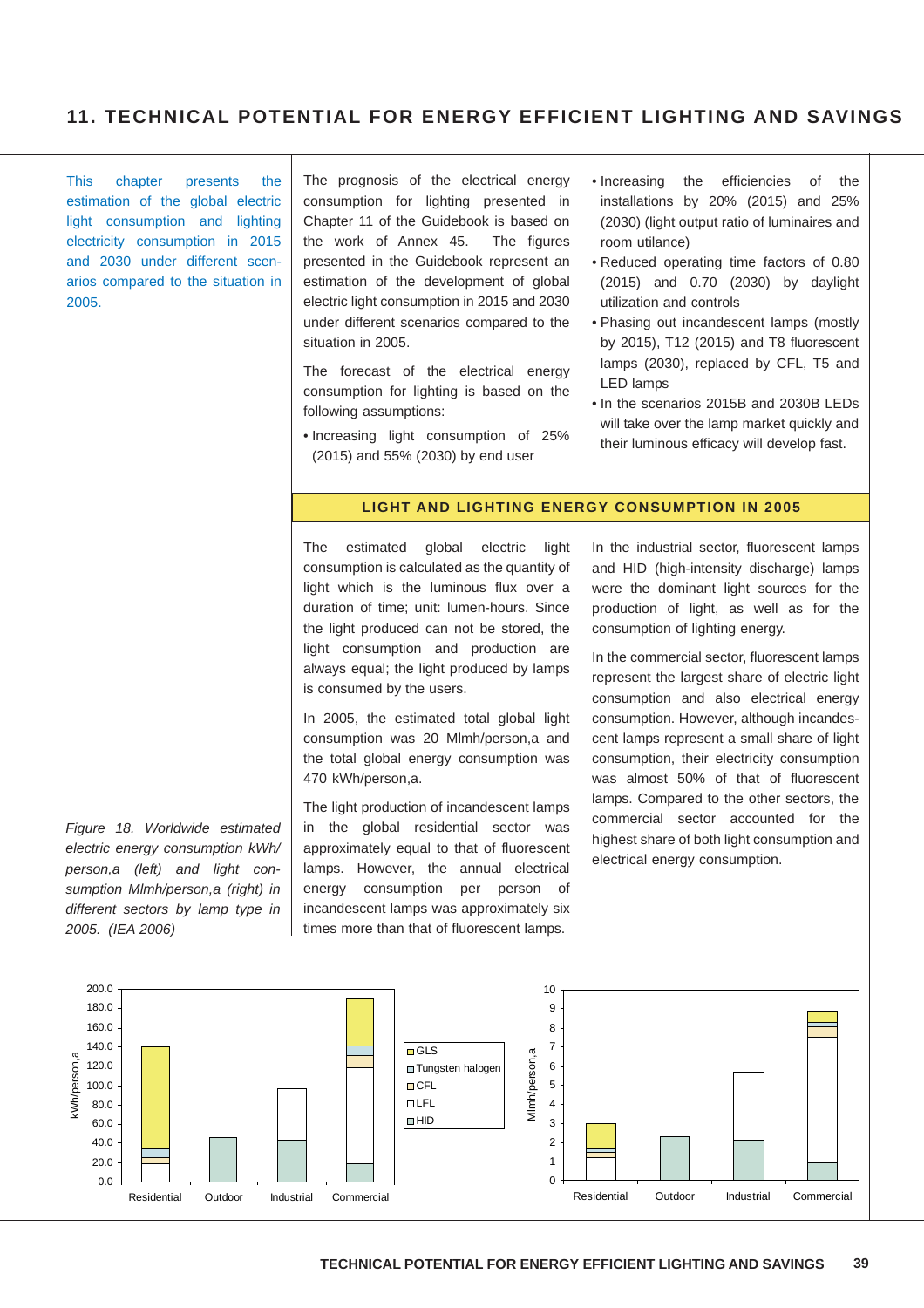# 11. TECHNICAL POTENTIAL FOR ENERGY EFFICIENT LIGHTING AND SAVINGS

This chapter presents the estimation of the global electric light consumption and lighting electricity consumption in 2015 and 2030 under different scenarios compared to the situation in 2005.

The prognosis of the electrical energy consumption for lighting presented in Chapter 11 of the Guidebook is based on the work of Annex 45. The figures presented in the Guidebook represent an estimation of the development of global electric light consumption in 2015 and 2030 under different scenarios compared to the situation in 2005.

The forecast of the electrical energy consumption for lighting is based on the following assumptions:

- Increasing light consumption of 25% (2015) and 55% (2030) by end user
- Increasing the efficiencies of the installations by 20% (2015) and 25% (2030) (light output ratio of luminaires and room utilance)
- Reduced operating time factors of 0.80 (2015) and 0.70 (2030) by daylight utilization and controls
- Phasing out incandescent lamps (mostly by 2015), T12 (2015) and T8 fluorescent lamps (2030), replaced by CFL, T5 and LED lamps
- In the scenarios 2015B and 2030B LEDs will take over the lamp market quickly and their luminous efficacy will develop fast.

## LIGHT AND LIGHTING ENERGY CONSUMPTION IN 2005

The estimated global electric light consumption is calculated as the quantity of light which is the luminous flux over a duration of time; unit: lumen-hours. Since the light produced can not be stored, the light consumption and production are always equal; the light produced by lamps is consumed by the users.

In 2005, the estimated total global light consumption was 20 Mlmh/person,a and the total global energy consumption was 470 kWh/person,a.

The light production of incandescent lamps in the global residential sector was approximately equal to that of fluorescent lamps. However, the annual electrical energy consumption per person of incandescent lamps was approximately six times more than that of fluorescent lamps.

In the industrial sector, fluorescent lamps and HID (high-intensity discharge) lamps were the dominant light sources for the production of light, as well as for the consumption of lighting energy.

In the commercial sector, fluorescent lamps represent the largest share of electric light consumption and also electrical energy consumption. However, although incandescent lamps represent a small share of light consumption, their electricity consumption was almost 50% of that of fluorescent lamps. Compared to the other sectors, the commercial sector accounted for the highest share of both light consumption and electrical energy consumption.

*Figure 18. Worldwide estimated electric energy consumption kWh/person,a (left) and light consumption Mlmh/person,a (right) in different sectors by lamp type in 2005. (IEA 2006)*

kWh/person,a
200.0
180.0
160.0
140.0
120.0
100.0
80.0
60.0
40.0
20.0
0.0
Residential
Outdoor
Industrial
Commercial

GLS
Tungsten halogen
CFL
LFL
HID

Mlmh/person,a
10
9
8
7
6
5
4
3
2
1
0
Residential
Outdoor
Industrial
Commercial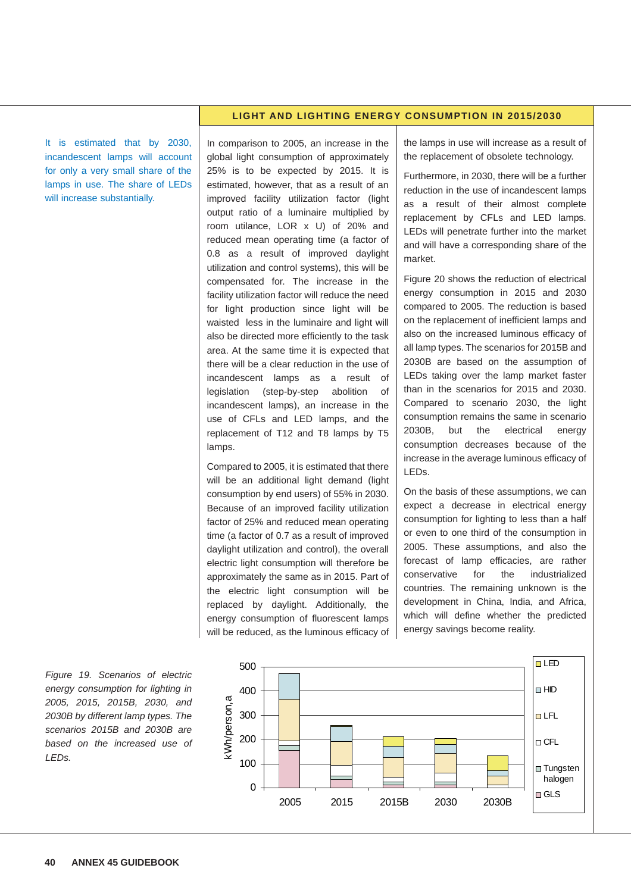It is estimated that by 2030, incandescent lamps will account for only a very small share of the lamps in use. The share of LEDs will increase substantially.

## LIGHT AND LIGHTING ENERGY CONSUMPTION IN 2015/2030

In comparison to 2005, an increase in the global light consumption of approximately 25% is to be expected by 2015. It is estimated, however, that as a result of an improved facility utilization factor (light output ratio of a luminaire multiplied by room utilance, LOR x U) of 20% and reduced mean operating time (a factor of 0.8 as a result of improved daylight utilization and control systems), this will be compensated for. The increase in the facility utilization factor will reduce the need for light production since light will be waisted less in the luminaire and light will also be directed more efficiently to the task area. At the same time it is expected that there will be a clear reduction in the use of incandescent lamps as a result of legislation (step-by-step abolition of incandescent lamps), an increase in the use of CFLs and LED lamps, and the replacement of T12 and T8 lamps by T5 lamps.

Compared to 2005, it is estimated that there will be an additional light demand (light consumption by end users) of 55% in 2030. Because of an improved facility utilization factor of 25% and reduced mean operating time (a factor of 0.7 as a result of improved daylight utilization and control), the overall electric light consumption will therefore be approximately the same as in 2015. Part of the electric light consumption will be replaced by daylight. Additionally, the energy consumption of fluorescent lamps will be reduced, as the luminous efficacy of the lamps in use will increase as a result of the replacement of obsolete technology.

Furthermore, in 2030, there will be a further reduction in the use of incandescent lamps as a result of their almost complete replacement by CFLs and LED lamps. LEDs will penetrate further into the market and will have a corresponding share of the market.

Figure 20 shows the reduction of electrical energy consumption in 2015 and 2030 compared to 2005. The reduction is based on the replacement of inefficient lamps and also on the increased luminous efficacy of all lamp types. The scenarios for 2015B and 2030B are based on the assumption of LEDs taking over the lamp market faster than in the scenarios for 2015 and 2030. Compared to scenario 2030, the light consumption remains the same in scenario 2030B, but the electrical energy consumption decreases because of the increase in the average luminous efficacy of LEDs.

On the basis of these assumptions, we can expect a decrease in electrical energy consumption for lighting to less than a half or even to one third of the consumption in 2005. These assumptions, and also the forecast of lamp efficacies, are rather conservative for the industrialized countries. The remaining unknown is the development in China, India, and Africa, which will define whether the predicted energy savings become reality.

kWh/person,a
500
400
300
200
100
0
2005
2015
2015B
2030
2030B
LED
HID
LFL
CFL
Tungsten halogen
GLS

*Figure 19. Scenarios of electric energy consumption for lighting in 2005, 2015, 2015B, 2030, and 2030B by different lamp types. The scenarios 2015B and 2030B are based on the increased use of LEDs.*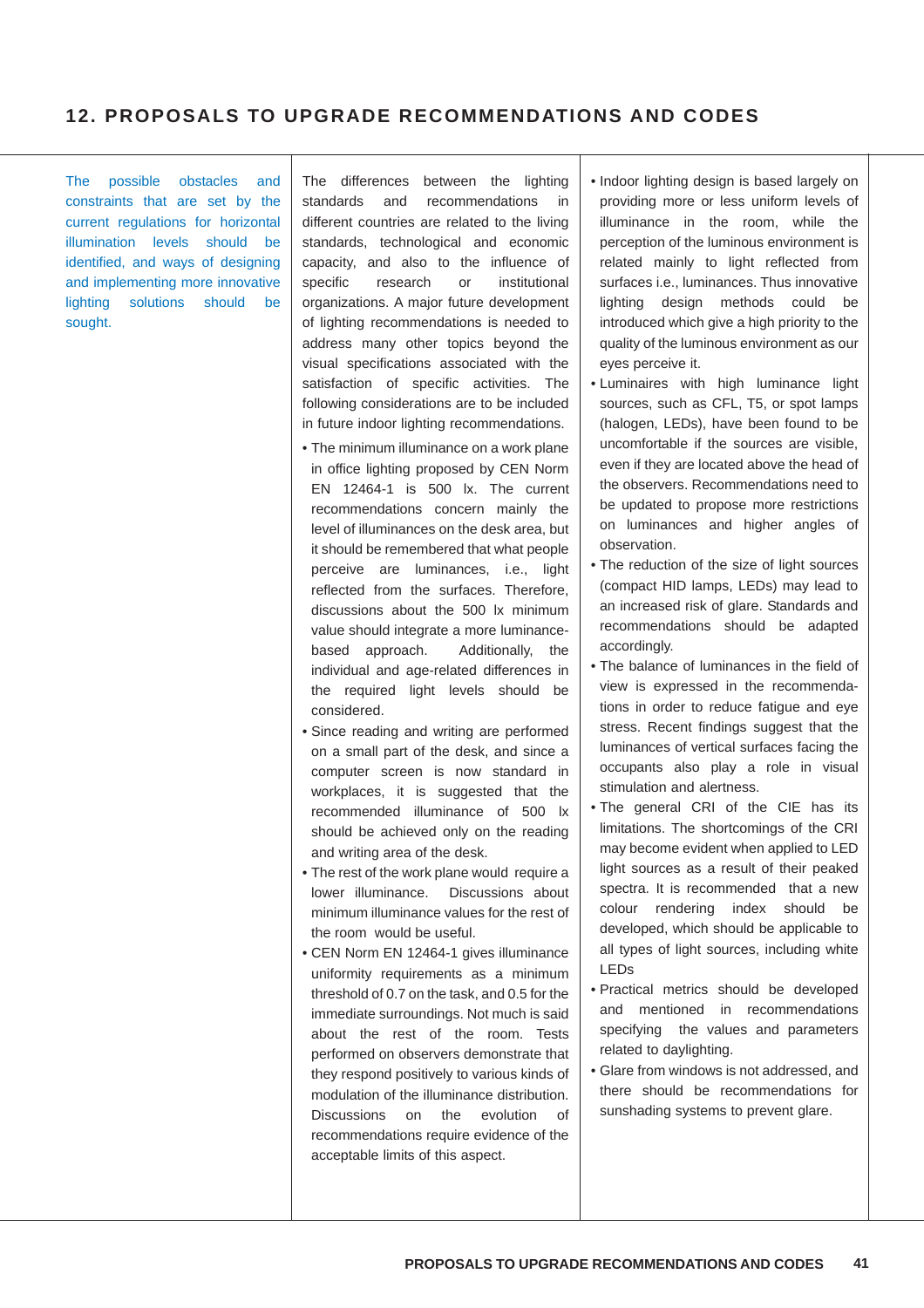# 12. PROPOSALS TO UPGRADE RECOMMENDATIONS AND CODES

The possible obstacles and constraints that are set by the current regulations for horizontal illumination levels should be identified, and ways of designing and implementing more innovative lighting solutions should be sought.

The differences between the lighting standards and recommendations in different countries are related to the living standards, technological and economic capacity, and also to the influence of specific research or institutional organizations. A major future development of lighting recommendations is needed to address many other topics beyond the visual specifications associated with the satisfaction of specific activities. The following considerations are to be included in future indoor lighting recommendations.

- The minimum illuminance on a work plane in office lighting proposed by CEN Norm EN 12464-1 is 500 lx. The current recommendations concern mainly the level of illuminances on the desk area, but it should be remembered that what people perceive are luminances, i.e., light reflected from the surfaces. Therefore, discussions about the 500 lx minimum value should integrate a more luminance-based approach. Additionally, the individual and age-related differences in the required light levels should be considered.
- Since reading and writing are performed on a small part of the desk, and since a computer screen is now standard in workplaces, it is suggested that the recommended illuminance of 500 lx should be achieved only on the reading and writing area of the desk.
- The rest of the work plane would require a lower illuminance. Discussions about minimum illuminance values for the rest of the room would be useful.
- CEN Norm EN 12464-1 gives illuminance uniformity requirements as a minimum threshold of 0.7 on the task, and 0.5 for the immediate surroundings. Not much is said about the rest of the room. Tests performed on observers demonstrate that they respond positively to various kinds of modulation of the illuminance distribution. Discussions on the evolution of recommendations require evidence of the acceptable limits of this aspect.
- Indoor lighting design is based largely on providing more or less uniform levels of illuminance in the room, while the perception of the luminous environment is related mainly to light reflected from surfaces i.e., luminances. Thus innovative lighting design methods could be introduced which give a high priority to the quality of the luminous environment as our eyes perceive it.
- Luminaires with high luminance light sources, such as CFL, T5, or spot lamps (halogen, LEDs), have been found to be uncomfortable if the sources are visible, even if they are located above the head of the observers. Recommendations need to be updated to propose more restrictions on luminances and higher angles of observation.
- The reduction of the size of light sources (compact HID lamps, LEDs) may lead to an increased risk of glare. Standards and recommendations should be adapted accordingly.
- The balance of luminances in the field of view is expressed in the recommendations in order to reduce fatigue and eye stress. Recent findings suggest that the luminances of vertical surfaces facing the occupants also play a role in visual stimulation and alertness.
- The general CRI of the CIE has its limitations. The shortcomings of the CRI may become evident when applied to LED light sources as a result of their peaked spectra. It is recommended that a new colour rendering index should be developed, which should be applicable to all types of light sources, including white LEDs
- Practical metrics should be developed and mentioned in recommendations specifying the values and parameters related to daylighting.
- Glare from windows is not addressed, and there should be recommendations for sunshading systems to prevent glare.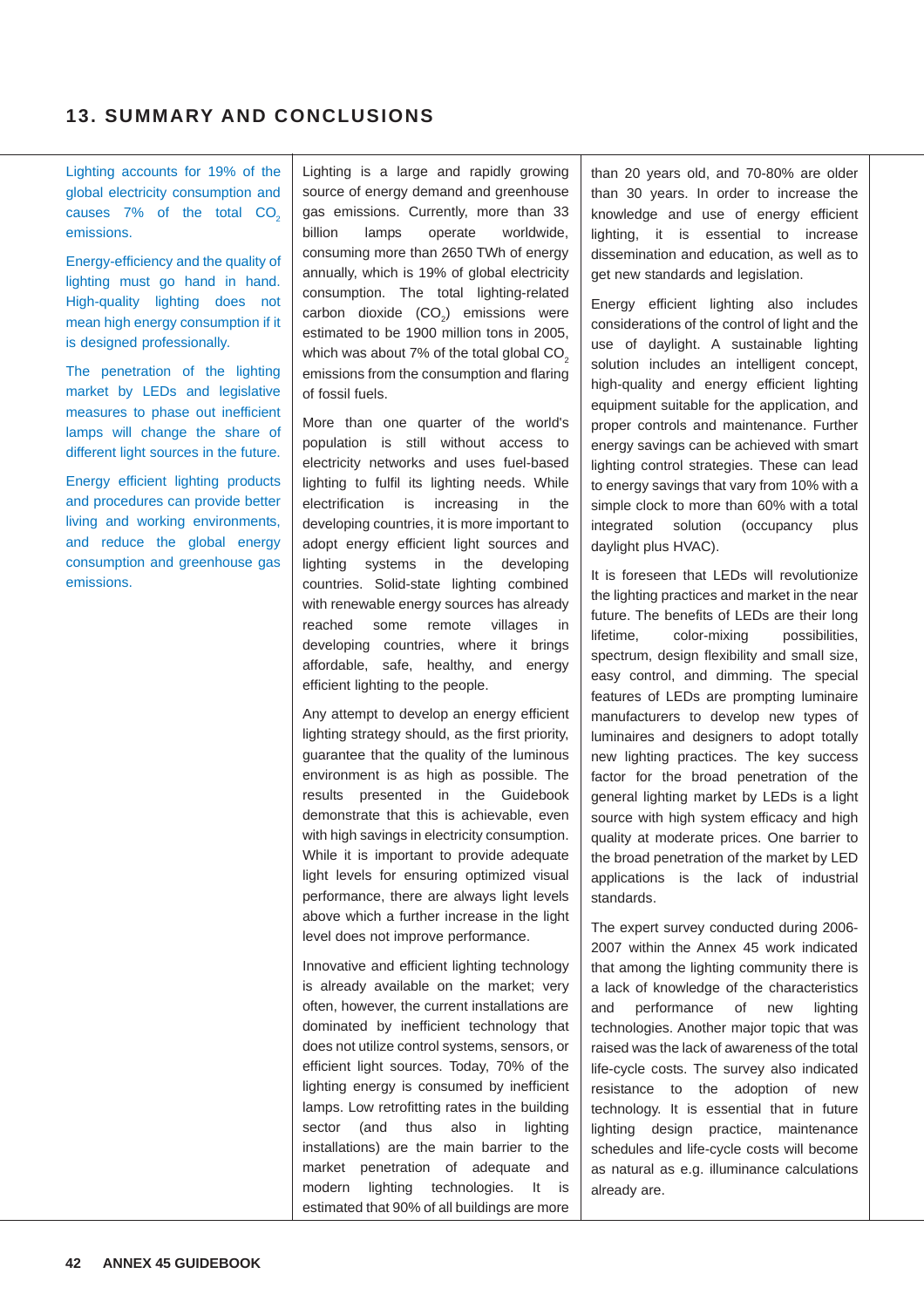## 13. SUMMARY AND CONCLUSIONS

Lighting accounts for 19% of the global electricity consumption and causes 7% of the total $CO_2$ emissions.

Energy-efficiency and the quality of lighting must go hand in hand. High-quality lighting does not mean high energy consumption if it is designed professionally.

The penetration of the lighting market by LEDs and legislative measures to phase out inefficient lamps will change the share of different light sources in the future.

Energy efficient lighting products and procedures can provide better living and working environments, and reduce the global energy consumption and greenhouse gas emissions.

Lighting is a large and rapidly growing source of energy demand and greenhouse gas emissions. Currently, more than 33 billion lamps operate worldwide, consuming more than 2650 TWh of energy annually, which is 19% of global electricity consumption. The total lighting-related carbon dioxide ($CO_2$) emissions were estimated to be 1900 million tons in 2005, which was about 7% of the total global $CO_2$ emissions from the consumption and flaring of fossil fuels.

More than one quarter of the world's population is still without access to electricity networks and uses fuel-based lighting to fulfil its lighting needs. While electrification is increasing in the developing countries, it is more important to adopt energy efficient light sources and lighting systems in the developing countries. Solid-state lighting combined with renewable energy sources has already reached some remote villages in developing countries, where it brings affordable, safe, healthy, and energy efficient lighting to the people.

Any attempt to develop an energy efficient lighting strategy should, as the first priority, guarantee that the quality of the luminous environment is as high as possible. The results presented in the Guidebook demonstrate that this is achievable, even with high savings in electricity consumption. While it is important to provide adequate light levels for ensuring optimized visual performance, there are always light levels above which a further increase in the light level does not improve performance.

Innovative and efficient lighting technology is already available on the market; very often, however, the current installations are dominated by inefficient technology that does not utilize control systems, sensors, or efficient light sources. Today, 70% of the lighting energy is consumed by inefficient lamps. Low retrofitting rates in the building sector (and thus also in lighting installations) are the main barrier to the market penetration of adequate and modern lighting technologies. It is estimated that 90% of all buildings are more than 20 years old, and 70-80% are older than 30 years. In order to increase the knowledge and use of energy efficient lighting, it is essential to increase dissemination and education, as well as to get new standards and legislation.

Energy efficient lighting also includes considerations of the control of light and the use of daylight. A sustainable lighting solution includes an intelligent concept, high-quality and energy efficient lighting equipment suitable for the application, and proper controls and maintenance. Further energy savings can be achieved with smart lighting control strategies. These can lead to energy savings that vary from 10% with a simple clock to more than 60% with a total integrated solution (occupancy plus daylight plus HVAC).

It is foreseen that LEDs will revolutionize the lighting practices and market in the near future. The benefits of LEDs are their long lifetime, color-mixing possibilities, spectrum, design flexibility and small size, easy control, and dimming. The special features of LEDs are prompting luminaire manufacturers to develop new types of luminaires and designers to adopt totally new lighting practices. The key success factor for the broad penetration of the general lighting market by LEDs is a light source with high system efficacy and high quality at moderate prices. One barrier to the broad penetration of the market by LED applications is the lack of industrial standards.

The expert survey conducted during 2006-2007 within the Annex 45 work indicated that among the lighting community there is a lack of knowledge of the characteristics and performance of new lighting technologies. Another major topic that was raised was the lack of awareness of the total life-cycle costs. The survey also indicated resistance to the adoption of new technology. It is essential that in future lighting design practice, maintenance schedules and life-cycle costs will become as natural as e.g. illuminance calculations already are.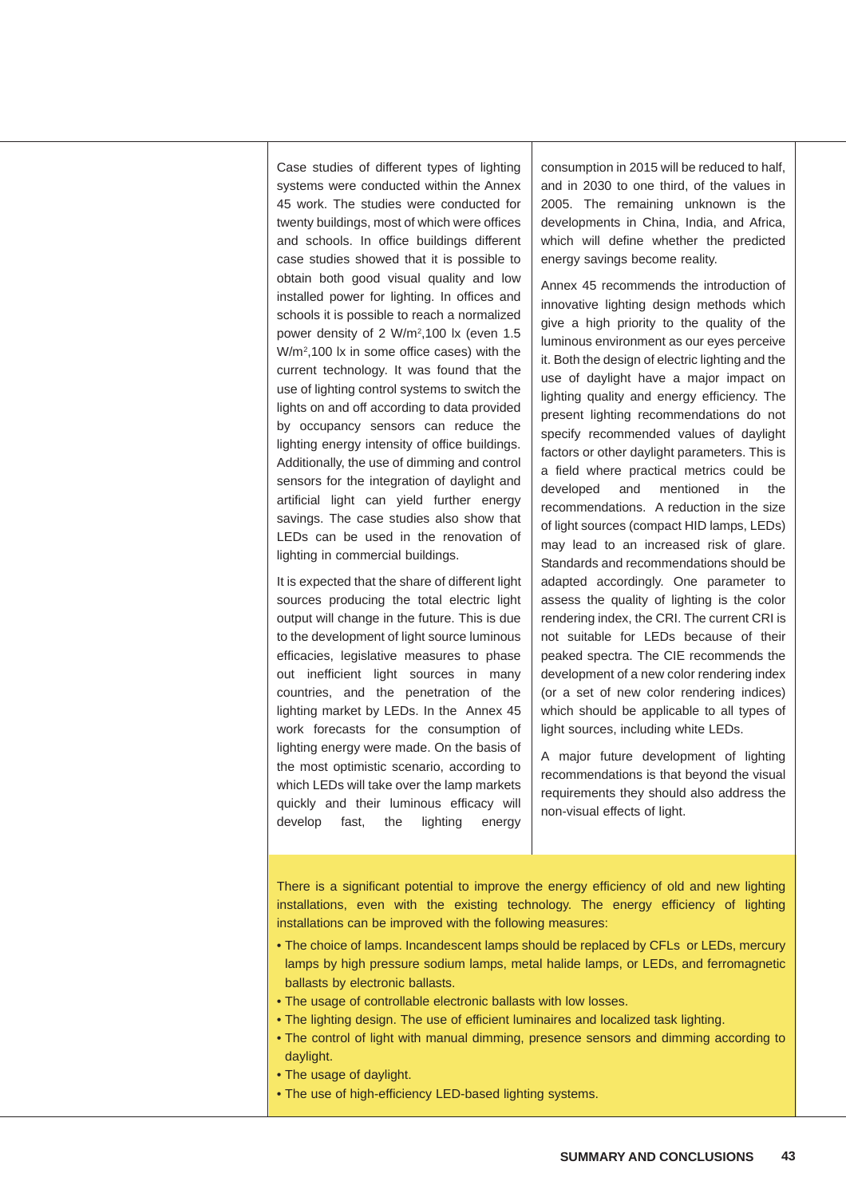Case studies of different types of lighting systems were conducted within the Annex 45 work. The studies were conducted for twenty buildings, most of which were offices and schools. In office buildings different case studies showed that it is possible to obtain both good visual quality and low installed power for lighting. In offices and schools it is possible to reach a normalized power density of 2 $W/m^2$,100 lx (even 1.5 $W/m^2$,100 lx in some office cases) with the current technology. It was found that the use of lighting control systems to switch the lights on and off according to data provided by occupancy sensors can reduce the lighting energy intensity of office buildings. Additionally, the use of dimming and control sensors for the integration of daylight and artificial light can yield further energy savings. The case studies also show that LEDs can be used in the renovation of lighting in commercial buildings.

It is expected that the share of different light sources producing the total electric light output will change in the future. This is due to the development of light source luminous efficacies, legislative measures to phase out inefficient light sources in many countries, and the penetration of the lighting market by LEDs. In the Annex 45 work forecasts for the consumption of lighting energy were made. On the basis of the most optimistic scenario, according to which LEDs will take over the lamp markets quickly and their luminous efficacy will develop fast, the lighting energy consumption in 2015 will be reduced to half, and in 2030 to one third, of the values in 2005. The remaining unknown is the developments in China, India, and Africa, which will define whether the predicted energy savings become reality.

Annex 45 recommends the introduction of innovative lighting design methods which give a high priority to the quality of the luminous environment as our eyes perceive it. Both the design of electric lighting and the use of daylight have a major impact on lighting quality and energy efficiency. The present lighting recommendations do not specify recommended values of daylight factors or other daylight parameters. This is a field where practical metrics could be developed and mentioned in the recommendations. A reduction in the size of light sources (compact HID lamps, LEDs) may lead to an increased risk of glare. Standards and recommendations should be adapted accordingly. One parameter to assess the quality of lighting is the color rendering index, the CRI. The current CRI is not suitable for LEDs because of their peaked spectra. The CIE recommends the development of a new color rendering index (or a set of new color rendering indices) which should be applicable to all types of light sources, including white LEDs.

A major future development of lighting recommendations is that beyond the visual requirements they should also address the non-visual effects of light.

There is a significant potential to improve the energy efficiency of old and new lighting installations, even with the existing technology. The energy efficiency of lighting installations can be improved with the following measures:

- The choice of lamps. Incandescent lamps should be replaced by CFLs or LEDs, mercury lamps by high pressure sodium lamps, metal halide lamps, or LEDs, and ferromagnetic ballasts by electronic ballasts.
- The usage of controllable electronic ballasts with low losses.
- The lighting design. The use of efficient luminaires and localized task lighting.
- The control of light with manual dimming, presence sensors and dimming according to daylight.
- The usage of daylight.
- The use of high-efficiency LED-based lighting systems.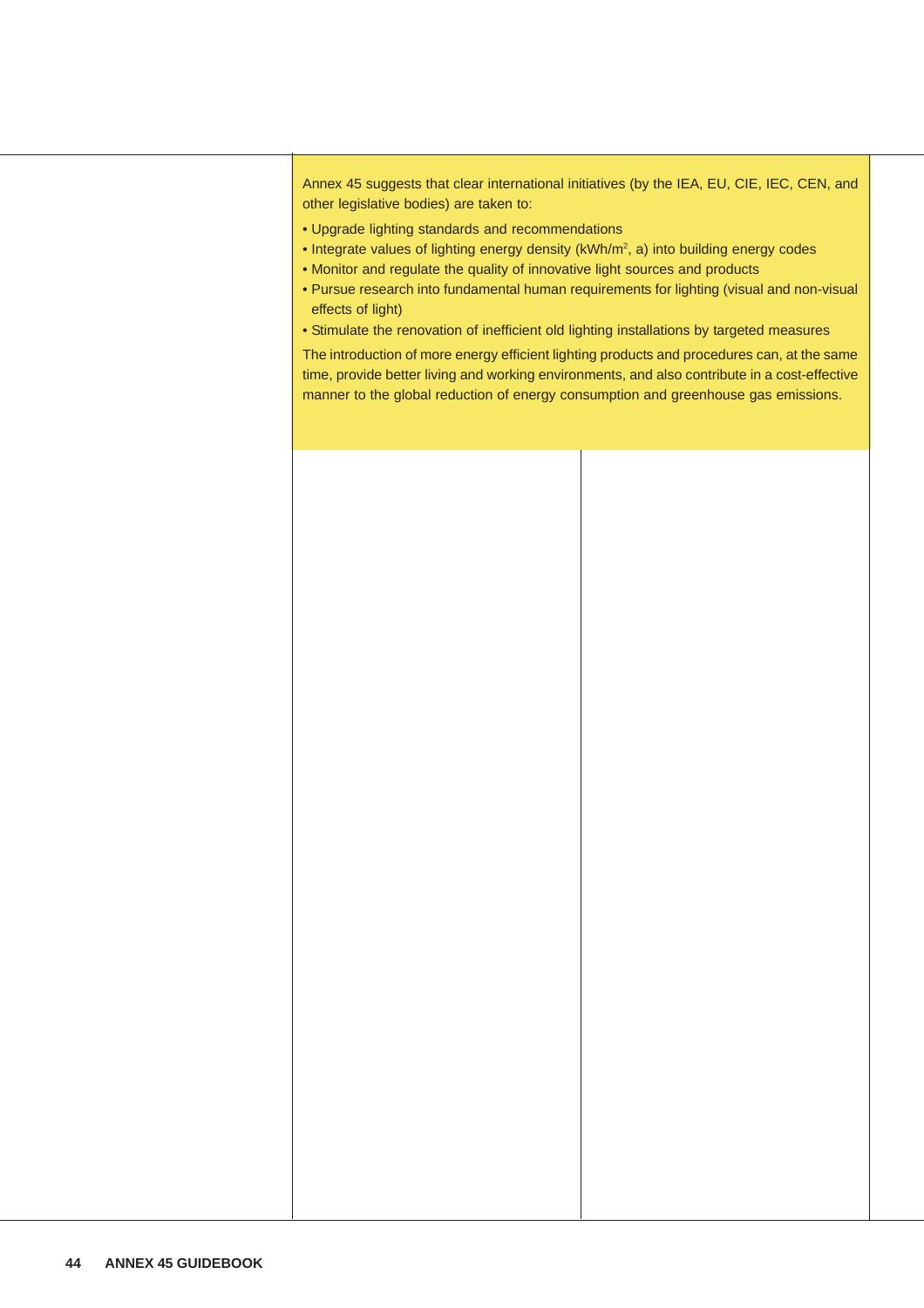Annex 45 suggests that clear international initiatives (by the IEA, EU, CIE, IEC, CEN, and other legislative bodies) are taken to:

- Upgrade lighting standards and recommendations
- Integrate values of lighting energy density ($kWh/m^2$, a) into building energy codes
- Monitor and regulate the quality of innovative light sources and products
- Pursue research into fundamental human requirements for lighting (visual and non-visual effects of light)
- Stimulate the renovation of inefficient old lighting installations by targeted measures

The introduction of more energy efficient lighting products and procedures can, at the same time, provide better living and working environments, and also contribute in a cost-effective manner to the global reduction of energy consumption and greenhouse gas emissions.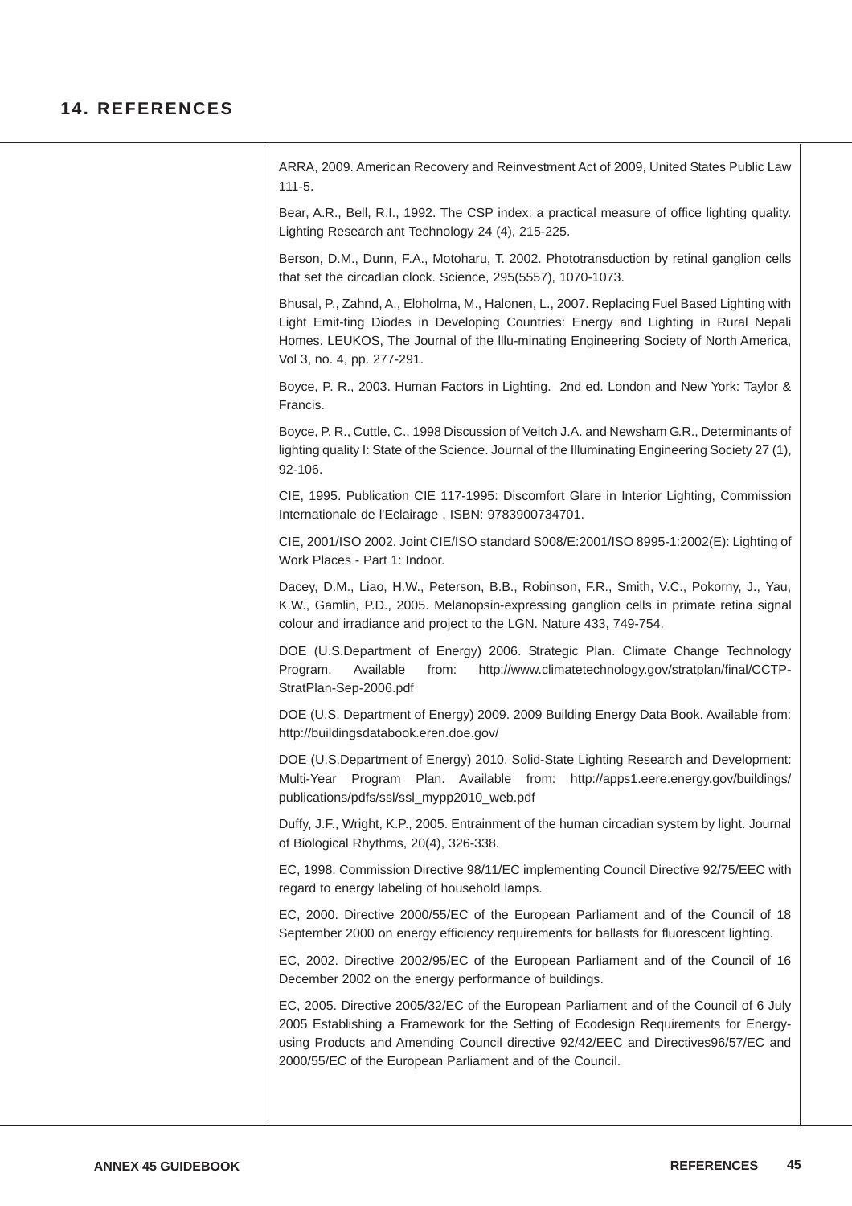## 14. REFERENCES

ARRA, 2009. American Recovery and Reinvestment Act of 2009, United States Public Law 111-5.

Bear, A.R., Bell, R.I., 1992. The CSP index: a practical measure of office lighting quality. Lighting Research ant Technology 24 (4), 215-225.

Berson, D.M., Dunn, F.A., Motoharu, T. 2002. Phototransduction by retinal ganglion cells that set the circadian clock. Science, 295(5557), 1070-1073.

Bhusal, P., Zahnd, A., Eloholma, M., Halonen, L., 2007. Replacing Fuel Based Lighting with Light Emit-ting Diodes in Developing Countries: Energy and Lighting in Rural Nepali Homes. LEUKOS, The Journal of the Illu-minating Engineering Society of North America, Vol 3, no. 4, pp. 277-291.

Boyce, P. R., 2003. Human Factors in Lighting. 2nd ed. London and New York: Taylor & Francis.

Boyce, P. R., Cuttle, C., 1998 Discussion of Veitch J.A. and Newsham G.R., Determinants of lighting quality I: State of the Science. Journal of the Illuminating Engineering Society 27 (1), 92-106.

CIE, 1995. Publication CIE 117-1995: Discomfort Glare in Interior Lighting, Commission Internationale de l'Eclairage , ISBN: 9783900734701.

CIE, 2001/ISO 2002. Joint CIE/ISO standard S008/E:2001/ISO 8995-1:2002(E): Lighting of Work Places - Part 1: Indoor.

Dacey, D.M., Liao, H.W., Peterson, B.B., Robinson, F.R., Smith, V.C., Pokorny, J., Yau, K.W., Gamlin, P.D., 2005. Melanopsin-expressing ganglion cells in primate retina signal colour and irradiance and project to the LGN. Nature 433, 749-754.

DOE (U.S.Department of Energy) 2006. Strategic Plan. Climate Change Technology Program. Available from: http://www.climatetechnology.gov/stratplan/final/CCTP-StratPlan-Sep-2006.pdf

DOE (U.S. Department of Energy) 2009. 2009 Building Energy Data Book. Available from: http://buildingsdatabook.eren.doe.gov/

DOE (U.S.Department of Energy) 2010. Solid-State Lighting Research and Development: Multi-Year Program Plan. Available from: http://apps1.eere.energy.gov/buildings/publications/pdfs/ssl/ssl_mypp2010_web.pdf

Duffy, J.F., Wright, K.P., 2005. Entrainment of the human circadian system by light. Journal of Biological Rhythms, 20(4), 326-338.

EC, 1998. Commission Directive 98/11/EC implementing Council Directive 92/75/EEC with regard to energy labeling of household lamps.

EC, 2000. Directive 2000/55/EC of the European Parliament and of the Council of 18 September 2000 on energy efficiency requirements for ballasts for fluorescent lighting.

EC, 2002. Directive 2002/95/EC of the European Parliament and of the Council of 16 December 2002 on the energy performance of buildings.

EC, 2005. Directive 2005/32/EC of the European Parliament and of the Council of 6 July 2005 Establishing a Framework for the Setting of Ecodesign Requirements for Energy-using Products and Amending Council directive 92/42/EEC and Directives96/57/EC and 2000/55/EC of the European Parliament and of the Council.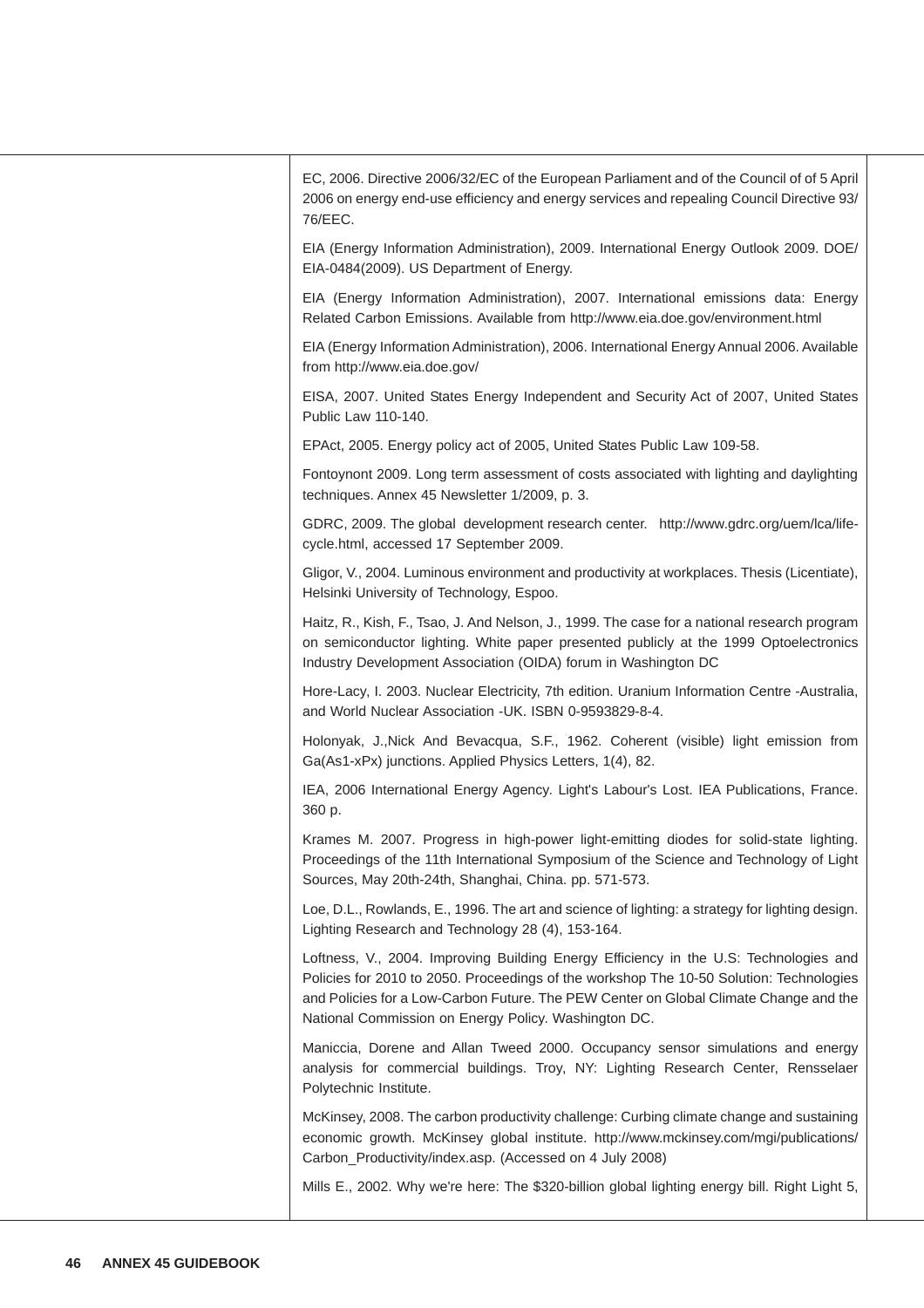EC, 2006. Directive 2006/32/EC of the European Parliament and of the Council of of 5 April 2006 on energy end-use efficiency and energy services and repealing Council Directive 93/76/EEC.

EIA (Energy Information Administration), 2009. International Energy Outlook 2009. DOE/EIA-0484(2009). US Department of Energy.

EIA (Energy Information Administration), 2007. International emissions data: Energy Related Carbon Emissions. Available from http://www.eia.doe.gov/environment.html

EIA (Energy Information Administration), 2006. International Energy Annual 2006. Available from http://www.eia.doe.gov/

EISA, 2007. United States Energy Independent and Security Act of 2007, United States Public Law 110-140.

EPAct, 2005. Energy policy act of 2005, United States Public Law 109-58.

Fontoynont 2009. Long term assessment of costs associated with lighting and daylighting techniques. Annex 45 Newsletter 1/2009, p. 3.

GDRC, 2009. The global development research center. http://www.gdrc.org/uem/lca/life-cycle.html, accessed 17 September 2009.

Gligor, V., 2004. Luminous environment and productivity at workplaces. Thesis (Licentiate), Helsinki University of Technology, Espoo.

Haitz, R., Kish, F., Tsao, J. And Nelson, J., 1999. The case for a national research program on semiconductor lighting. White paper presented publicly at the 1999 Optoelectronics Industry Development Association (OIDA) forum in Washington DC

Hore-Lacy, I. 2003. Nuclear Electricity, 7th edition. Uranium Information Centre -Australia, and World Nuclear Association -UK. ISBN 0-9593829-8-4.

Holonyak, J.,Nick And Bevacqua, S.F., 1962. Coherent (visible) light emission from Ga(As1-xPx) junctions. Applied Physics Letters, 1(4), 82.

IEA, 2006 International Energy Agency. Light's Labour's Lost. IEA Publications, France. 360 p.

Krames M. 2007. Progress in high-power light-emitting diodes for solid-state lighting. Proceedings of the 11th International Symposium of the Science and Technology of Light Sources, May 20th-24th, Shanghai, China. pp. 571-573.

Loe, D.L., Rowlands, E., 1996. The art and science of lighting: a strategy for lighting design. Lighting Research and Technology 28 (4), 153-164.

Loftness, V., 2004. Improving Building Energy Efficiency in the U.S: Technologies and Policies for 2010 to 2050. Proceedings of the workshop The 10-50 Solution: Technologies and Policies for a Low-Carbon Future. The PEW Center on Global Climate Change and the National Commission on Energy Policy. Washington DC.

Maniccia, Dorene and Allan Tweed 2000. Occupancy sensor simulations and energy analysis for commercial buildings. Troy, NY: Lighting Research Center, Rensselaer Polytechnic Institute.

McKinsey, 2008. The carbon productivity challenge: Curbing climate change and sustaining economic growth. McKinsey global institute. http://www.mckinsey.com/mgi/publications/Carbon_Productivity/index.asp. (Accessed on 4 July 2008)

Mills E., 2002. Why we're here: The $320-billion global lighting energy bill. Right Light 5,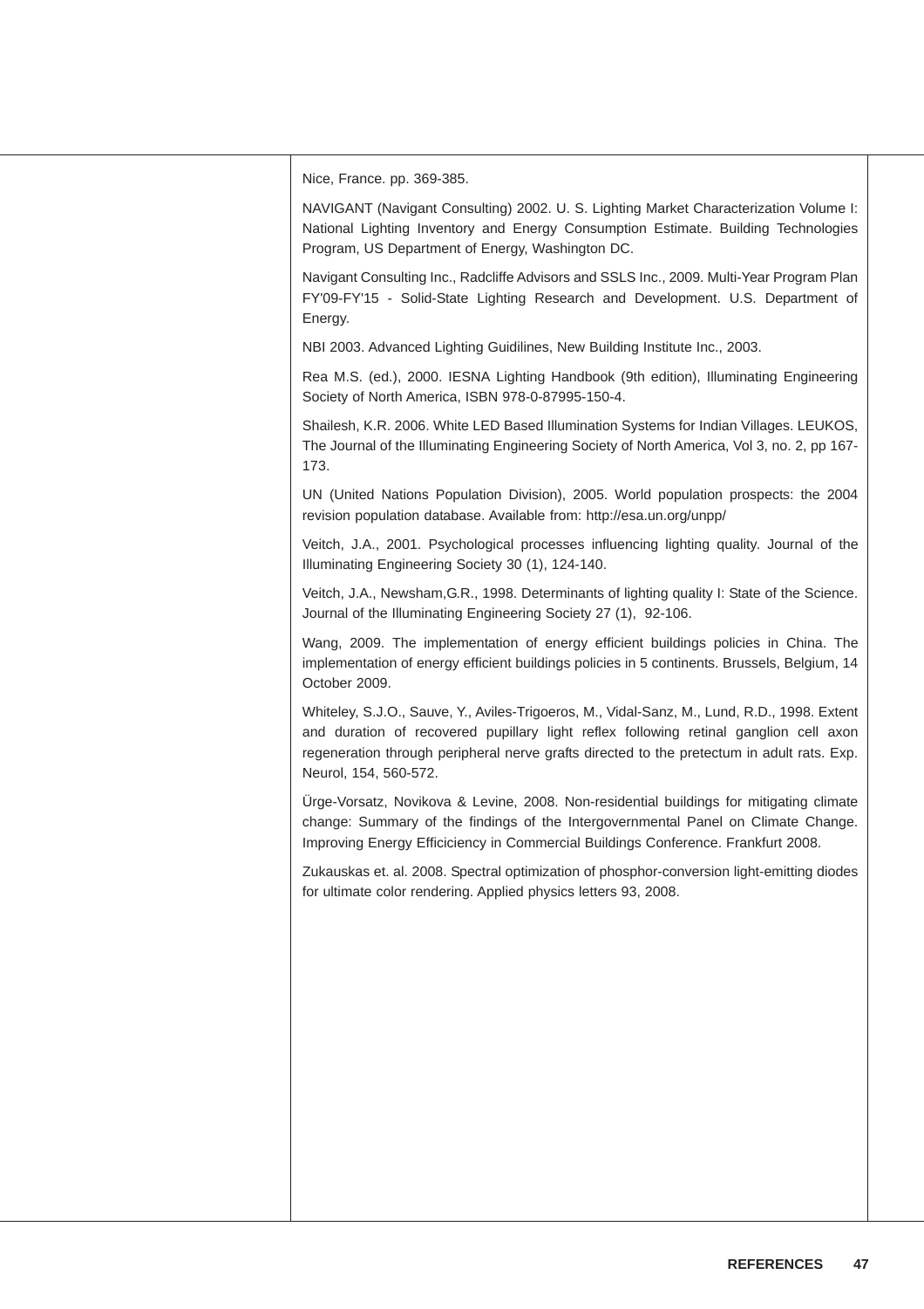Nice, France. pp. 369-385.

NAVIGANT (Navigant Consulting) 2002. U. S. Lighting Market Characterization Volume I: National Lighting Inventory and Energy Consumption Estimate. Building Technologies Program, US Department of Energy, Washington DC.

Navigant Consulting Inc., Radcliffe Advisors and SSLS Inc., 2009. Multi-Year Program Plan FY'09-FY'15 - Solid-State Lighting Research and Development. U.S. Department of Energy.

NBI 2003. Advanced Lighting Guidilines, New Building Institute Inc., 2003.

Rea M.S. (ed.), 2000. IESNA Lighting Handbook (9th edition), Illuminating Engineering Society of North America, ISBN 978-0-87995-150-4.

Shailesh, K.R. 2006. White LED Based Illumination Systems for Indian Villages. LEUKOS, The Journal of the Illuminating Engineering Society of North America, Vol 3, no. 2, pp 167-173.

UN (United Nations Population Division), 2005. World population prospects: the 2004 revision population database. Available from: http://esa.un.org/unpp/

Veitch, J.A., 2001. Psychological processes influencing lighting quality. Journal of the Illuminating Engineering Society 30 (1), 124-140.

Veitch, J.A., Newsham,G.R., 1998. Determinants of lighting quality I: State of the Science. Journal of the Illuminating Engineering Society 27 (1), 92-106.

Wang, 2009. The implementation of energy efficient buildings policies in China. The implementation of energy efficient buildings policies in 5 continents. Brussels, Belgium, 14 October 2009.

Whiteley, S.J.O., Sauve, Y., Aviles-Trigoeros, M., Vidal-Sanz, M., Lund, R.D., 1998. Extent and duration of recovered pupillary light reflex following retinal ganglion cell axon regeneration through peripheral nerve grafts directed to the pretectum in adult rats. Exp. Neurol, 154, 560-572.

Ürge-Vorsatz, Novikova & Levine, 2008. Non-residential buildings for mitigating climate change: Summary of the findings of the Intergovernmental Panel on Climate Change. Improving Energy Efficiciency in Commercial Buildings Conference. Frankfurt 2008.

Zukauskas et. al. 2008. Spectral optimization of phosphor-conversion light-emitting diodes for ultimate color rendering. Applied physics letters 93, 2008.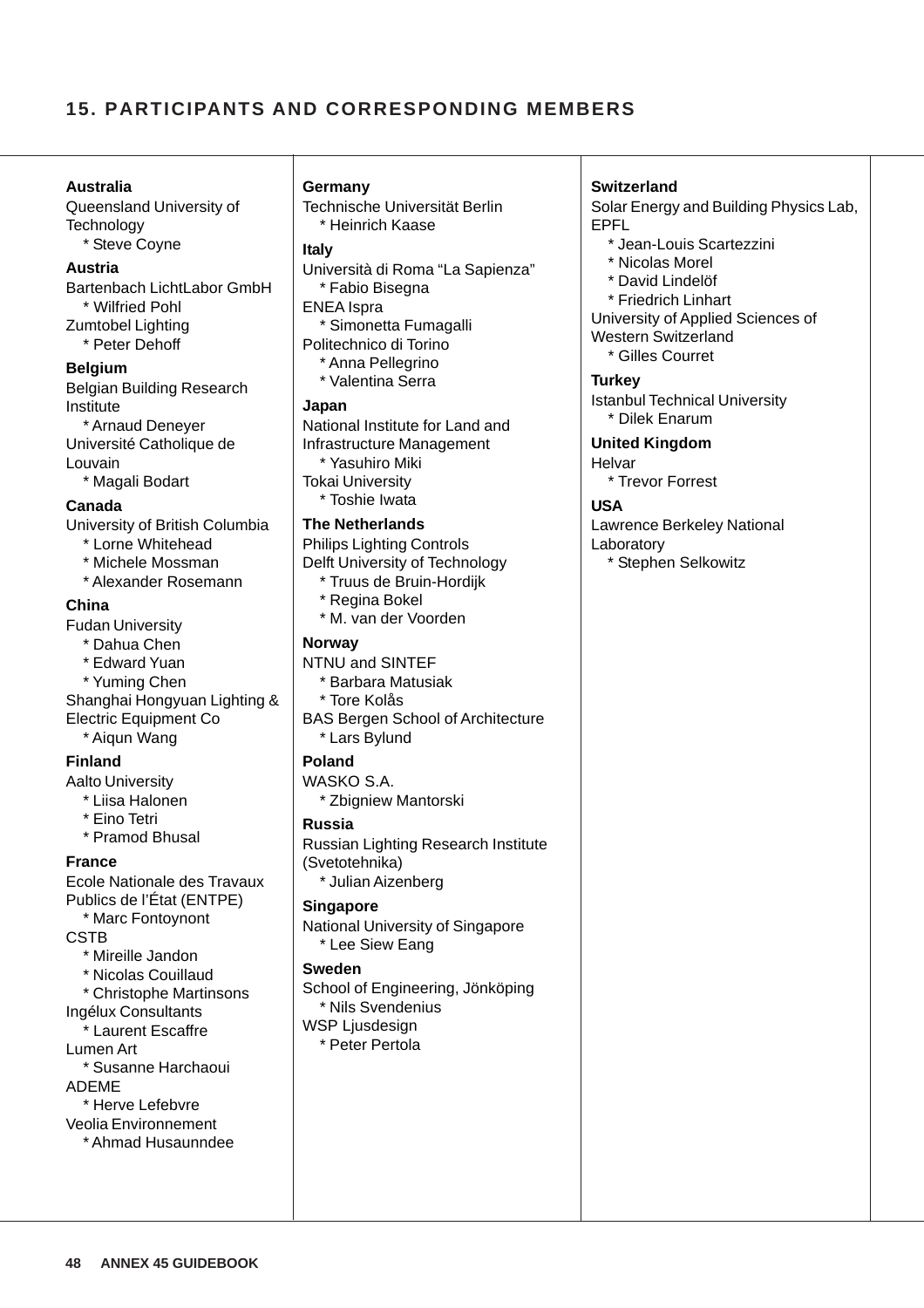## 15. PARTICIPANTS AND CORRESPONDING MEMBERS

**Australia**
Queensland University of Technology
* Steve Coyne

**Austria**
Bartenbach LichtLabor GmbH
* Wilfried Pohl

Zumtobel Lighting
* Peter Dehoff

**Belgium**
Belgian Building Research Institute
* Arnaud Deneyer

Université Catholique de Louvain
* Magali Bodart

**Canada**
University of British Columbia
* Lorne Whitehead
* Michele Mossman
* Alexander Rosemann

**China**
Fudan University
* Dahua Chen
* Edward Yuan
* Yuming Chen

Shanghai Hongyuan Lighting & Electric Equipment Co
* Aiqun Wang

**Finland**
Aalto University
* Liisa Halonen
* Eino Tetri
* Pramod Bhusal

**France**
Ecole Nationale des Travaux Publics de l'État (ENTPE)
* Marc Fontoynont

CSTB
* Mireille Jandon
* Nicolas Couillaud
* Christophe Martinsons

Ingélux Consultants
* Laurent Escaffre

Lumen Art
* Susanne Harchaoui

ADEME
* Herve Lefebvre

Veolia Environnement
* Ahmad Husaunndee

**Germany**
Technische Universität Berlin
* Heinrich Kaase

**Italy**
Università di Roma "La Sapienza"
* Fabio Bisegna

ENEA Ispra
* Simonetta Fumagalli

Politechnico di Torino
* Anna Pellegrino
* Valentina Serra

**Japan**
National Institute for Land and Infrastructure Management
* Yasuhiro Miki

Tokai University
* Toshie Iwata

**The Netherlands**
Philips Lighting Controls

Delft University of Technology
* Truus de Bruin-Hordijk
* Regina Bokel
* M. van der Voorden

**Norway**
NTNU and SINTEF
* Barbara Matusiak
* Tore Kolås

BAS Bergen School of Architecture
* Lars Bylund

**Poland**
WASKO S.A.
* Zbigniew Mantorski

**Russia**
Russian Lighting Research Institute (Svetotehnika)
* Julian Aizenberg

**Singapore**
National University of Singapore
* Lee Siew Eang

**Sweden**
School of Engineering, Jönköping
* Nils Svendenius

WSP Ljusdesign
* Peter Pertola

**Switzerland**
Solar Energy and Building Physics Lab, EPFL
* Jean-Louis Scartezzini
* Nicolas Morel
* David Lindelöf
* Friedrich Linhart

University of Applied Sciences of Western Switzerland
* Gilles Courret

**Turkey**
Istanbul Technical University
* Dilek Enarum

**United Kingdom**
Helvar
* Trevor Forrest

**USA**
Lawrence Berkeley National Laboratory
* Stephen Selkowitz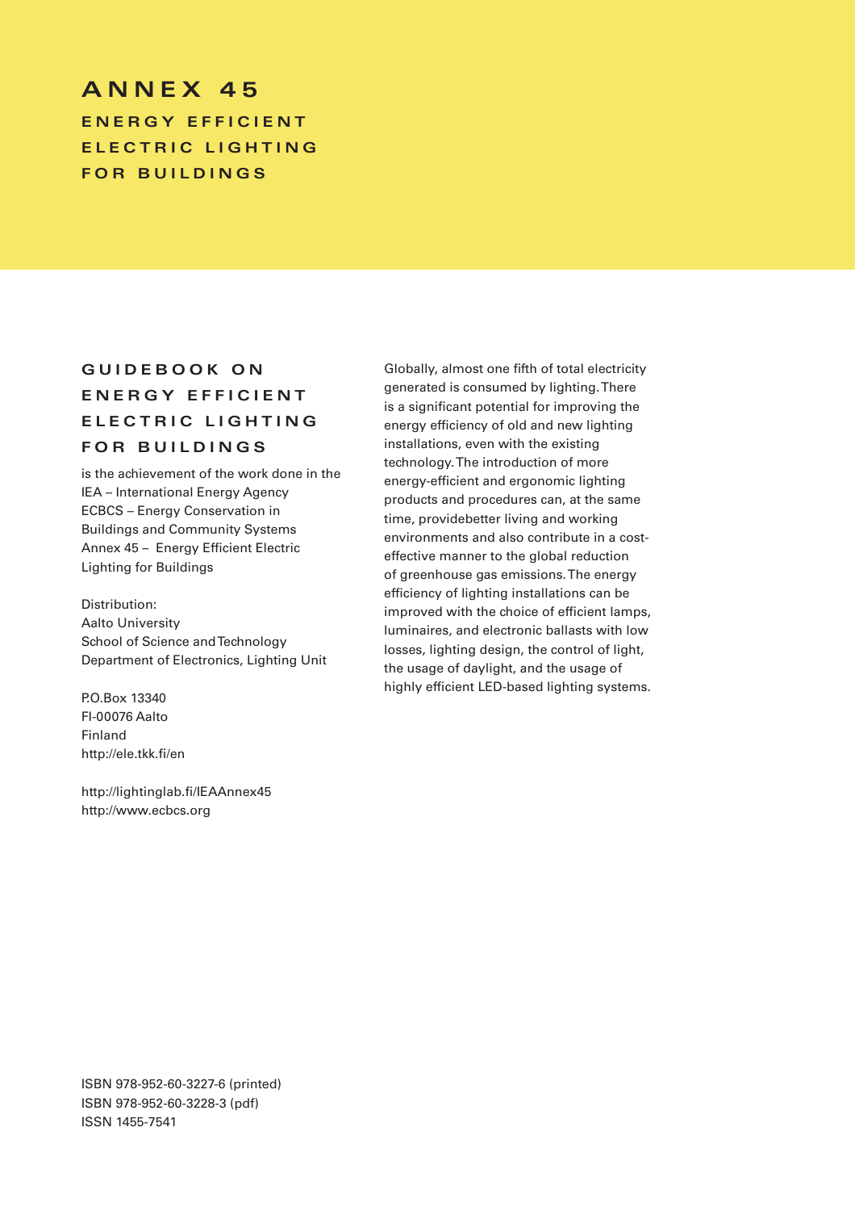# ANNEX 45

## ENERGY EFFICIENT ELECTRIC LIGHTING FOR BUILDINGS

### GUIDEBOOK ON ENERGY EFFICIENT ELECTRIC LIGHTING FOR BUILDINGS

is the achievement of the work done in the IEA – International Energy Agency ECBCS – Energy Conservation in Buildings and Community Systems Annex 45 – Energy Efficient Electric Lighting for Buildings

Distribution:
Aalto University
School of Science and Technology
Department of Electronics, Lighting Unit

P.O.Box 13340
FI-00076 Aalto
Finland
http://ele.tkk.fi/en

http://lightinglab.fi/IEAAnnex45
http://www.ecbcs.org

Globally, almost one fifth of total electricity generated is consumed by lighting. There is a significant potential for improving the energy efficiency of old and new lighting installations, even with the existing technology. The introduction of more energy-efficient and ergonomic lighting products and procedures can, at the same time, providebetter living and working environments and also contribute in a cost-effective manner to the global reduction of greenhouse gas emissions. The energy efficiency of lighting installations can be improved with the choice of efficient lamps, luminaires, and electronic ballasts with low losses, lighting design, the control of light, the usage of daylight, and the usage of highly efficient LED-based lighting systems.

ISBN 978-952-60-3227-6 (printed)
ISBN 978-952-60-3228-3 (pdf)
ISSN 1455-7541